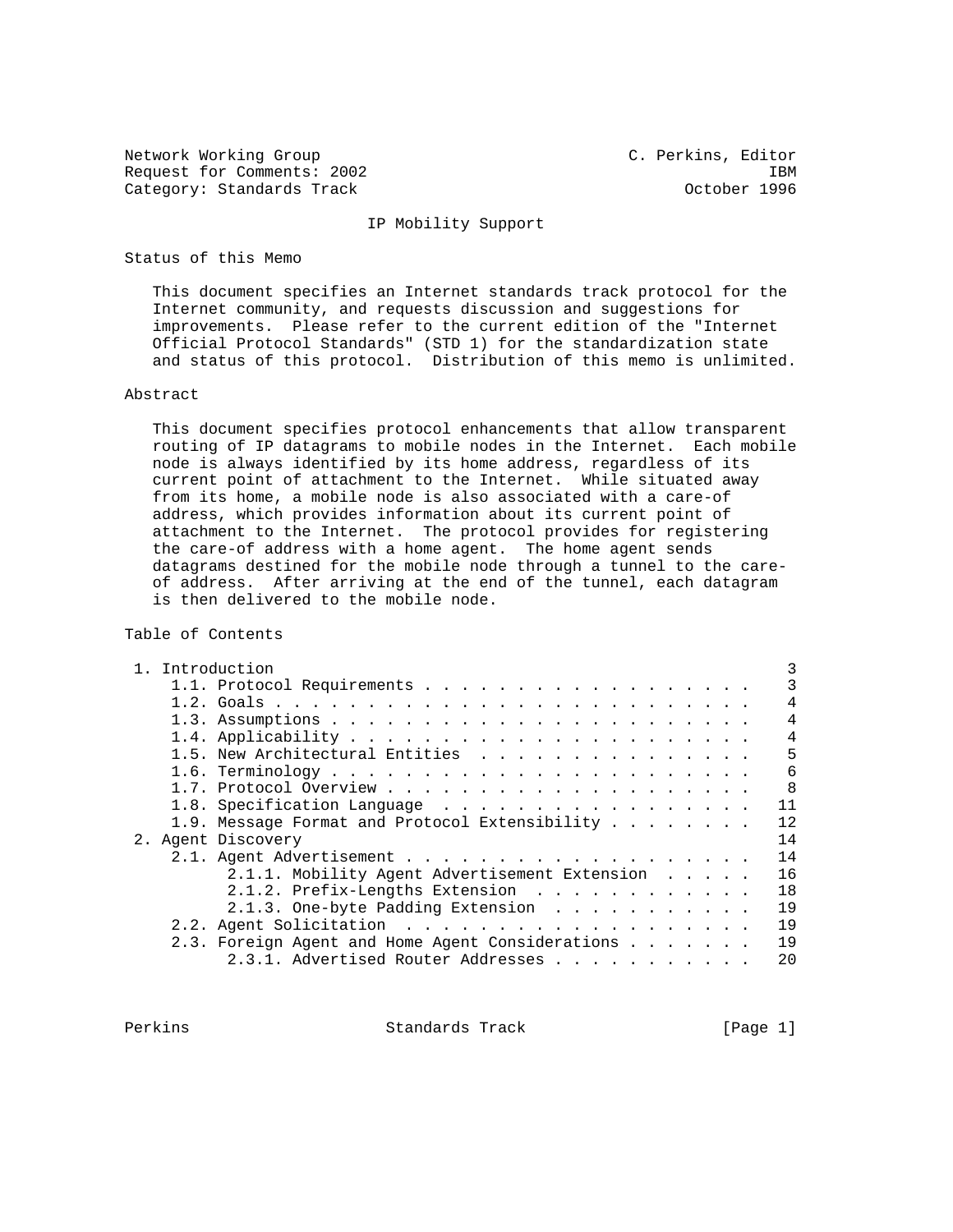Network Working Group C. Perkins, Editor
Request for Comments: 2002 IBM
Category: Standards Track October 1996

# IP Mobility Support

## Status of this Memo

This document specifies an Internet standards track protocol for the Internet community, and requests discussion and suggestions for improvements. Please refer to the current edition of the "Internet Official Protocol Standards" (STD 1) for the standardization state and status of this protocol. Distribution of this memo is unlimited.

## Abstract

This document specifies protocol enhancements that allow transparent routing of IP datagrams to mobile nodes in the Internet. Each mobile node is always identified by its home address, regardless of its current point of attachment to the Internet. While situated away from its home, a mobile node is also associated with a care-of address, which provides information about its current point of attachment to the Internet. The protocol provides for registering the care-of address with a home agent. The home agent sends datagrams destined for the mobile node through a tunnel to the care-of address. After arriving at the end of the tunnel, each datagram is then delivered to the mobile node.

## Table of Contents

```
 1. Introduction                                                    3
     1.1. Protocol Requirements . . . . . . . . . . . . . . . . . . .   3
     1.2. Goals . . . . . . . . . . . . . . . . . . . . . . . . . . .   4
     1.3. Assumptions . . . . . . . . . . . . . . . . . . . . . . . .   4
     1.4. Applicability . . . . . . . . . . . . . . . . . . . . . . .   4
     1.5. New Architectural Entities  . . . . . . . . . . . . . . . .   5
     1.6. Terminology . . . . . . . . . . . . . . . . . . . . . . . .   6
     1.7. Protocol Overview . . . . . . . . . . . . . . . . . . . . .   8
     1.8. Specification Language  . . . . . . . . . . . . . . . . . .  11
     1.9. Message Format and Protocol Extensibility . . . . . . . . .  12
 2. Agent Discovery                                                    14
     2.1. Agent Advertisement . . . . . . . . . . . . . . . . . . . .  14
           2.1.1. Mobility Agent Advertisement Extension  . . . . . .  16
           2.1.2. Prefix-Lengths Extension  . . . . . . . . . . . . .  18
           2.1.3. One-byte Padding Extension  . . . . . . . . . . . .  19
     2.2. Agent Solicitation  . . . . . . . . . . . . . . . . . . . .  19
     2.3. Foreign Agent and Home Agent Considerations . . . . . . . .  19
           2.3.1. Advertised Router Addresses . . . . . . . . . . . .  20
```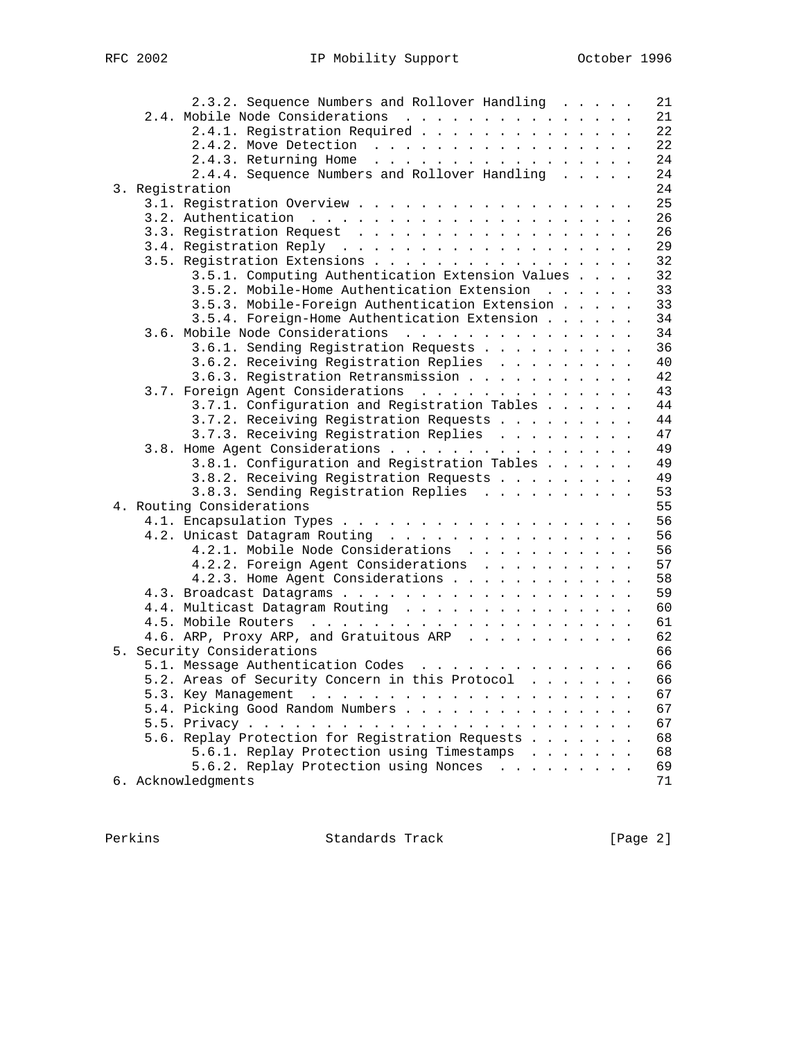```
         2.3.2. Sequence Numbers and Rollover Handling . . . . .  21
      2.4. Mobile Node Considerations . . . . . . . . . . . . . .  21
         2.4.1. Registration Required . . . . . . . . . . . . . .  22
         2.4.2. Move Detection  . . . . . . . . . . . . . . . . .  22
         2.4.3. Returning Home  . . . . . . . . . . . . . . . . .  24
         2.4.4. Sequence Numbers and Rollover Handling  . . . . .  24
   3. Registration                                                 24
      3.1. Registration Overview . . . . . . . . . . . . . . . . .  25
      3.2. Authentication  . . . . . . . . . . . . . . . . . . . .  26
      3.3. Registration Request  . . . . . . . . . . . . . . . . .  26
      3.4. Registration Reply  . . . . . . . . . . . . . . . . . .  29
      3.5. Registration Extensions . . . . . . . . . . . . . . . .  32
         3.5.1. Computing Authentication Extension Values . . . .  32
         3.5.2. Mobile-Home Authentication Extension  . . . . . .  33
         3.5.3. Mobile-Foreign Authentication Extension . . . . .  33
         3.5.4. Foreign-Home Authentication Extension . . . . . .  34
      3.6. Mobile Node Considerations  . . . . . . . . . . . . . .  34
         3.6.1. Sending Registration Requests . . . . . . . . . .  36
         3.6.2. Receiving Registration Replies  . . . . . . . . .  40
         3.6.3. Registration Retransmission . . . . . . . . . . .  42
      3.7. Foreign Agent Considerations  . . . . . . . . . . . . .  43
         3.7.1. Configuration and Registration Tables . . . . . .  44
         3.7.2. Receiving Registration Requests . . . . . . . . .  44
         3.7.3. Receiving Registration Replies  . . . . . . . . .  47
      3.8. Home Agent Considerations . . . . . . . . . . . . . . .  49
         3.8.1. Configuration and Registration Tables . . . . . .  49
         3.8.2. Receiving Registration Requests . . . . . . . . .  49
         3.8.3. Sending Registration Replies  . . . . . . . . . .  53
   4. Routing Considerations                                       55
      4.1. Encapsulation Types . . . . . . . . . . . . . . . . . .  56
      4.2. Unicast Datagram Routing  . . . . . . . . . . . . . . .  56
         4.2.1. Mobile Node Considerations  . . . . . . . . . . .  56
         4.2.2. Foreign Agent Considerations  . . . . . . . . . .  57
         4.2.3. Home Agent Considerations . . . . . . . . . . . .  58
      4.3. Broadcast Datagrams . . . . . . . . . . . . . . . . . .  59
      4.4. Multicast Datagram Routing  . . . . . . . . . . . . . .  60
      4.5. Mobile Routers  . . . . . . . . . . . . . . . . . . . .  61
      4.6. ARP, Proxy ARP, and Gratuitous ARP  . . . . . . . . . .  62
   5. Security Considerations                                      66
      5.1. Message Authentication Codes  . . . . . . . . . . . . .  66
      5.2. Areas of Security Concern in this Protocol  . . . . . .  66
      5.3. Key Management  . . . . . . . . . . . . . . . . . . . .  67
      5.4. Picking Good Random Numbers . . . . . . . . . . . . . .  67
      5.5. Privacy . . . . . . . . . . . . . . . . . . . . . . . .  67
      5.6. Replay Protection for Registration Requests . . . . . .  68
         5.6.1. Replay Protection using Timestamps  . . . . . . .  68
         5.6.2. Replay Protection using Nonces  . . . . . . . . .  69
   6. Acknowledgments                                              71
```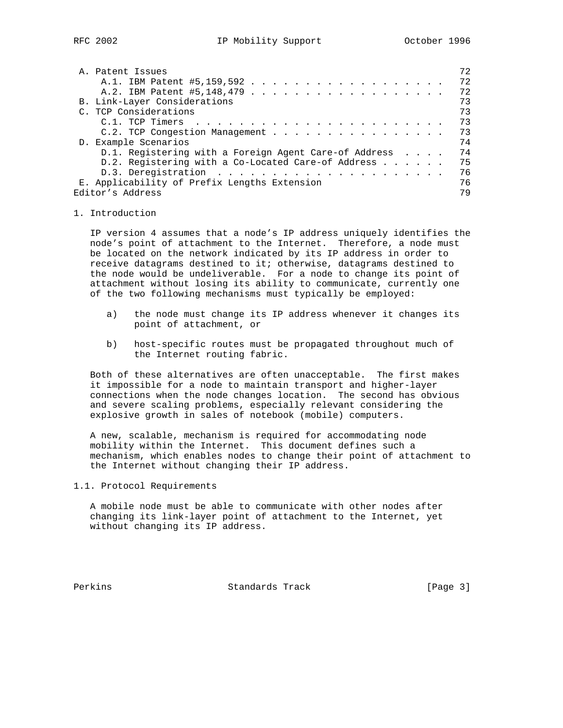A. Patent Issues ........ 72
   A.1. IBM Patent #5,159,592 ........ 72
   A.2. IBM Patent #5,148,479 ........ 72
B. Link-Layer Considerations ........ 73
C. TCP Considerations ........ 73
   C.1. TCP Timers ........ 73
   C.2. TCP Congestion Management ........ 73
D. Example Scenarios ........ 74
   D.1. Registering with a Foreign Agent Care-of Address ........ 74
   D.2. Registering with a Co-Located Care-of Address ........ 75
   D.3. Deregistration ........ 76
E. Applicability of Prefix Lengths Extension ........ 76
Editor's Address ........ 79

# 1. Introduction

IP version 4 assumes that a node's IP address uniquely identifies the node's point of attachment to the Internet. Therefore, a node must be located on the network indicated by its IP address in order to receive datagrams destined to it; otherwise, datagrams destined to the node would be undeliverable. For a node to change its point of attachment without losing its ability to communicate, currently one of the two following mechanisms must typically be employed:

a) the node must change its IP address whenever it changes its point of attachment, or

b) host-specific routes must be propagated throughout much of the Internet routing fabric.

Both of these alternatives are often unacceptable. The first makes it impossible for a node to maintain transport and higher-layer connections when the node changes location. The second has obvious and severe scaling problems, especially relevant considering the explosive growth in sales of notebook (mobile) computers.

A new, scalable, mechanism is required for accommodating node mobility within the Internet. This document defines such a mechanism, which enables nodes to change their point of attachment to the Internet without changing their IP address.

## 1.1. Protocol Requirements

A mobile node must be able to communicate with other nodes after changing its link-layer point of attachment to the Internet, yet without changing its IP address.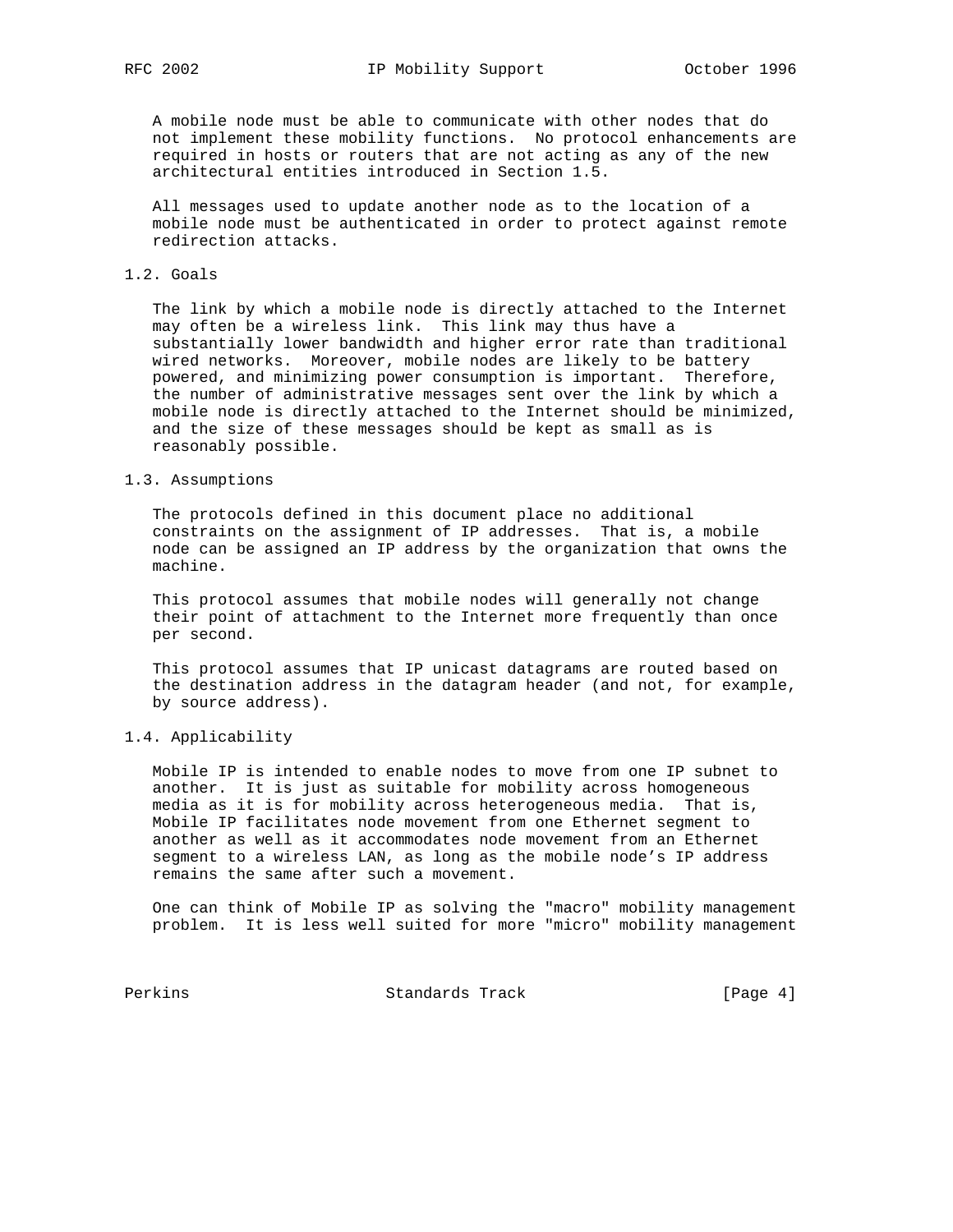A mobile node must be able to communicate with other nodes that do not implement these mobility functions. No protocol enhancements are required in hosts or routers that are not acting as any of the new architectural entities introduced in Section 1.5.

All messages used to update another node as to the location of a mobile node must be authenticated in order to protect against remote redirection attacks.

## 1.2. Goals

The link by which a mobile node is directly attached to the Internet may often be a wireless link. This link may thus have a substantially lower bandwidth and higher error rate than traditional wired networks. Moreover, mobile nodes are likely to be battery powered, and minimizing power consumption is important. Therefore, the number of administrative messages sent over the link by which a mobile node is directly attached to the Internet should be minimized, and the size of these messages should be kept as small as is reasonably possible.

## 1.3. Assumptions

The protocols defined in this document place no additional constraints on the assignment of IP addresses. That is, a mobile node can be assigned an IP address by the organization that owns the machine.

This protocol assumes that mobile nodes will generally not change their point of attachment to the Internet more frequently than once per second.

This protocol assumes that IP unicast datagrams are routed based on the destination address in the datagram header (and not, for example, by source address).

## 1.4. Applicability

Mobile IP is intended to enable nodes to move from one IP subnet to another. It is just as suitable for mobility across homogeneous media as it is for mobility across heterogeneous media. That is, Mobile IP facilitates node movement from one Ethernet segment to another as well as it accommodates node movement from an Ethernet segment to a wireless LAN, as long as the mobile node's IP address remains the same after such a movement.

One can think of Mobile IP as solving the "macro" mobility management problem. It is less well suited for more "micro" mobility management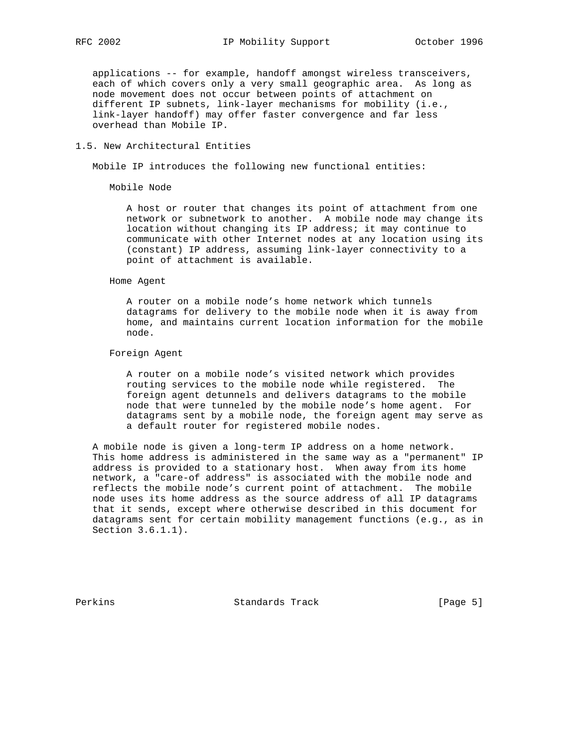applications -- for example, handoff amongst wireless transceivers, each of which covers only a very small geographic area. As long as node movement does not occur between points of attachment on different IP subnets, link-layer mechanisms for mobility (i.e., link-layer handoff) may offer faster convergence and far less overhead than Mobile IP.

## 1.5. New Architectural Entities

Mobile IP introduces the following new functional entities:

Mobile Node

A host or router that changes its point of attachment from one network or subnetwork to another. A mobile node may change its location without changing its IP address; it may continue to communicate with other Internet nodes at any location using its (constant) IP address, assuming link-layer connectivity to a point of attachment is available.

Home Agent

A router on a mobile node's home network which tunnels datagrams for delivery to the mobile node when it is away from home, and maintains current location information for the mobile node.

Foreign Agent

A router on a mobile node's visited network which provides routing services to the mobile node while registered. The foreign agent detunnels and delivers datagrams to the mobile node that were tunneled by the mobile node's home agent. For datagrams sent by a mobile node, the foreign agent may serve as a default router for registered mobile nodes.

A mobile node is given a long-term IP address on a home network. This home address is administered in the same way as a "permanent" IP address is provided to a stationary host. When away from its home network, a "care-of address" is associated with the mobile node and reflects the mobile node's current point of attachment. The mobile node uses its home address as the source address of all IP datagrams that it sends, except where otherwise described in this document for datagrams sent for certain mobility management functions (e.g., as in Section 3.6.1.1).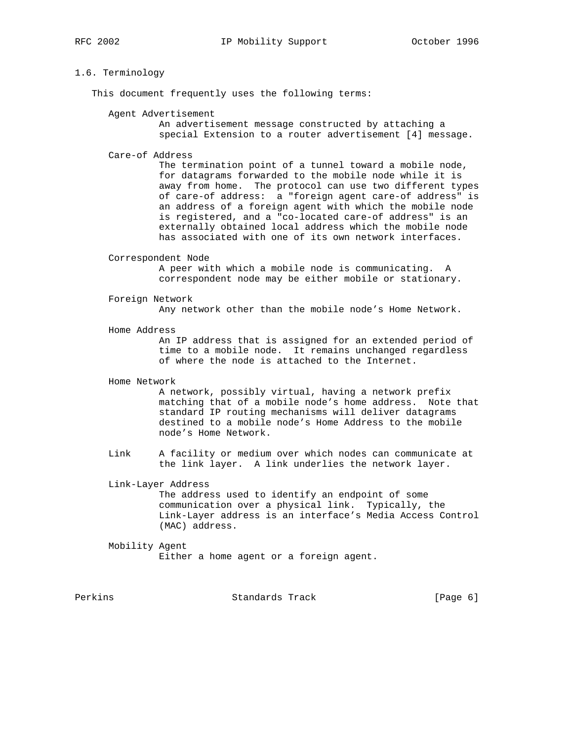### 1.6. Terminology

This document frequently uses the following terms:

**Agent Advertisement**
An advertisement message constructed by attaching a special Extension to a router advertisement [4] message.

**Care-of Address**
The termination point of a tunnel toward a mobile node, for datagrams forwarded to the mobile node while it is away from home. The protocol can use two different types of care-of address: a "foreign agent care-of address" is an address of a foreign agent with which the mobile node is registered, and a "co-located care-of address" is an externally obtained local address which the mobile node has associated with one of its own network interfaces.

**Correspondent Node**
A peer with which a mobile node is communicating. A correspondent node may be either mobile or stationary.

**Foreign Network**
Any network other than the mobile node's Home Network.

**Home Address**
An IP address that is assigned for an extended period of time to a mobile node. It remains unchanged regardless of where the node is attached to the Internet.

**Home Network**
A network, possibly virtual, having a network prefix matching that of a mobile node's home address. Note that standard IP routing mechanisms will deliver datagrams destined to a mobile node's Home Address to the mobile node's Home Network.

**Link**
A facility or medium over which nodes can communicate at the link layer. A link underlies the network layer.

**Link-Layer Address**
The address used to identify an endpoint of some communication over a physical link. Typically, the Link-Layer address is an interface's Media Access Control (MAC) address.

**Mobility Agent**
Either a home agent or a foreign agent.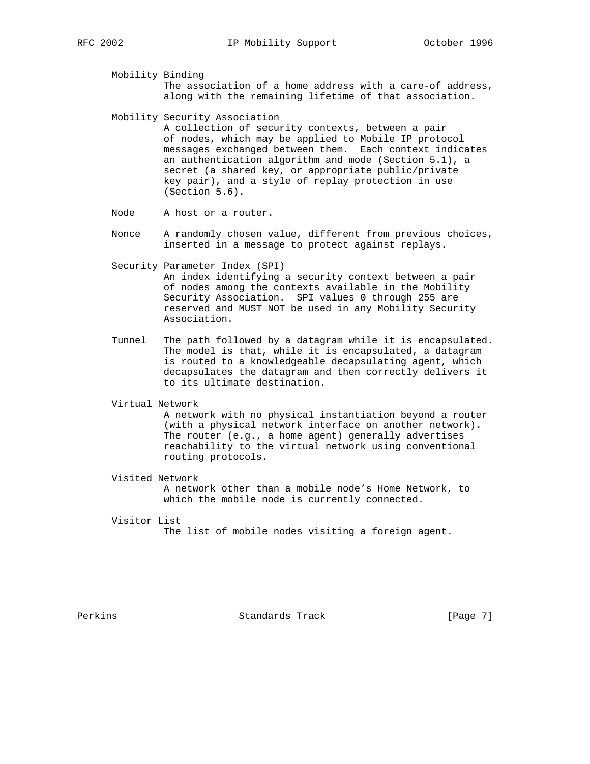Mobility Binding
The association of a home address with a care-of address, along with the remaining lifetime of that association.

Mobility Security Association
A collection of security contexts, between a pair of nodes, which may be applied to Mobile IP protocol messages exchanged between them. Each context indicates an authentication algorithm and mode (Section 5.1), a secret (a shared key, or appropriate public/private key pair), and a style of replay protection in use (Section 5.6).

Node
A host or a router.

Nonce
A randomly chosen value, different from previous choices, inserted in a message to protect against replays.

Security Parameter Index (SPI)
An index identifying a security context between a pair of nodes among the contexts available in the Mobility Security Association. SPI values 0 through 255 are reserved and MUST NOT be used in any Mobility Security Association.

Tunnel
The path followed by a datagram while it is encapsulated. The model is that, while it is encapsulated, a datagram is routed to a knowledgeable decapsulating agent, which decapsulates the datagram and then correctly delivers it to its ultimate destination.

Virtual Network
A network with no physical instantiation beyond a router (with a physical network interface on another network). The router (e.g., a home agent) generally advertises reachability to the virtual network using conventional routing protocols.

Visited Network
A network other than a mobile node's Home Network, to which the mobile node is currently connected.

Visitor List
The list of mobile nodes visiting a foreign agent.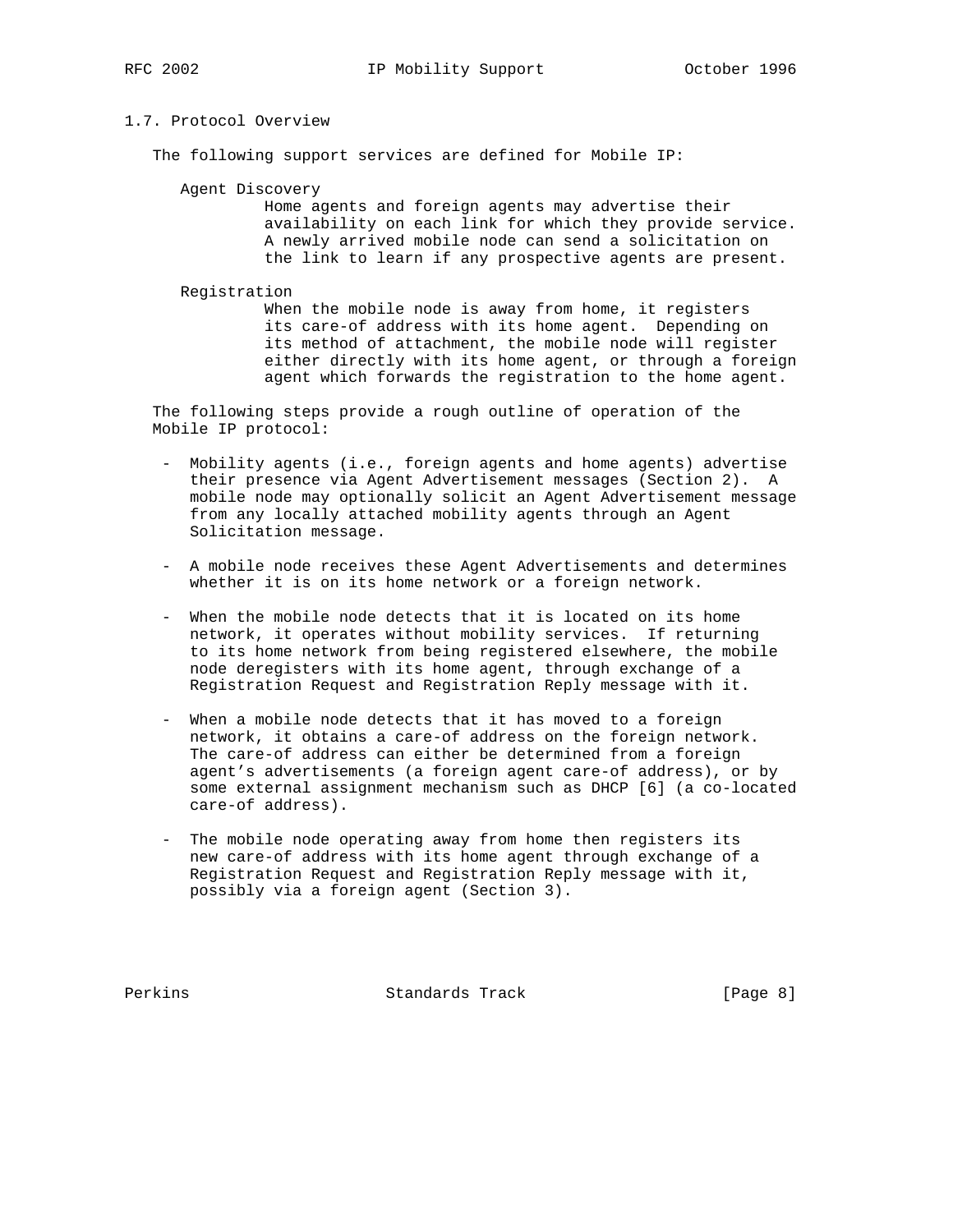## 1.7. Protocol Overview

The following support services are defined for Mobile IP:

Agent Discovery
: Home agents and foreign agents may advertise their availability on each link for which they provide service. A newly arrived mobile node can send a solicitation on the link to learn if any prospective agents are present.

Registration
: When the mobile node is away from home, it registers its care-of address with its home agent. Depending on its method of attachment, the mobile node will register either directly with its home agent, or through a foreign agent which forwards the registration to the home agent.

The following steps provide a rough outline of operation of the Mobile IP protocol:

- Mobility agents (i.e., foreign agents and home agents) advertise their presence via Agent Advertisement messages (Section 2). A mobile node may optionally solicit an Agent Advertisement message from any locally attached mobility agents through an Agent Solicitation message.

- A mobile node receives these Agent Advertisements and determines whether it is on its home network or a foreign network.

- When the mobile node detects that it is located on its home network, it operates without mobility services. If returning to its home network from being registered elsewhere, the mobile node deregisters with its home agent, through exchange of a Registration Request and Registration Reply message with it.

- When a mobile node detects that it has moved to a foreign network, it obtains a care-of address on the foreign network. The care-of address can either be determined from a foreign agent's advertisements (a foreign agent care-of address), or by some external assignment mechanism such as DHCP [6] (a co-located care-of address).

- The mobile node operating away from home then registers its new care-of address with its home agent through exchange of a Registration Request and Registration Reply message with it, possibly via a foreign agent (Section 3).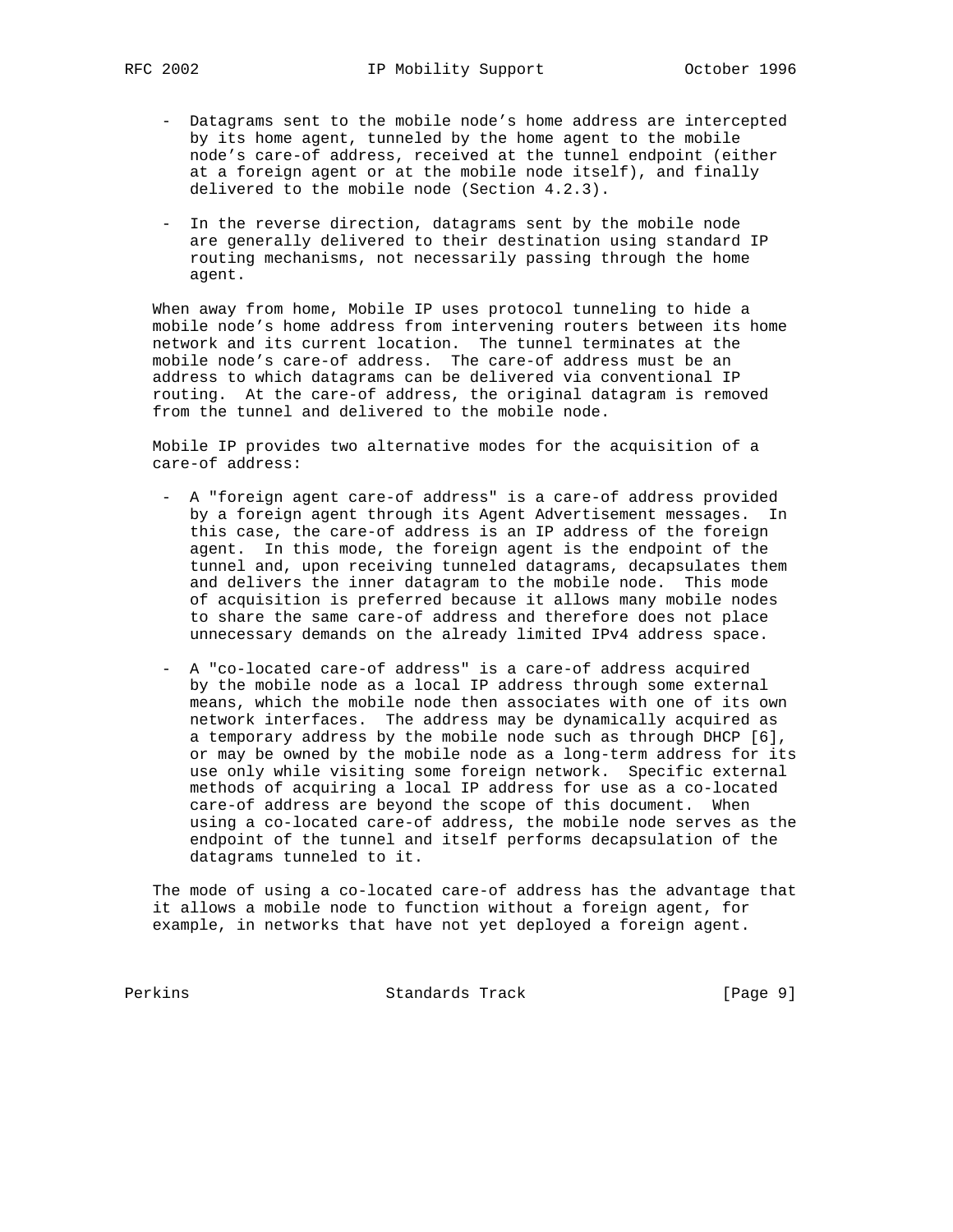- Datagrams sent to the mobile node's home address are intercepted by its home agent, tunneled by the home agent to the mobile node's care-of address, received at the tunnel endpoint (either at a foreign agent or at the mobile node itself), and finally delivered to the mobile node (Section 4.2.3).

- In the reverse direction, datagrams sent by the mobile node are generally delivered to their destination using standard IP routing mechanisms, not necessarily passing through the home agent.

When away from home, Mobile IP uses protocol tunneling to hide a mobile node's home address from intervening routers between its home network and its current location. The tunnel terminates at the mobile node's care-of address. The care-of address must be an address to which datagrams can be delivered via conventional IP routing. At the care-of address, the original datagram is removed from the tunnel and delivered to the mobile node.

Mobile IP provides two alternative modes for the acquisition of a care-of address:

- A "foreign agent care-of address" is a care-of address provided by a foreign agent through its Agent Advertisement messages. In this case, the care-of address is an IP address of the foreign agent. In this mode, the foreign agent is the endpoint of the tunnel and, upon receiving tunneled datagrams, decapsulates them and delivers the inner datagram to the mobile node. This mode of acquisition is preferred because it allows many mobile nodes to share the same care-of address and therefore does not place unnecessary demands on the already limited IPv4 address space.

- A "co-located care-of address" is a care-of address acquired by the mobile node as a local IP address through some external means, which the mobile node then associates with one of its own network interfaces. The address may be dynamically acquired as a temporary address by the mobile node such as through DHCP [6], or may be owned by the mobile node as a long-term address for its use only while visiting some foreign network. Specific external methods of acquiring a local IP address for use as a co-located care-of address are beyond the scope of this document. When using a co-located care-of address, the mobile node serves as the endpoint of the tunnel and itself performs decapsulation of the datagrams tunneled to it.

The mode of using a co-located care-of address has the advantage that it allows a mobile node to function without a foreign agent, for example, in networks that have not yet deployed a foreign agent.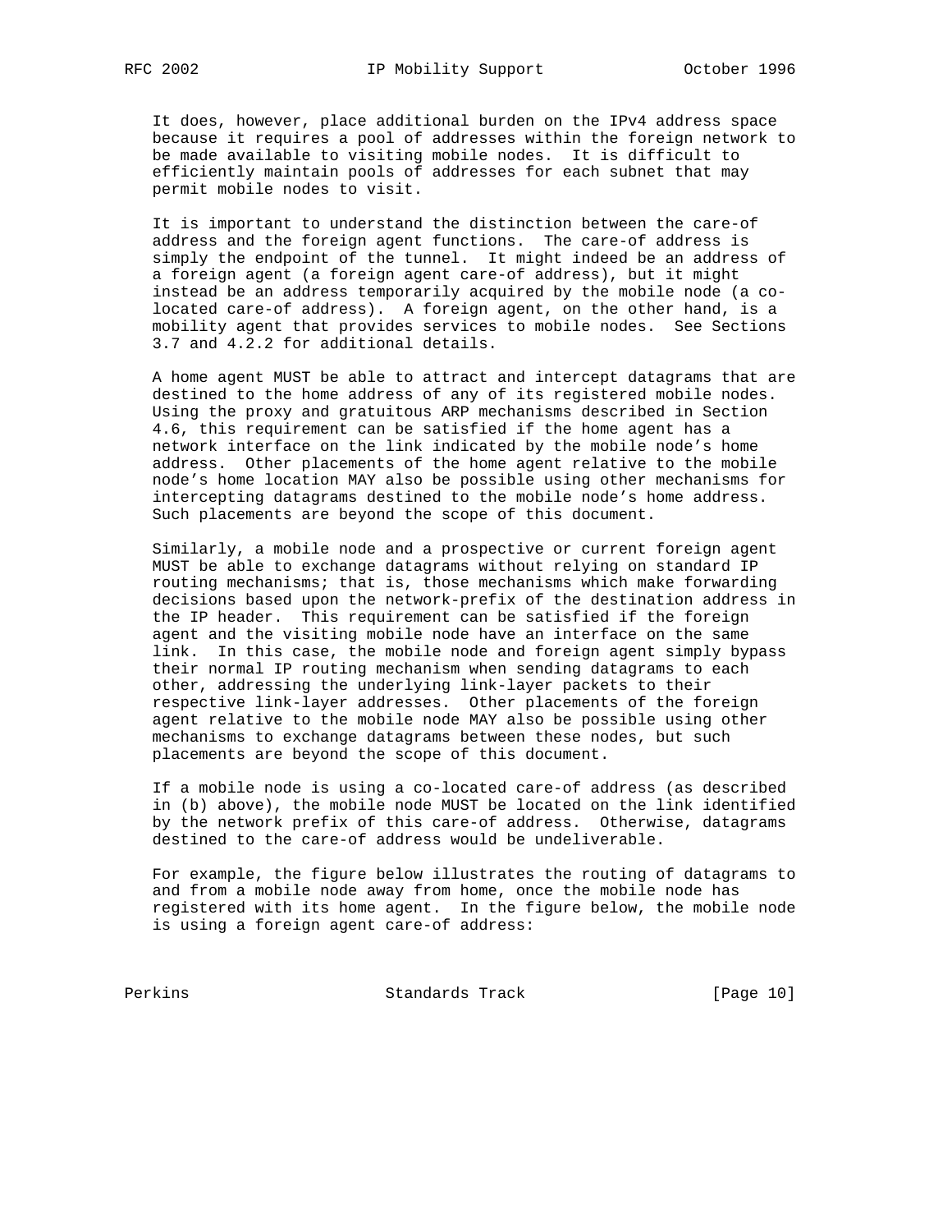It does, however, place additional burden on the IPv4 address space because it requires a pool of addresses within the foreign network to be made available to visiting mobile nodes. It is difficult to efficiently maintain pools of addresses for each subnet that may permit mobile nodes to visit.

It is important to understand the distinction between the care-of address and the foreign agent functions. The care-of address is simply the endpoint of the tunnel. It might indeed be an address of a foreign agent (a foreign agent care-of address), but it might instead be an address temporarily acquired by the mobile node (a co-located care-of address). A foreign agent, on the other hand, is a mobility agent that provides services to mobile nodes. See Sections 3.7 and 4.2.2 for additional details.

A home agent MUST be able to attract and intercept datagrams that are destined to the home address of any of its registered mobile nodes. Using the proxy and gratuitous ARP mechanisms described in Section 4.6, this requirement can be satisfied if the home agent has a network interface on the link indicated by the mobile node's home address. Other placements of the home agent relative to the mobile node's home location MAY also be possible using other mechanisms for intercepting datagrams destined to the mobile node's home address. Such placements are beyond the scope of this document.

Similarly, a mobile node and a prospective or current foreign agent MUST be able to exchange datagrams without relying on standard IP routing mechanisms; that is, those mechanisms which make forwarding decisions based upon the network-prefix of the destination address in the IP header. This requirement can be satisfied if the foreign agent and the visiting mobile node have an interface on the same link. In this case, the mobile node and foreign agent simply bypass their normal IP routing mechanism when sending datagrams to each other, addressing the underlying link-layer packets to their respective link-layer addresses. Other placements of the foreign agent relative to the mobile node MAY also be possible using other mechanisms to exchange datagrams between these nodes, but such placements are beyond the scope of this document.

If a mobile node is using a co-located care-of address (as described in (b) above), the mobile node MUST be located on the link identified by the network prefix of this care-of address. Otherwise, datagrams destined to the care-of address would be undeliverable.

For example, the figure below illustrates the routing of datagrams to and from a mobile node away from home, once the mobile node has registered with its home agent. In the figure below, the mobile node is using a foreign agent care-of address: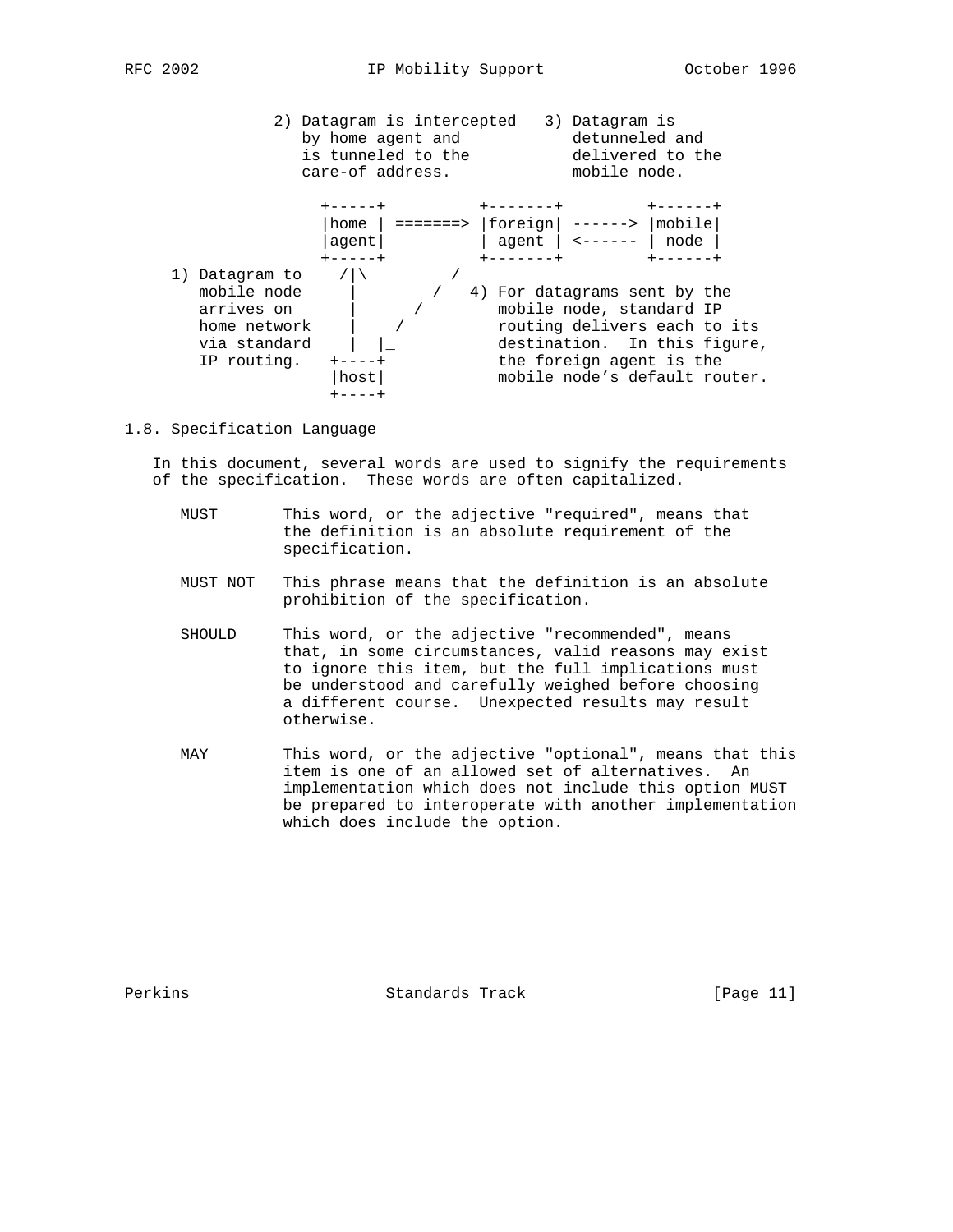```
              2) Datagram is intercepted   3) Datagram is
                 by home agent and            detunneled and
                 is tunneled to the           delivered to the
                 care-of address.             mobile node.

                   +-----+          +-------+         +------+
                   |home | =======> |foreign| ------> |mobile|
                   |agent|          | agent | <------ | node |
                   +-----+          +-------+         +------+
      1) Datagram to    /|\        /
         mobile node     |       /   4) For datagrams sent by the
         arrives on      |      /       mobile node, standard IP
         home network    |    /         routing delivers each to its
         via standard    |  |_          destination.  In this figure,
         IP routing.   +----+           the foreign agent is the
                       |host|           mobile node's default router.
                       +----+
```

## 1.8. Specification Language

In this document, several words are used to signify the requirements of the specification. These words are often capitalized.

MUST
: This word, or the adjective "required", means that the definition is an absolute requirement of the specification.

MUST NOT
: This phrase means that the definition is an absolute prohibition of the specification.

SHOULD
: This word, or the adjective "recommended", means that, in some circumstances, valid reasons may exist to ignore this item, but the full implications must be understood and carefully weighed before choosing a different course. Unexpected results may result otherwise.

MAY
: This word, or the adjective "optional", means that this item is one of an allowed set of alternatives. An implementation which does not include this option MUST be prepared to interoperate with another implementation which does include the option.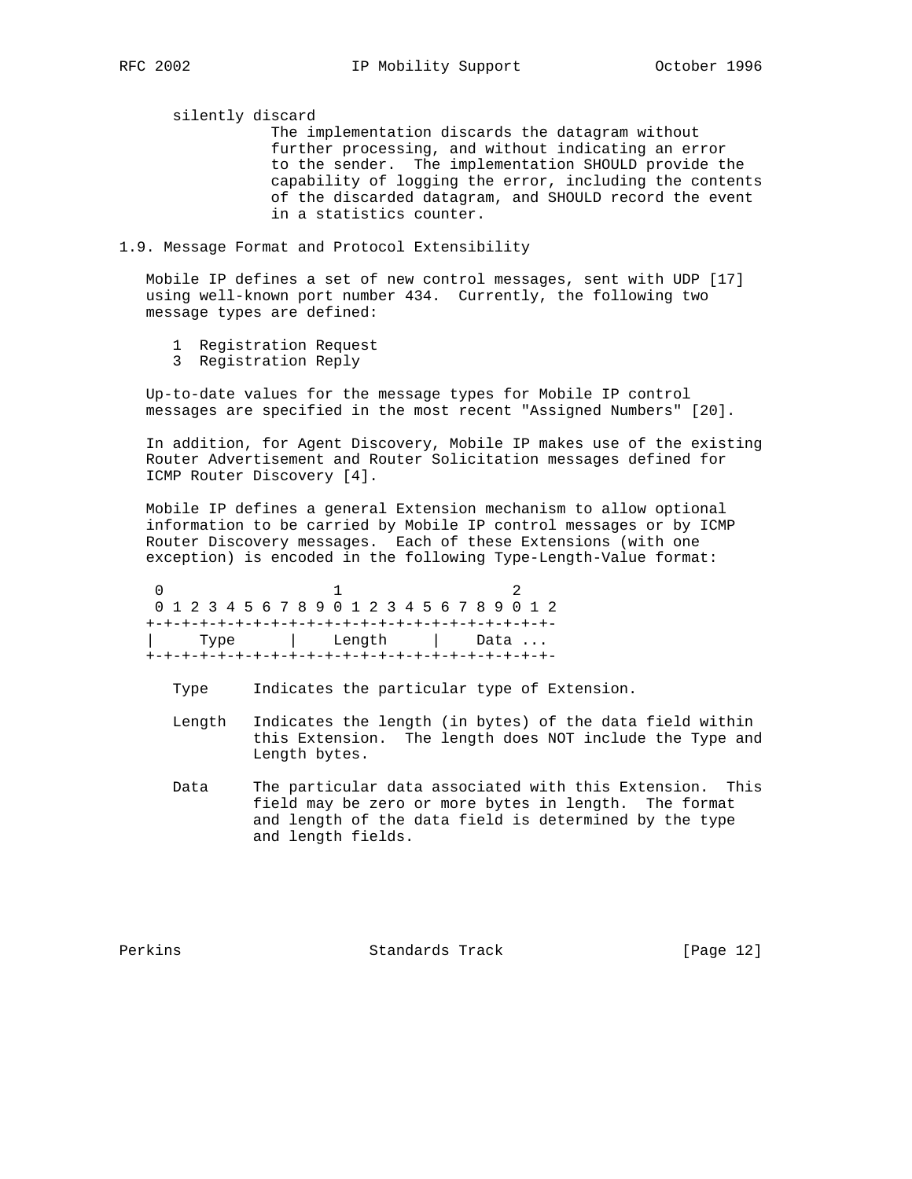silently discard
: The implementation discards the datagram without further processing, and without indicating an error to the sender. The implementation SHOULD provide the capability of logging the error, including the contents of the discarded datagram, and SHOULD record the event in a statistics counter.

## 1.9. Message Format and Protocol Extensibility

Mobile IP defines a set of new control messages, sent with UDP [17] using well-known port number 434. Currently, the following two message types are defined:

- 1 Registration Request
- 3 Registration Reply

Up-to-date values for the message types for Mobile IP control messages are specified in the most recent "Assigned Numbers" [20].

In addition, for Agent Discovery, Mobile IP makes use of the existing Router Advertisement and Router Solicitation messages defined for ICMP Router Discovery [4].

Mobile IP defines a general Extension mechanism to allow optional information to be carried by Mobile IP control messages or by ICMP Router Discovery messages. Each of these Extensions (with one exception) is encoded in the following Type-Length-Value format:

```
 0                   1                   2
 0 1 2 3 4 5 6 7 8 9 0 1 2 3 4 5 6 7 8 9 0 1 2
+-+-+-+-+-+-+-+-+-+-+-+-+-+-+-+-+-+-+-+-+-+-+-+-
|     Type      |    Length     |    Data ...
+-+-+-+-+-+-+-+-+-+-+-+-+-+-+-+-+-+-+-+-+-+-+-+-
```

Type
: Indicates the particular type of Extension.

Length
: Indicates the length (in bytes) of the data field within this Extension. The length does NOT include the Type and Length bytes.

Data
: The particular data associated with this Extension. This field may be zero or more bytes in length. The format and length of the data field is determined by the type and length fields.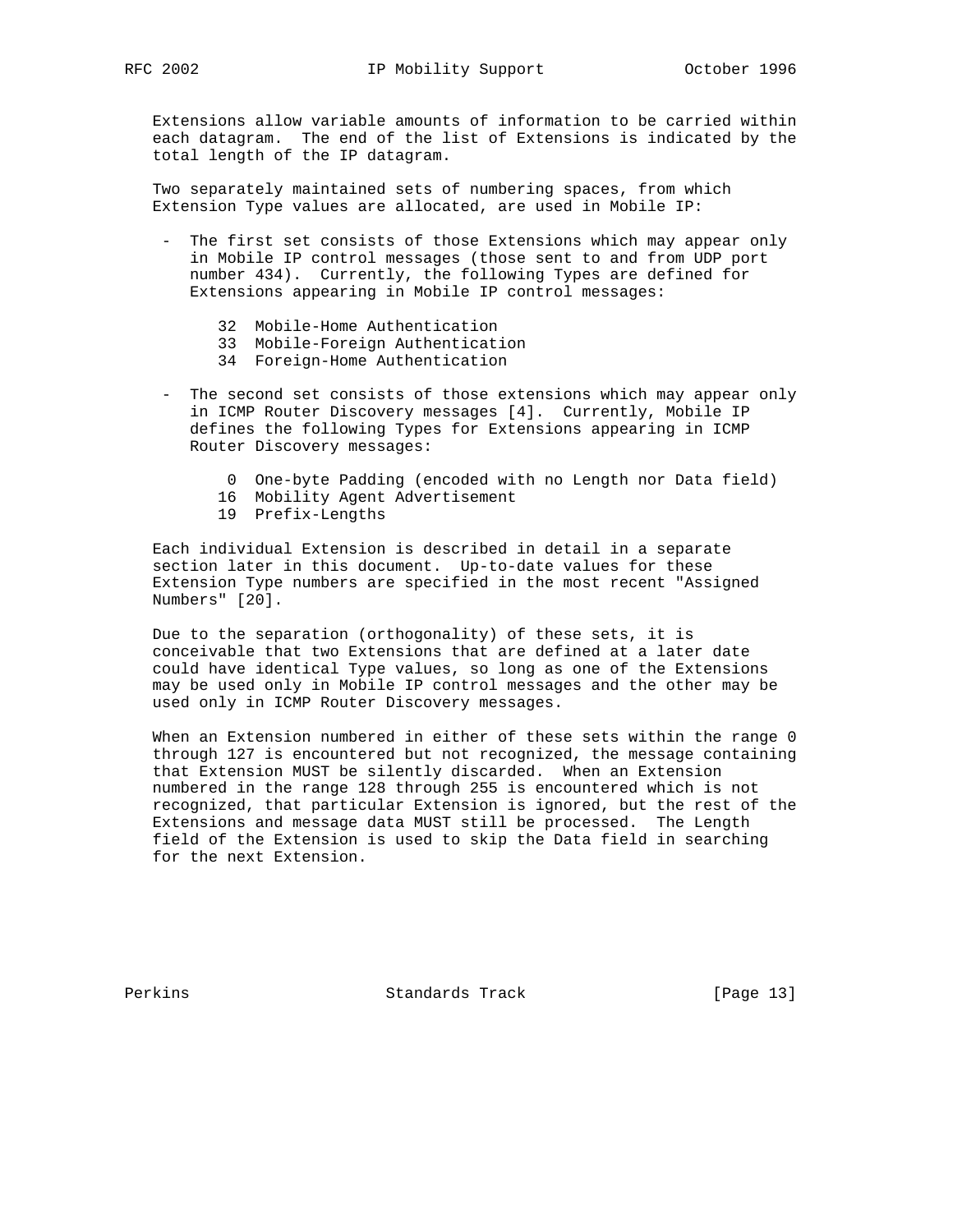Extensions allow variable amounts of information to be carried within each datagram. The end of the list of Extensions is indicated by the total length of the IP datagram.

Two separately maintained sets of numbering spaces, from which Extension Type values are allocated, are used in Mobile IP:

- The first set consists of those Extensions which may appear only in Mobile IP control messages (those sent to and from UDP port number 434). Currently, the following Types are defined for Extensions appearing in Mobile IP control messages:

  ```
  32  Mobile-Home Authentication
  33  Mobile-Foreign Authentication
  34  Foreign-Home Authentication
  ```

- The second set consists of those extensions which may appear only in ICMP Router Discovery messages [4]. Currently, Mobile IP defines the following Types for Extensions appearing in ICMP Router Discovery messages:

  ```
   0  One-byte Padding (encoded with no Length nor Data field)
  16  Mobility Agent Advertisement
  19  Prefix-Lengths
  ```

Each individual Extension is described in detail in a separate section later in this document. Up-to-date values for these Extension Type numbers are specified in the most recent "Assigned Numbers" [20].

Due to the separation (orthogonality) of these sets, it is conceivable that two Extensions that are defined at a later date could have identical Type values, so long as one of the Extensions may be used only in Mobile IP control messages and the other may be used only in ICMP Router Discovery messages.

When an Extension numbered in either of these sets within the range 0 through 127 is encountered but not recognized, the message containing that Extension MUST be silently discarded. When an Extension numbered in the range 128 through 255 is encountered which is not recognized, that particular Extension is ignored, but the rest of the Extensions and message data MUST still be processed. The Length field of the Extension is used to skip the Data field in searching for the next Extension.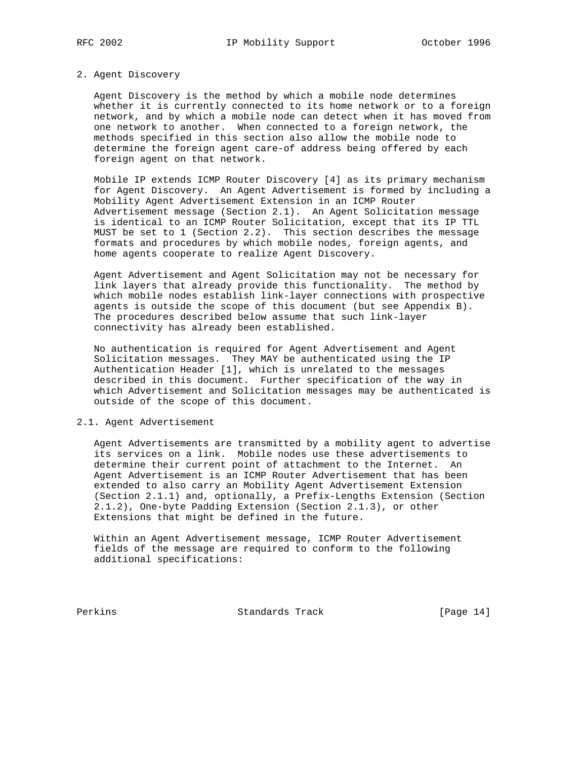## 2. Agent Discovery

Agent Discovery is the method by which a mobile node determines whether it is currently connected to its home network or to a foreign network, and by which a mobile node can detect when it has moved from one network to another. When connected to a foreign network, the methods specified in this section also allow the mobile node to determine the foreign agent care-of address being offered by each foreign agent on that network.

Mobile IP extends ICMP Router Discovery [4] as its primary mechanism for Agent Discovery. An Agent Advertisement is formed by including a Mobility Agent Advertisement Extension in an ICMP Router Advertisement message (Section 2.1). An Agent Solicitation message is identical to an ICMP Router Solicitation, except that its IP TTL MUST be set to 1 (Section 2.2). This section describes the message formats and procedures by which mobile nodes, foreign agents, and home agents cooperate to realize Agent Discovery.

Agent Advertisement and Agent Solicitation may not be necessary for link layers that already provide this functionality. The method by which mobile nodes establish link-layer connections with prospective agents is outside the scope of this document (but see Appendix B). The procedures described below assume that such link-layer connectivity has already been established.

No authentication is required for Agent Advertisement and Agent Solicitation messages. They MAY be authenticated using the IP Authentication Header [1], which is unrelated to the messages described in this document. Further specification of the way in which Advertisement and Solicitation messages may be authenticated is outside of the scope of this document.

### 2.1. Agent Advertisement

Agent Advertisements are transmitted by a mobility agent to advertise its services on a link. Mobile nodes use these advertisements to determine their current point of attachment to the Internet. An Agent Advertisement is an ICMP Router Advertisement that has been extended to also carry an Mobility Agent Advertisement Extension (Section 2.1.1) and, optionally, a Prefix-Lengths Extension (Section 2.1.2), One-byte Padding Extension (Section 2.1.3), or other Extensions that might be defined in the future.

Within an Agent Advertisement message, ICMP Router Advertisement fields of the message are required to conform to the following additional specifications: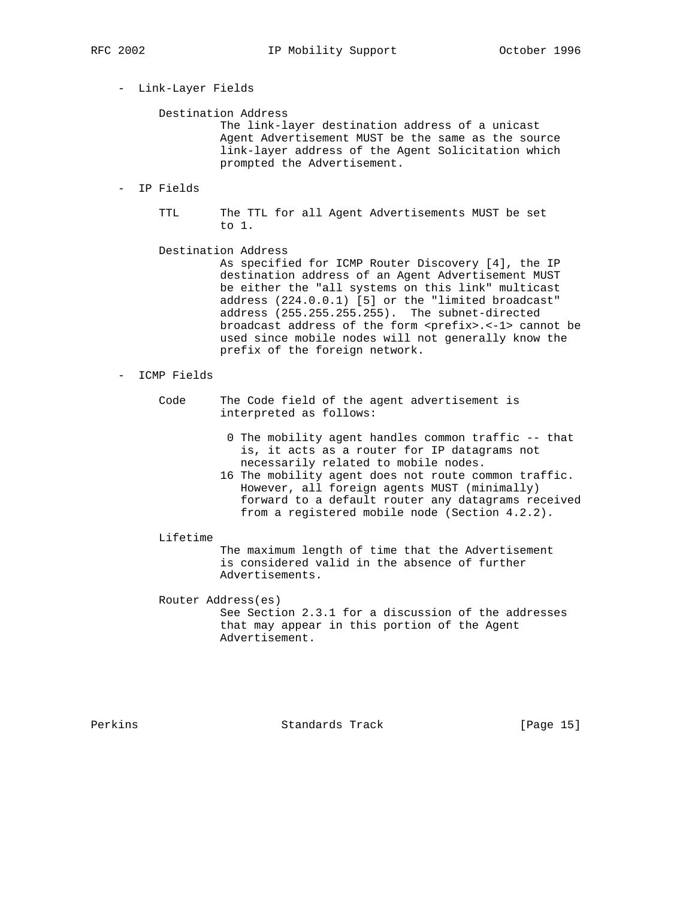- Link-Layer Fields

  Destination Address
  : The link-layer destination address of a unicast Agent Advertisement MUST be the same as the source link-layer address of the Agent Solicitation which prompted the Advertisement.

- IP Fields

  TTL
  : The TTL for all Agent Advertisements MUST be set to 1.

  Destination Address
  : As specified for ICMP Router Discovery [4], the IP destination address of an Agent Advertisement MUST be either the "all systems on this link" multicast address (224.0.0.1) [5] or the "limited broadcast" address (255.255.255.255). The subnet-directed broadcast address of the form <prefix>.<-1> cannot be used since mobile nodes will not generally know the prefix of the foreign network.

- ICMP Fields

  Code
  : The Code field of the agent advertisement is interpreted as follows:

  - 0 The mobility agent handles common traffic -- that is, it acts as a router for IP datagrams not necessarily related to mobile nodes.
  - 16 The mobility agent does not route common traffic. However, all foreign agents MUST (minimally) forward to a default router any datagrams received from a registered mobile node (Section 4.2.2).

  Lifetime
  : The maximum length of time that the Advertisement is considered valid in the absence of further Advertisements.

  Router Address(es)
  : See Section 2.3.1 for a discussion of the addresses that may appear in this portion of the Agent Advertisement.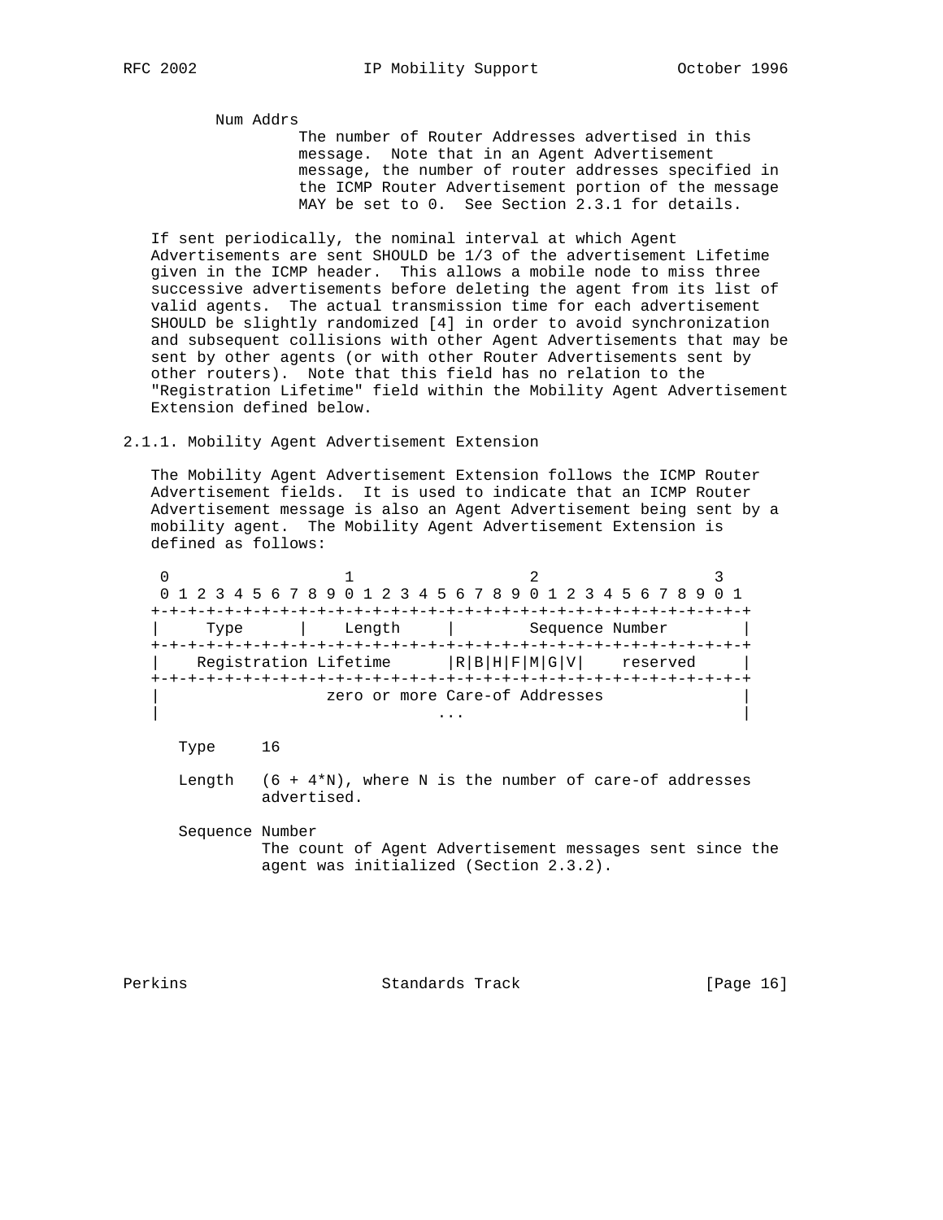Num Addrs
The number of Router Addresses advertised in this message. Note that in an Agent Advertisement message, the number of router addresses specified in the ICMP Router Advertisement portion of the message MAY be set to 0. See Section 2.3.1 for details.

If sent periodically, the nominal interval at which Agent Advertisements are sent SHOULD be 1/3 of the advertisement Lifetime given in the ICMP header. This allows a mobile node to miss three successive advertisements before deleting the agent from its list of valid agents. The actual transmission time for each advertisement SHOULD be slightly randomized [4] in order to avoid synchronization and subsequent collisions with other Agent Advertisements that may be sent by other agents (or with other Router Advertisements sent by other routers). Note that this field has no relation to the "Registration Lifetime" field within the Mobility Agent Advertisement Extension defined below.

### 2.1.1. Mobility Agent Advertisement Extension

The Mobility Agent Advertisement Extension follows the ICMP Router Advertisement fields. It is used to indicate that an ICMP Router Advertisement message is also an Agent Advertisement being sent by a mobility agent. The Mobility Agent Advertisement Extension is defined as follows:

```
 0                   1                   2                   3
 0 1 2 3 4 5 6 7 8 9 0 1 2 3 4 5 6 7 8 9 0 1 2 3 4 5 6 7 8 9 0 1
+-+-+-+-+-+-+-+-+-+-+-+-+-+-+-+-+-+-+-+-+-+-+-+-+-+-+-+-+-+-+-+-+
|     Type      |    Length     |        Sequence Number        |
+-+-+-+-+-+-+-+-+-+-+-+-+-+-+-+-+-+-+-+-+-+-+-+-+-+-+-+-+-+-+-+-+
|    Registration Lifetime      |R|B|H|F|M|G|V|    reserved     |
+-+-+-+-+-+-+-+-+-+-+-+-+-+-+-+-+-+-+-+-+-+-+-+-+-+-+-+-+-+-+-+-+
|                  zero or more Care-of Addresses               |
|                              ...                              |
```

Type     16

Length   (6 + 4*N), where N is the number of care-of addresses advertised.

Sequence Number
The count of Agent Advertisement messages sent since the agent was initialized (Section 2.3.2).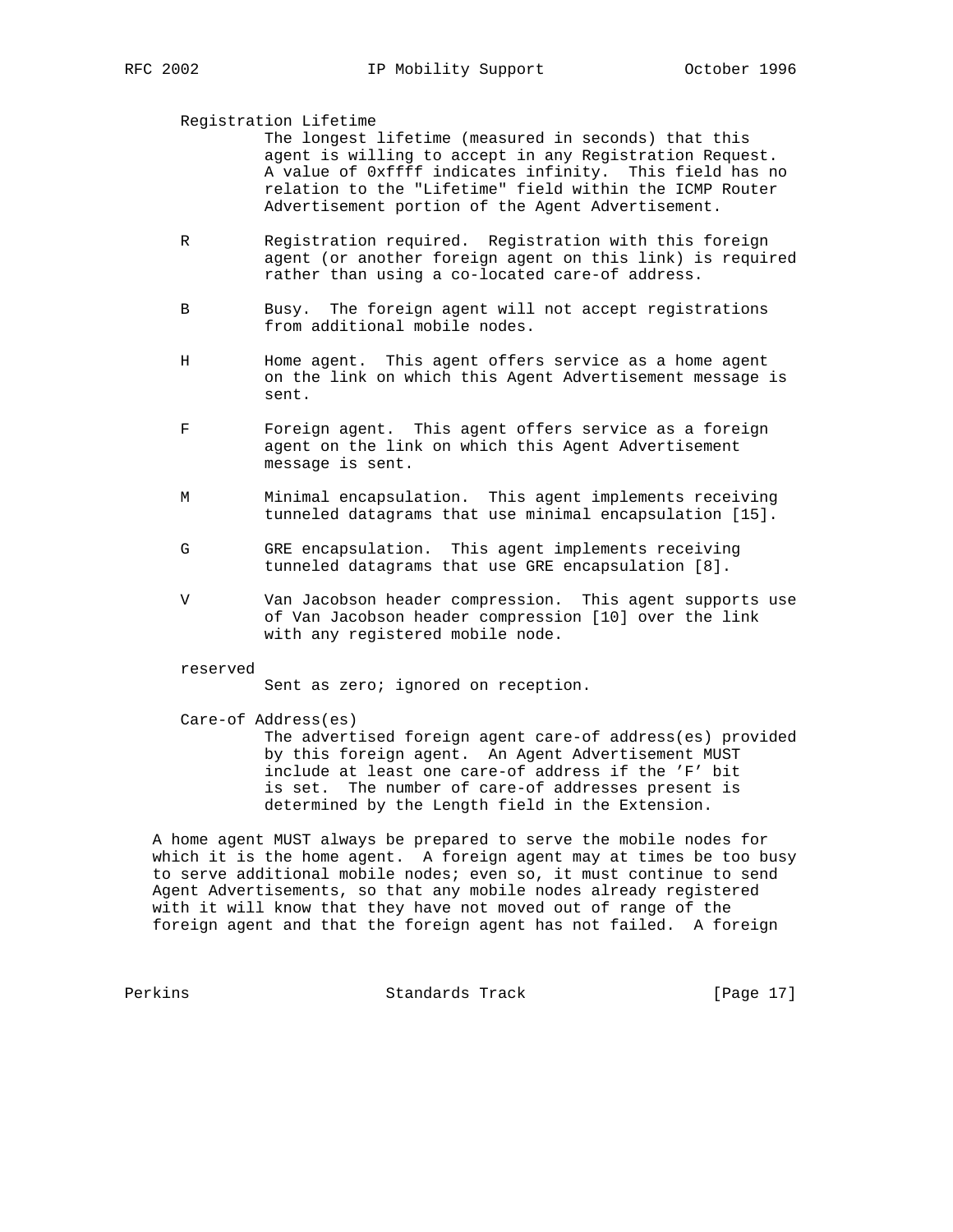Registration Lifetime
: The longest lifetime (measured in seconds) that this agent is willing to accept in any Registration Request. A value of 0xffff indicates infinity. This field has no relation to the "Lifetime" field within the ICMP Router Advertisement portion of the Agent Advertisement.

R
: Registration required. Registration with this foreign agent (or another foreign agent on this link) is required rather than using a co-located care-of address.

B
: Busy. The foreign agent will not accept registrations from additional mobile nodes.

H
: Home agent. This agent offers service as a home agent on the link on which this Agent Advertisement message is sent.

F
: Foreign agent. This agent offers service as a foreign agent on the link on which this Agent Advertisement message is sent.

M
: Minimal encapsulation. This agent implements receiving tunneled datagrams that use minimal encapsulation [15].

G
: GRE encapsulation. This agent implements receiving tunneled datagrams that use GRE encapsulation [8].

V
: Van Jacobson header compression. This agent supports use of Van Jacobson header compression [10] over the link with any registered mobile node.

reserved
: Sent as zero; ignored on reception.

Care-of Address(es)
: The advertised foreign agent care-of address(es) provided by this foreign agent. An Agent Advertisement MUST include at least one care-of address if the 'F' bit is set. The number of care-of addresses present is determined by the Length field in the Extension.

A home agent MUST always be prepared to serve the mobile nodes for which it is the home agent. A foreign agent may at times be too busy to serve additional mobile nodes; even so, it must continue to send Agent Advertisements, so that any mobile nodes already registered with it will know that they have not moved out of range of the foreign agent and that the foreign agent has not failed. A foreign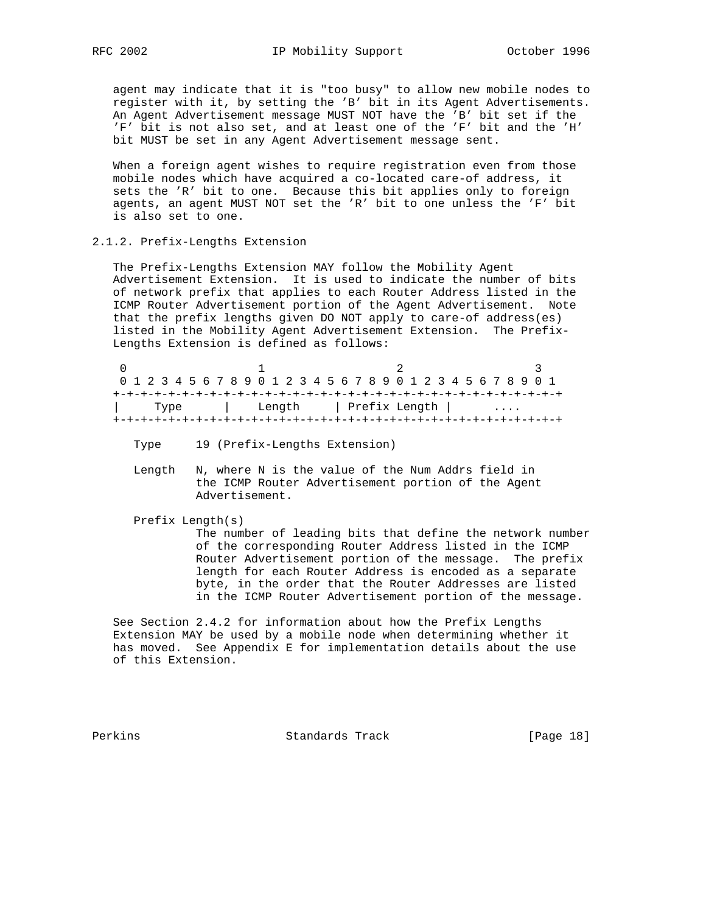agent may indicate that it is "too busy" to allow new mobile nodes to register with it, by setting the 'B' bit in its Agent Advertisements. An Agent Advertisement message MUST NOT have the 'B' bit set if the 'F' bit is not also set, and at least one of the 'F' bit and the 'H' bit MUST be set in any Agent Advertisement message sent.

When a foreign agent wishes to require registration even from those mobile nodes which have acquired a co-located care-of address, it sets the 'R' bit to one. Because this bit applies only to foreign agents, an agent MUST NOT set the 'R' bit to one unless the 'F' bit is also set to one.

### 2.1.2. Prefix-Lengths Extension

The Prefix-Lengths Extension MAY follow the Mobility Agent Advertisement Extension. It is used to indicate the number of bits of network prefix that applies to each Router Address listed in the ICMP Router Advertisement portion of the Agent Advertisement. Note that the prefix lengths given DO NOT apply to care-of address(es) listed in the Mobility Agent Advertisement Extension. The Prefix-Lengths Extension is defined as follows:

```
 0                   1                   2                   3
 0 1 2 3 4 5 6 7 8 9 0 1 2 3 4 5 6 7 8 9 0 1 2 3 4 5 6 7 8 9 0 1
+-+-+-+-+-+-+-+-+-+-+-+-+-+-+-+-+-+-+-+-+-+-+-+-+-+-+-+-+-+-+-+-+
|     Type      |    Length     | Prefix Length |      ....
+-+-+-+-+-+-+-+-+-+-+-+-+-+-+-+-+-+-+-+-+-+-+-+-+-+-+-+-+-+-+-+-+
```

Type     19 (Prefix-Lengths Extension)

Length   N, where N is the value of the Num Addrs field in the ICMP Router Advertisement portion of the Agent Advertisement.

Prefix Length(s)
The number of leading bits that define the network number of the corresponding Router Address listed in the ICMP Router Advertisement portion of the message. The prefix length for each Router Address is encoded as a separate byte, in the order that the Router Addresses are listed in the ICMP Router Advertisement portion of the message.

See Section 2.4.2 for information about how the Prefix Lengths Extension MAY be used by a mobile node when determining whether it has moved. See Appendix E for implementation details about the use of this Extension.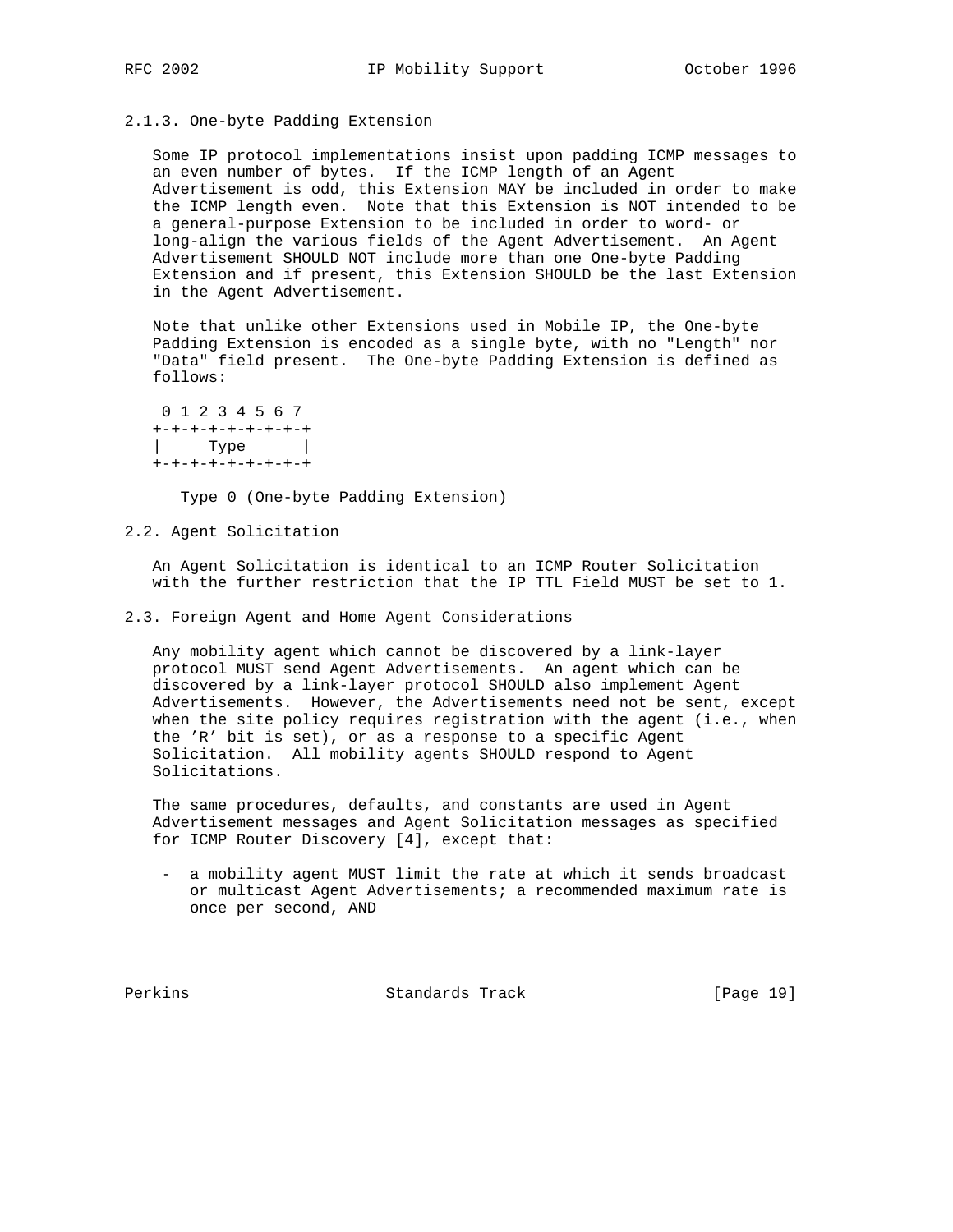### 2.1.3. One-byte Padding Extension

Some IP protocol implementations insist upon padding ICMP messages to an even number of bytes. If the ICMP length of an Agent Advertisement is odd, this Extension MAY be included in order to make the ICMP length even. Note that this Extension is NOT intended to be a general-purpose Extension to be included in order to word- or long-align the various fields of the Agent Advertisement. An Agent Advertisement SHOULD NOT include more than one One-byte Padding Extension and if present, this Extension SHOULD be the last Extension in the Agent Advertisement.

Note that unlike other Extensions used in Mobile IP, the One-byte Padding Extension is encoded as a single byte, with no "Length" nor "Data" field present. The One-byte Padding Extension is defined as follows:

```
 0 1 2 3 4 5 6 7
+-+-+-+-+-+-+-+-+
|     Type      |
+-+-+-+-+-+-+-+-+
```

Type 0 (One-byte Padding Extension)

## 2.2. Agent Solicitation

An Agent Solicitation is identical to an ICMP Router Solicitation with the further restriction that the IP TTL Field MUST be set to 1.

## 2.3. Foreign Agent and Home Agent Considerations

Any mobility agent which cannot be discovered by a link-layer protocol MUST send Agent Advertisements. An agent which can be discovered by a link-layer protocol SHOULD also implement Agent Advertisements. However, the Advertisements need not be sent, except when the site policy requires registration with the agent (i.e., when the 'R' bit is set), or as a response to a specific Agent Solicitation. All mobility agents SHOULD respond to Agent Solicitations.

The same procedures, defaults, and constants are used in Agent Advertisement messages and Agent Solicitation messages as specified for ICMP Router Discovery [4], except that:

- a mobility agent MUST limit the rate at which it sends broadcast or multicast Agent Advertisements; a recommended maximum rate is once per second, AND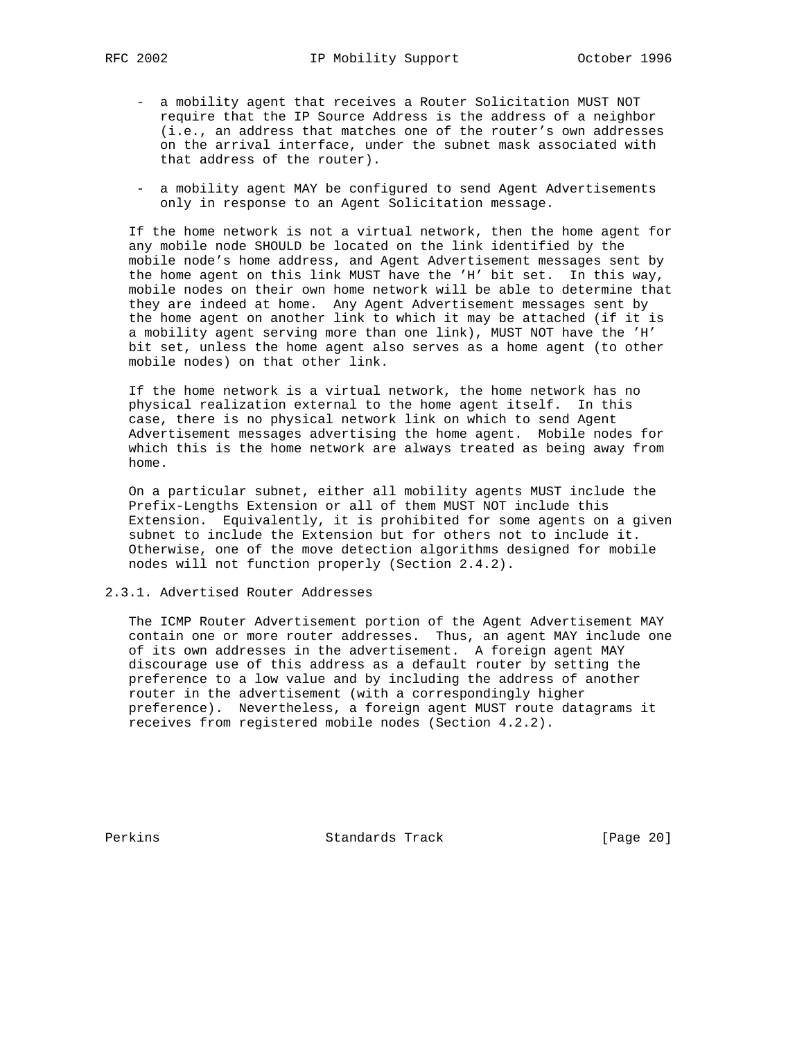- a mobility agent that receives a Router Solicitation MUST NOT require that the IP Source Address is the address of a neighbor (i.e., an address that matches one of the router's own addresses on the arrival interface, under the subnet mask associated with that address of the router).

- a mobility agent MAY be configured to send Agent Advertisements only in response to an Agent Solicitation message.

If the home network is not a virtual network, then the home agent for any mobile node SHOULD be located on the link identified by the mobile node's home address, and Agent Advertisement messages sent by the home agent on this link MUST have the 'H' bit set. In this way, mobile nodes on their own home network will be able to determine that they are indeed at home. Any Agent Advertisement messages sent by the home agent on another link to which it may be attached (if it is a mobility agent serving more than one link), MUST NOT have the 'H' bit set, unless the home agent also serves as a home agent (to other mobile nodes) on that other link.

If the home network is a virtual network, the home network has no physical realization external to the home agent itself. In this case, there is no physical network link on which to send Agent Advertisement messages advertising the home agent. Mobile nodes for which this is the home network are always treated as being away from home.

On a particular subnet, either all mobility agents MUST include the Prefix-Lengths Extension or all of them MUST NOT include this Extension. Equivalently, it is prohibited for some agents on a given subnet to include the Extension but for others not to include it. Otherwise, one of the move detection algorithms designed for mobile nodes will not function properly (Section 2.4.2).

### 2.3.1. Advertised Router Addresses

The ICMP Router Advertisement portion of the Agent Advertisement MAY contain one or more router addresses. Thus, an agent MAY include one of its own addresses in the advertisement. A foreign agent MAY discourage use of this address as a default router by setting the preference to a low value and by including the address of another router in the advertisement (with a correspondingly higher preference). Nevertheless, a foreign agent MUST route datagrams it receives from registered mobile nodes (Section 4.2.2).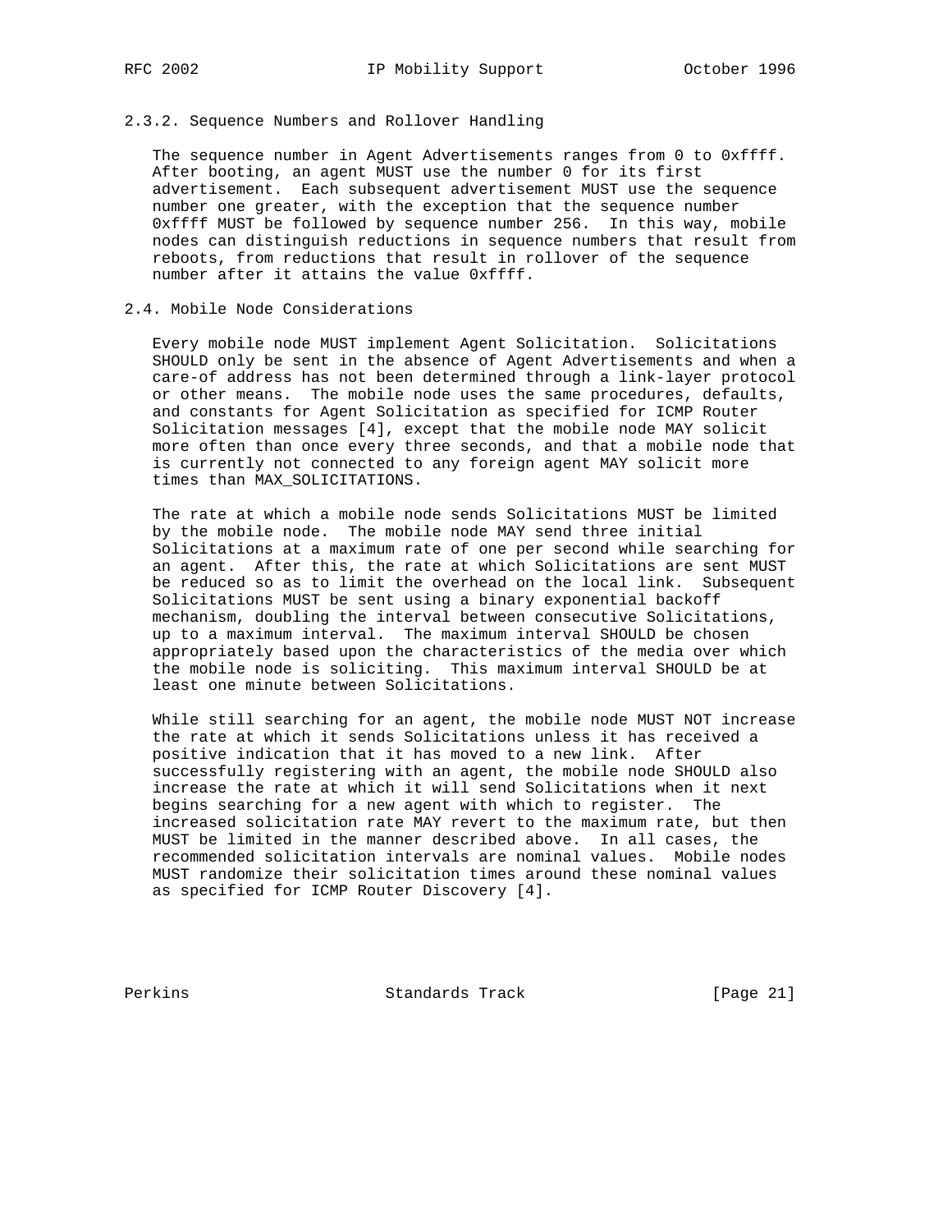### 2.3.2. Sequence Numbers and Rollover Handling

The sequence number in Agent Advertisements ranges from 0 to 0xffff. After booting, an agent MUST use the number 0 for its first advertisement. Each subsequent advertisement MUST use the sequence number one greater, with the exception that the sequence number 0xffff MUST be followed by sequence number 256. In this way, mobile nodes can distinguish reductions in sequence numbers that result from reboots, from reductions that result in rollover of the sequence number after it attains the value 0xffff.

## 2.4. Mobile Node Considerations

Every mobile node MUST implement Agent Solicitation. Solicitations SHOULD only be sent in the absence of Agent Advertisements and when a care-of address has not been determined through a link-layer protocol or other means. The mobile node uses the same procedures, defaults, and constants for Agent Solicitation as specified for ICMP Router Solicitation messages [4], except that the mobile node MAY solicit more often than once every three seconds, and that a mobile node that is currently not connected to any foreign agent MAY solicit more times than MAX_SOLICITATIONS.

The rate at which a mobile node sends Solicitations MUST be limited by the mobile node. The mobile node MAY send three initial Solicitations at a maximum rate of one per second while searching for an agent. After this, the rate at which Solicitations are sent MUST be reduced so as to limit the overhead on the local link. Subsequent Solicitations MUST be sent using a binary exponential backoff mechanism, doubling the interval between consecutive Solicitations, up to a maximum interval. The maximum interval SHOULD be chosen appropriately based upon the characteristics of the media over which the mobile node is soliciting. This maximum interval SHOULD be at least one minute between Solicitations.

While still searching for an agent, the mobile node MUST NOT increase the rate at which it sends Solicitations unless it has received a positive indication that it has moved to a new link. After successfully registering with an agent, the mobile node SHOULD also increase the rate at which it will send Solicitations when it next begins searching for a new agent with which to register. The increased solicitation rate MAY revert to the maximum rate, but then MUST be limited in the manner described above. In all cases, the recommended solicitation intervals are nominal values. Mobile nodes MUST randomize their solicitation times around these nominal values as specified for ICMP Router Discovery [4].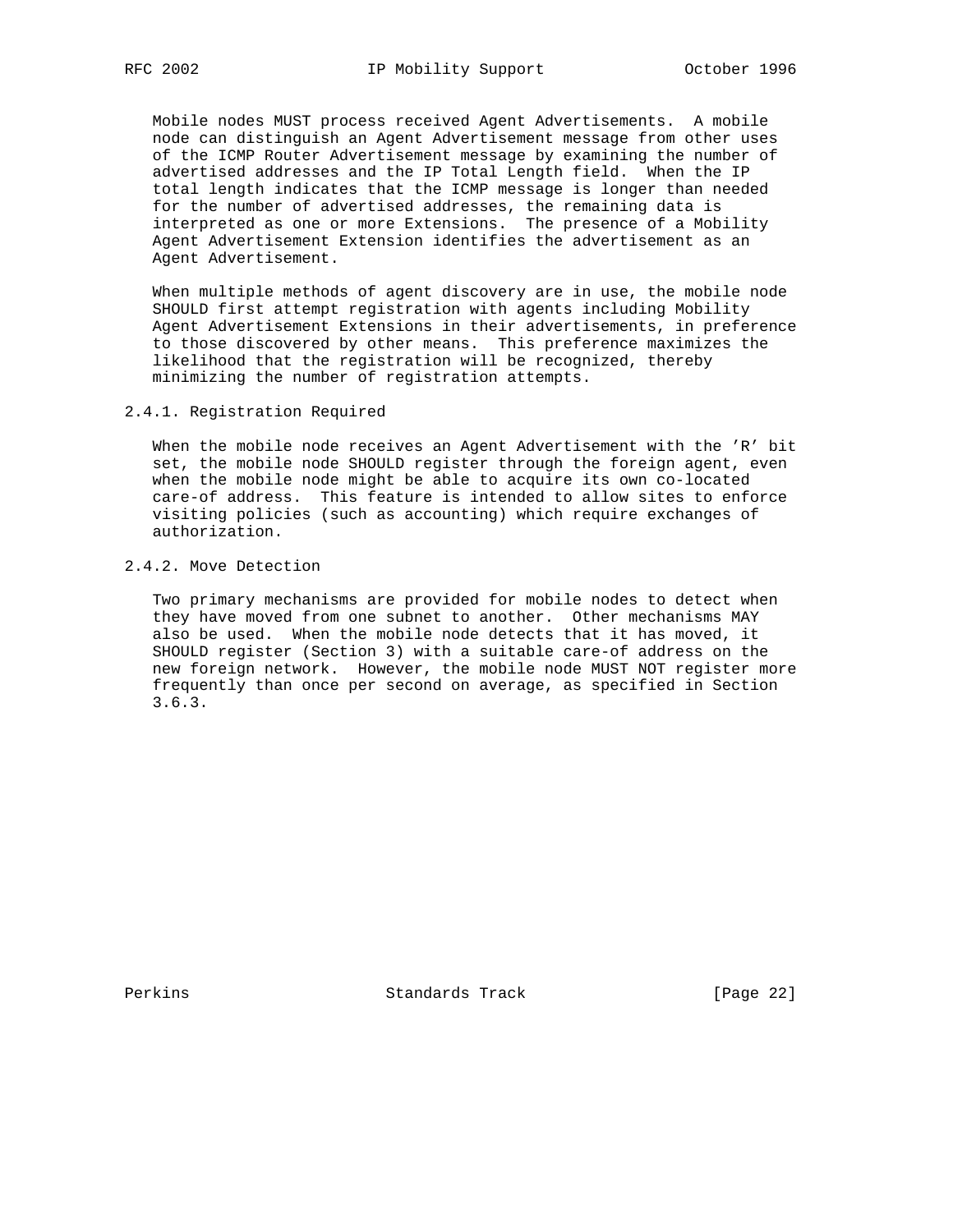Mobile nodes MUST process received Agent Advertisements. A mobile node can distinguish an Agent Advertisement message from other uses of the ICMP Router Advertisement message by examining the number of advertised addresses and the IP Total Length field. When the IP total length indicates that the ICMP message is longer than needed for the number of advertised addresses, the remaining data is interpreted as one or more Extensions. The presence of a Mobility Agent Advertisement Extension identifies the advertisement as an Agent Advertisement.

When multiple methods of agent discovery are in use, the mobile node SHOULD first attempt registration with agents including Mobility Agent Advertisement Extensions in their advertisements, in preference to those discovered by other means. This preference maximizes the likelihood that the registration will be recognized, thereby minimizing the number of registration attempts.

### 2.4.1. Registration Required

When the mobile node receives an Agent Advertisement with the 'R' bit set, the mobile node SHOULD register through the foreign agent, even when the mobile node might be able to acquire its own co-located care-of address. This feature is intended to allow sites to enforce visiting policies (such as accounting) which require exchanges of authorization.

### 2.4.2. Move Detection

Two primary mechanisms are provided for mobile nodes to detect when they have moved from one subnet to another. Other mechanisms MAY also be used. When the mobile node detects that it has moved, it SHOULD register (Section 3) with a suitable care-of address on the new foreign network. However, the mobile node MUST NOT register more frequently than once per second on average, as specified in Section 3.6.3.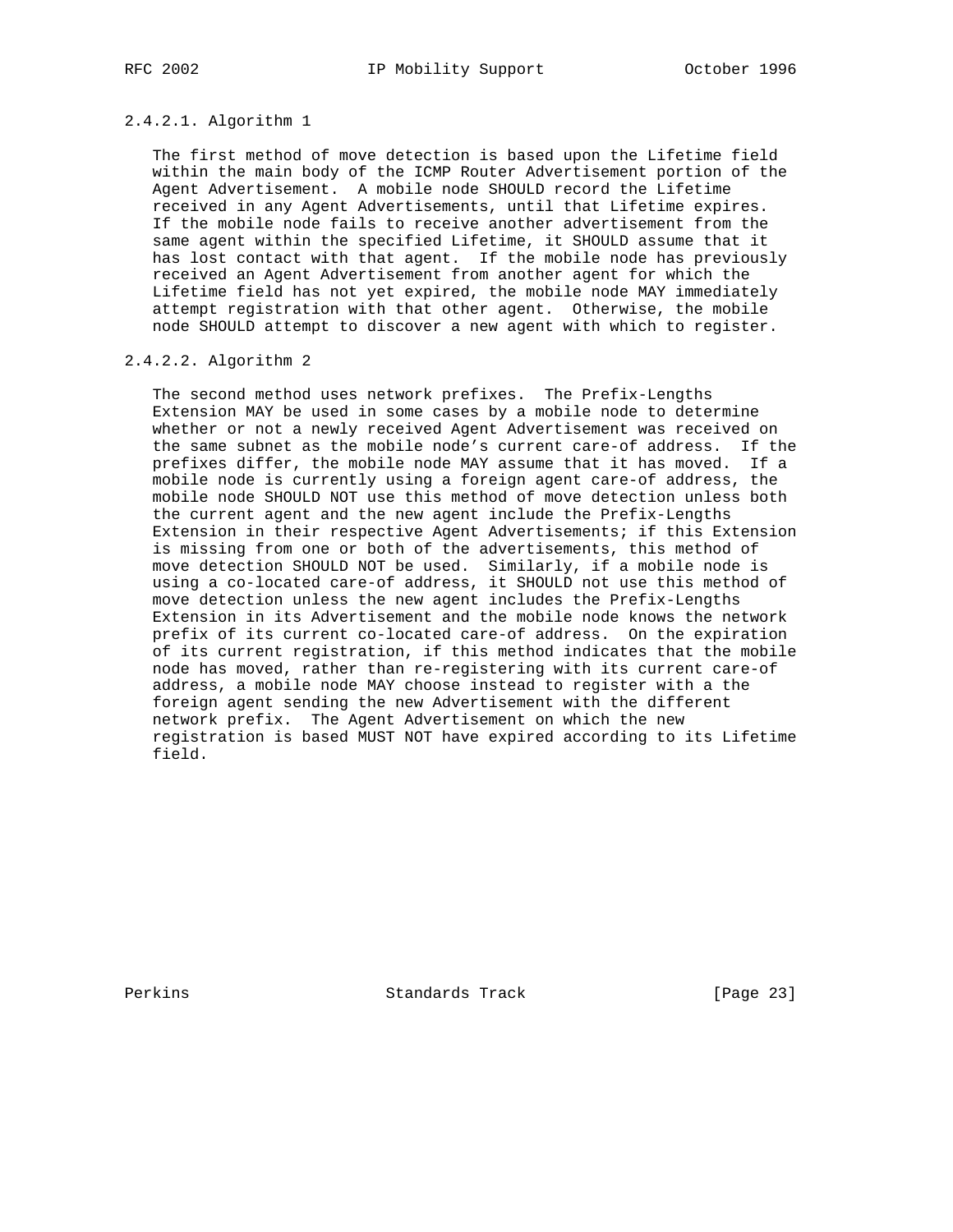#### 2.4.2.1. Algorithm 1

The first method of move detection is based upon the Lifetime field within the main body of the ICMP Router Advertisement portion of the Agent Advertisement. A mobile node SHOULD record the Lifetime received in any Agent Advertisements, until that Lifetime expires. If the mobile node fails to receive another advertisement from the same agent within the specified Lifetime, it SHOULD assume that it has lost contact with that agent. If the mobile node has previously received an Agent Advertisement from another agent for which the Lifetime field has not yet expired, the mobile node MAY immediately attempt registration with that other agent. Otherwise, the mobile node SHOULD attempt to discover a new agent with which to register.

#### 2.4.2.2. Algorithm 2

The second method uses network prefixes. The Prefix-Lengths Extension MAY be used in some cases by a mobile node to determine whether or not a newly received Agent Advertisement was received on the same subnet as the mobile node's current care-of address. If the prefixes differ, the mobile node MAY assume that it has moved. If a mobile node is currently using a foreign agent care-of address, the mobile node SHOULD NOT use this method of move detection unless both the current agent and the new agent include the Prefix-Lengths Extension in their respective Agent Advertisements; if this Extension is missing from one or both of the advertisements, this method of move detection SHOULD NOT be used. Similarly, if a mobile node is using a co-located care-of address, it SHOULD not use this method of move detection unless the new agent includes the Prefix-Lengths Extension in its Advertisement and the mobile node knows the network prefix of its current co-located care-of address. On the expiration of its current registration, if this method indicates that the mobile node has moved, rather than re-registering with its current care-of address, a mobile node MAY choose instead to register with a the foreign agent sending the new Advertisement with the different network prefix. The Agent Advertisement on which the new registration is based MUST NOT have expired according to its Lifetime field.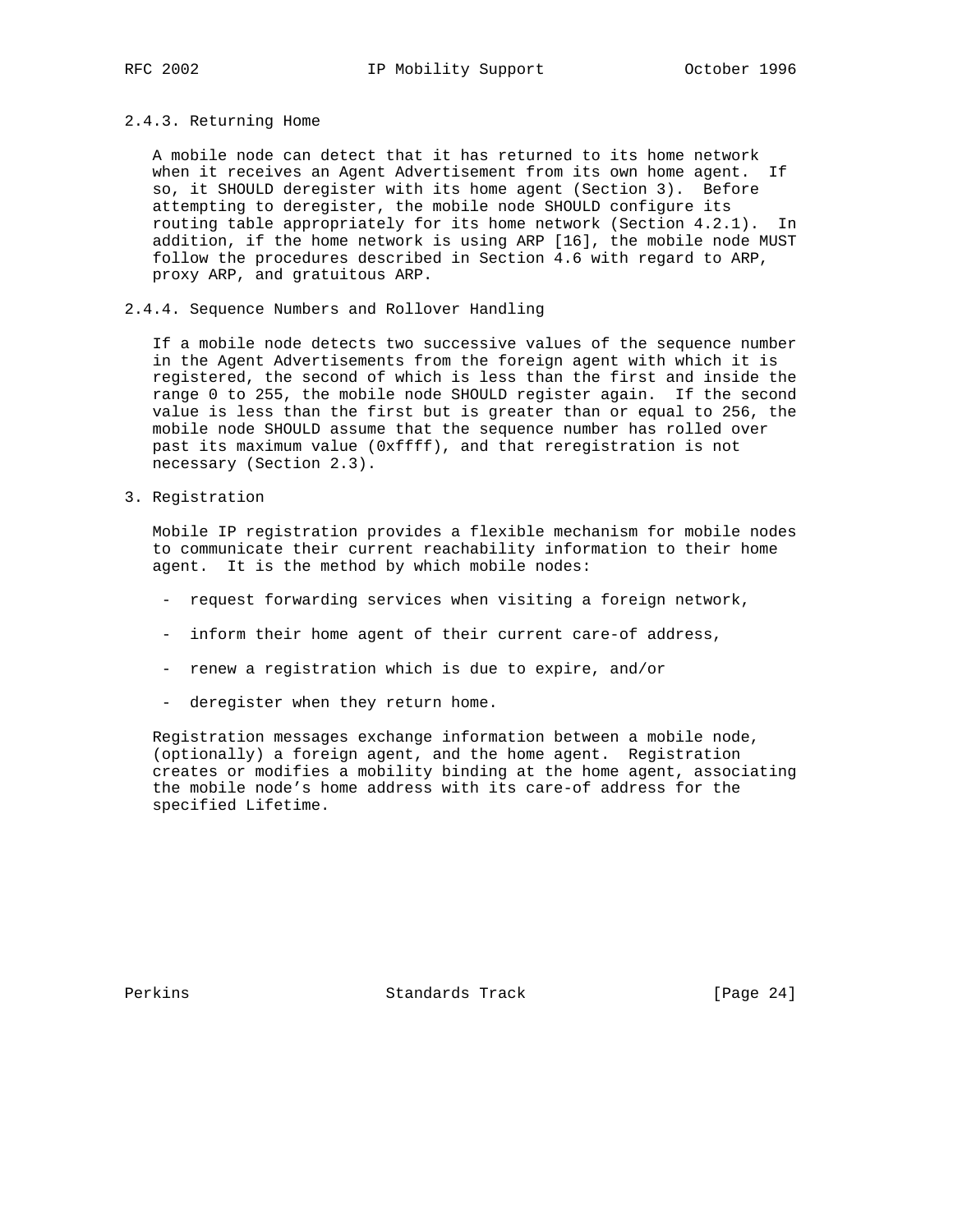### 2.4.3. Returning Home

A mobile node can detect that it has returned to its home network when it receives an Agent Advertisement from its own home agent. If so, it SHOULD deregister with its home agent (Section 3). Before attempting to deregister, the mobile node SHOULD configure its routing table appropriately for its home network (Section 4.2.1). In addition, if the home network is using ARP [16], the mobile node MUST follow the procedures described in Section 4.6 with regard to ARP, proxy ARP, and gratuitous ARP.

### 2.4.4. Sequence Numbers and Rollover Handling

If a mobile node detects two successive values of the sequence number in the Agent Advertisements from the foreign agent with which it is registered, the second of which is less than the first and inside the range 0 to 255, the mobile node SHOULD register again. If the second value is less than the first but is greater than or equal to 256, the mobile node SHOULD assume that the sequence number has rolled over past its maximum value (0xffff), and that reregistration is not necessary (Section 2.3).

# 3. Registration

Mobile IP registration provides a flexible mechanism for mobile nodes to communicate their current reachability information to their home agent. It is the method by which mobile nodes:

- request forwarding services when visiting a foreign network,
- inform their home agent of their current care-of address,
- renew a registration which is due to expire, and/or
- deregister when they return home.

Registration messages exchange information between a mobile node, (optionally) a foreign agent, and the home agent. Registration creates or modifies a mobility binding at the home agent, associating the mobile node's home address with its care-of address for the specified Lifetime.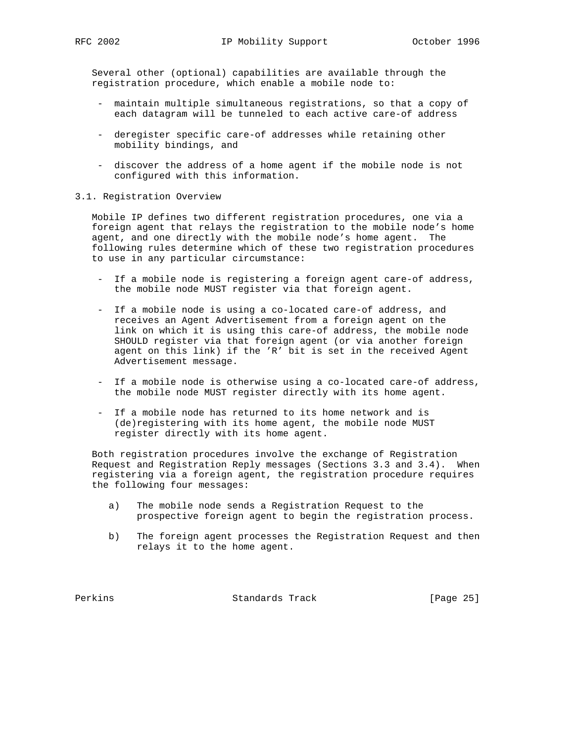Several other (optional) capabilities are available through the registration procedure, which enable a mobile node to:

- maintain multiple simultaneous registrations, so that a copy of each datagram will be tunneled to each active care-of address
- deregister specific care-of addresses while retaining other mobility bindings, and
- discover the address of a home agent if the mobile node is not configured with this information.

### 3.1. Registration Overview

Mobile IP defines two different registration procedures, one via a foreign agent that relays the registration to the mobile node's home agent, and one directly with the mobile node's home agent. The following rules determine which of these two registration procedures to use in any particular circumstance:

- If a mobile node is registering a foreign agent care-of address, the mobile node MUST register via that foreign agent.
- If a mobile node is using a co-located care-of address, and receives an Agent Advertisement from a foreign agent on the link on which it is using this care-of address, the mobile node SHOULD register via that foreign agent (or via another foreign agent on this link) if the 'R' bit is set in the received Agent Advertisement message.
- If a mobile node is otherwise using a co-located care-of address, the mobile node MUST register directly with its home agent.
- If a mobile node has returned to its home network and is (de)registering with its home agent, the mobile node MUST register directly with its home agent.

Both registration procedures involve the exchange of Registration Request and Registration Reply messages (Sections 3.3 and 3.4). When registering via a foreign agent, the registration procedure requires the following four messages:

a) The mobile node sends a Registration Request to the prospective foreign agent to begin the registration process.

b) The foreign agent processes the Registration Request and then relays it to the home agent.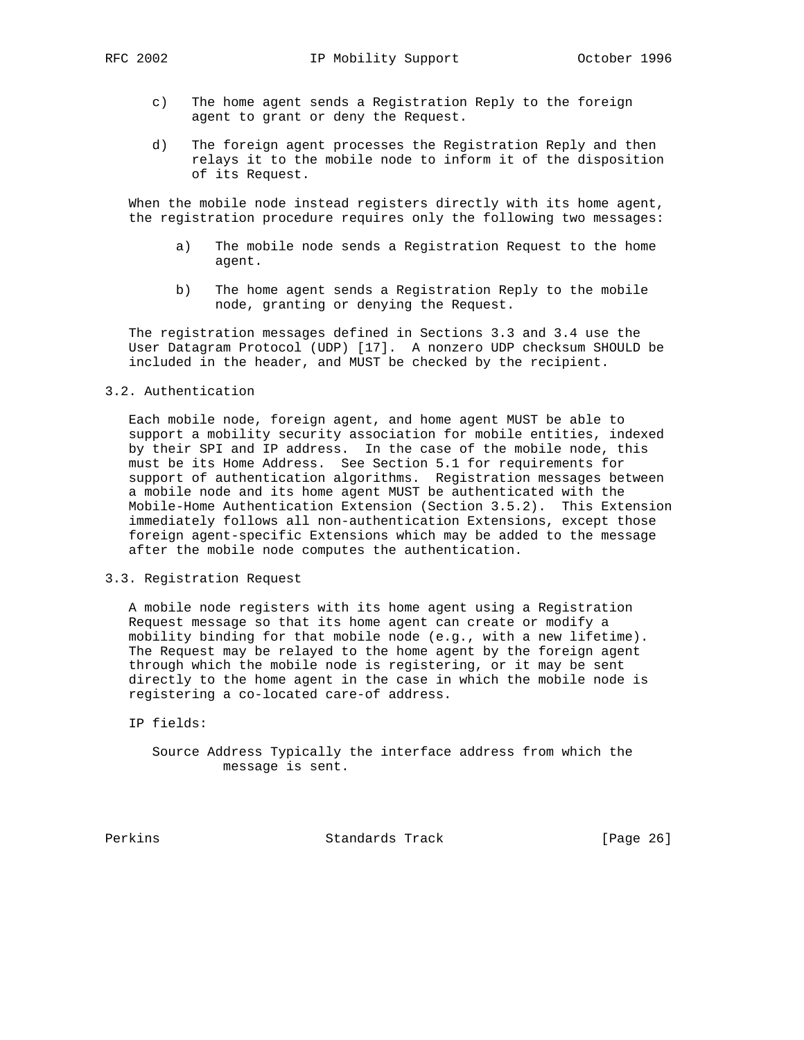c) The home agent sends a Registration Reply to the foreign agent to grant or deny the Request.

d) The foreign agent processes the Registration Reply and then relays it to the mobile node to inform it of the disposition of its Request.

When the mobile node instead registers directly with its home agent, the registration procedure requires only the following two messages:

a) The mobile node sends a Registration Request to the home agent.

b) The home agent sends a Registration Reply to the mobile node, granting or denying the Request.

The registration messages defined in Sections 3.3 and 3.4 use the User Datagram Protocol (UDP) [17]. A nonzero UDP checksum SHOULD be included in the header, and MUST be checked by the recipient.

## 3.2. Authentication

Each mobile node, foreign agent, and home agent MUST be able to support a mobility security association for mobile entities, indexed by their SPI and IP address. In the case of the mobile node, this must be its Home Address. See Section 5.1 for requirements for support of authentication algorithms. Registration messages between a mobile node and its home agent MUST be authenticated with the Mobile-Home Authentication Extension (Section 3.5.2). This Extension immediately follows all non-authentication Extensions, except those foreign agent-specific Extensions which may be added to the message after the mobile node computes the authentication.

## 3.3. Registration Request

A mobile node registers with its home agent using a Registration Request message so that its home agent can create or modify a mobility binding for that mobile node (e.g., with a new lifetime). The Request may be relayed to the home agent by the foreign agent through which the mobile node is registering, or it may be sent directly to the home agent in the case in which the mobile node is registering a co-located care-of address.

IP fields:

Source Address Typically the interface address from which the message is sent.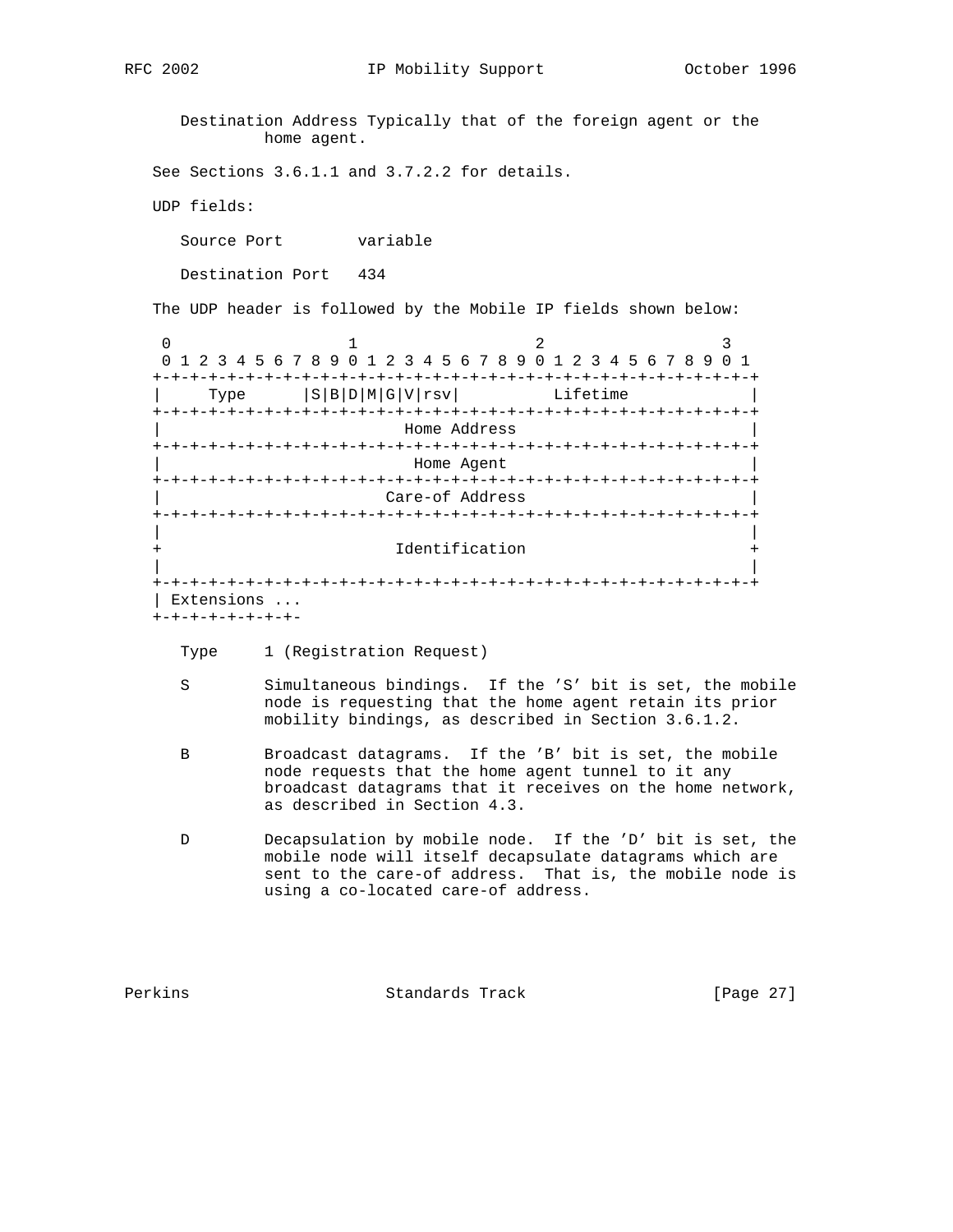Destination Address Typically that of the foreign agent or the home agent.

See Sections 3.6.1.1 and 3.7.2.2 for details.

UDP fields:

Source Port        variable

Destination Port   434

The UDP header is followed by the Mobile IP fields shown below:

```
 0                   1                   2                   3
 0 1 2 3 4 5 6 7 8 9 0 1 2 3 4 5 6 7 8 9 0 1 2 3 4 5 6 7 8 9 0 1
+-+-+-+-+-+-+-+-+-+-+-+-+-+-+-+-+-+-+-+-+-+-+-+-+-+-+-+-+-+-+-+-+
|     Type      |S|B|D|M|G|V|rsv|          Lifetime             |
+-+-+-+-+-+-+-+-+-+-+-+-+-+-+-+-+-+-+-+-+-+-+-+-+-+-+-+-+-+-+-+-+
|                          Home Address                         |
+-+-+-+-+-+-+-+-+-+-+-+-+-+-+-+-+-+-+-+-+-+-+-+-+-+-+-+-+-+-+-+-+
|                           Home Agent                          |
+-+-+-+-+-+-+-+-+-+-+-+-+-+-+-+-+-+-+-+-+-+-+-+-+-+-+-+-+-+-+-+-+
|                        Care-of Address                        |
+-+-+-+-+-+-+-+-+-+-+-+-+-+-+-+-+-+-+-+-+-+-+-+-+-+-+-+-+-+-+-+-+
|                                                               |
+                         Identification                        +
|                                                               |
+-+-+-+-+-+-+-+-+-+-+-+-+-+-+-+-+-+-+-+-+-+-+-+-+-+-+-+-+-+-+-+-+
| Extensions ...
+-+-+-+-+-+-+-+-
```

Type     1 (Registration Request)

S        Simultaneous bindings.  If the 'S' bit is set, the mobile node is requesting that the home agent retain its prior mobility bindings, as described in Section 3.6.1.2.

B        Broadcast datagrams.  If the 'B' bit is set, the mobile node requests that the home agent tunnel to it any broadcast datagrams that it receives on the home network, as described in Section 4.3.

D        Decapsulation by mobile node.  If the 'D' bit is set, the mobile node will itself decapsulate datagrams which are sent to the care-of address.  That is, the mobile node is using a co-located care-of address.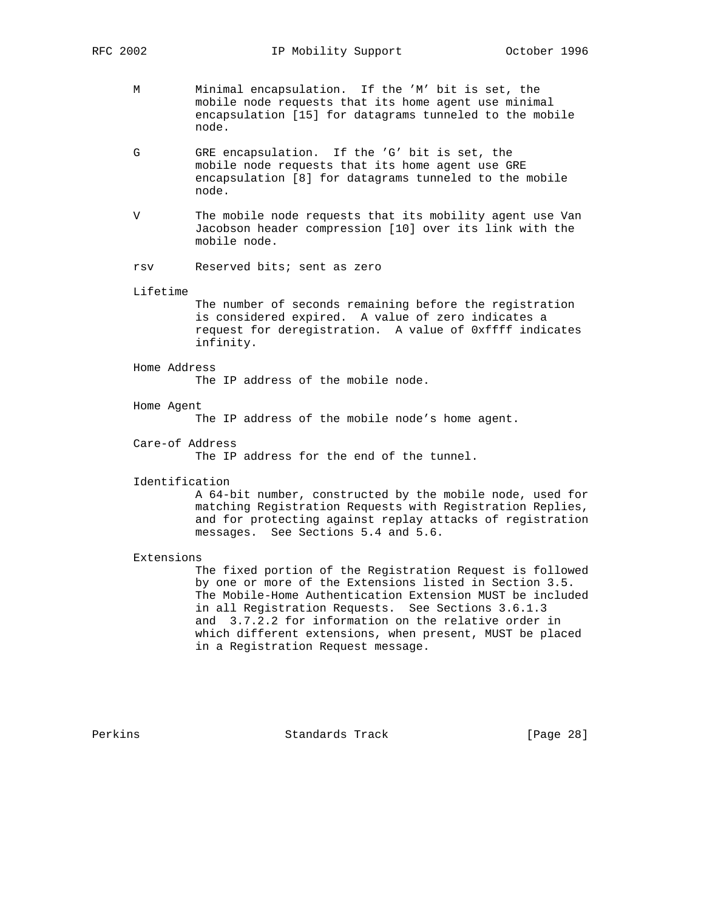M Minimal encapsulation. If the 'M' bit is set, the mobile node requests that its home agent use minimal encapsulation [15] for datagrams tunneled to the mobile node.

G GRE encapsulation. If the 'G' bit is set, the mobile node requests that its home agent use GRE encapsulation [8] for datagrams tunneled to the mobile node.

V The mobile node requests that its mobility agent use Van Jacobson header compression [10] over its link with the mobile node.

rsv Reserved bits; sent as zero

Lifetime
The number of seconds remaining before the registration is considered expired. A value of zero indicates a request for deregistration. A value of 0xffff indicates infinity.

Home Address
The IP address of the mobile node.

Home Agent
The IP address of the mobile node's home agent.

Care-of Address
The IP address for the end of the tunnel.

Identification
A 64-bit number, constructed by the mobile node, used for matching Registration Requests with Registration Replies, and for protecting against replay attacks of registration messages. See Sections 5.4 and 5.6.

Extensions
The fixed portion of the Registration Request is followed by one or more of the Extensions listed in Section 3.5. The Mobile-Home Authentication Extension MUST be included in all Registration Requests. See Sections 3.6.1.3 and 3.7.2.2 for information on the relative order in which different extensions, when present, MUST be placed in a Registration Request message.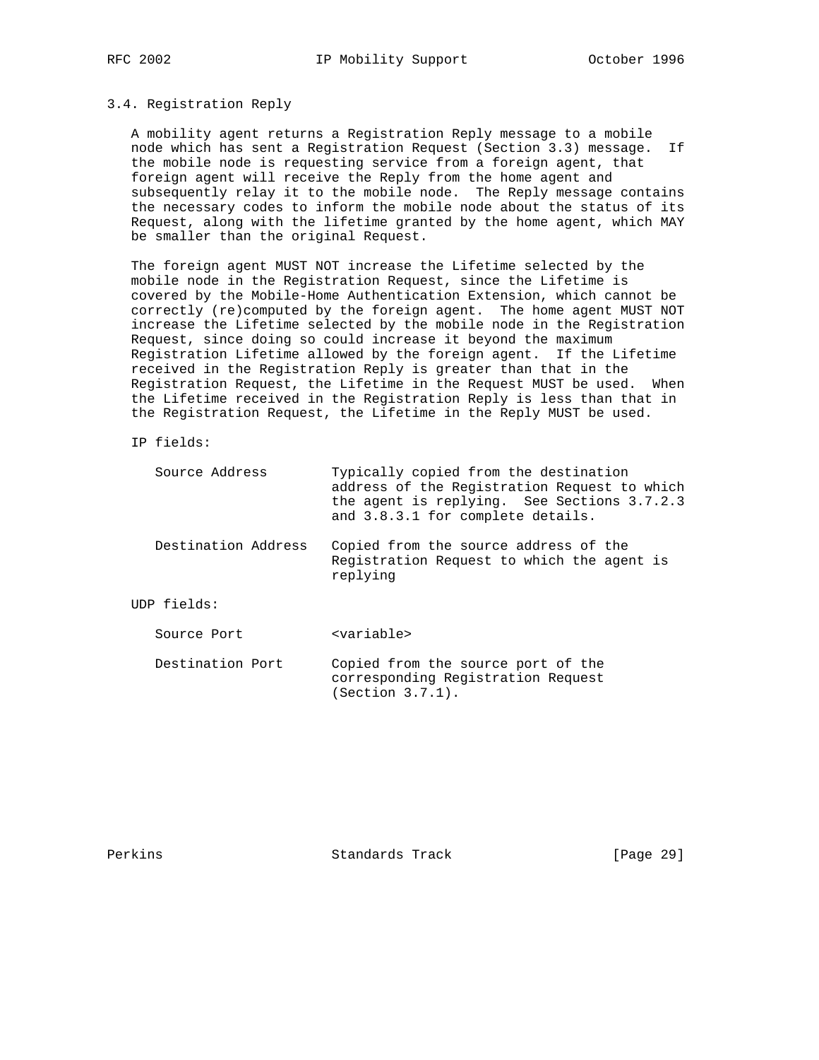### 3.4. Registration Reply

A mobility agent returns a Registration Reply message to a mobile node which has sent a Registration Request (Section 3.3) message. If the mobile node is requesting service from a foreign agent, that foreign agent will receive the Reply from the home agent and subsequently relay it to the mobile node. The Reply message contains the necessary codes to inform the mobile node about the status of its Request, along with the lifetime granted by the home agent, which MAY be smaller than the original Request.

The foreign agent MUST NOT increase the Lifetime selected by the mobile node in the Registration Request, since the Lifetime is covered by the Mobile-Home Authentication Extension, which cannot be correctly (re)computed by the foreign agent. The home agent MUST NOT increase the Lifetime selected by the mobile node in the Registration Request, since doing so could increase it beyond the maximum Registration Lifetime allowed by the foreign agent. If the Lifetime received in the Registration Reply is greater than that in the Registration Request, the Lifetime in the Request MUST be used. When the Lifetime received in the Registration Reply is less than that in the Registration Request, the Lifetime in the Reply MUST be used.

IP fields:

| | |
|---|---|
| Source Address | Typically copied from the destination address of the Registration Request to which the agent is replying. See Sections 3.7.2.3 and 3.8.3.1 for complete details. |
| Destination Address | Copied from the source address of the Registration Request to which the agent is replying |

UDP fields:

| | |
|---|---|
| Source Port | <variable> |
| Destination Port | Copied from the source port of the corresponding Registration Request (Section 3.7.1). |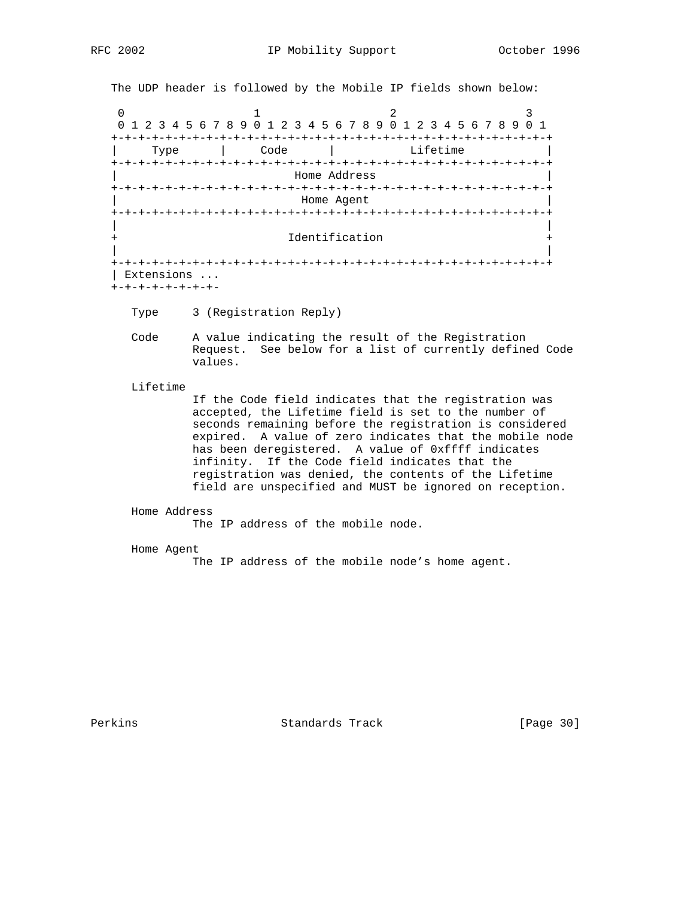The UDP header is followed by the Mobile IP fields shown below:

```
 0                   1                   2                   3
 0 1 2 3 4 5 6 7 8 9 0 1 2 3 4 5 6 7 8 9 0 1 2 3 4 5 6 7 8 9 0 1
+-+-+-+-+-+-+-+-+-+-+-+-+-+-+-+-+-+-+-+-+-+-+-+-+-+-+-+-+-+-+-+-+
|     Type      |     Code      |           Lifetime            |
+-+-+-+-+-+-+-+-+-+-+-+-+-+-+-+-+-+-+-+-+-+-+-+-+-+-+-+-+-+-+-+-+
|                          Home Address                         |
+-+-+-+-+-+-+-+-+-+-+-+-+-+-+-+-+-+-+-+-+-+-+-+-+-+-+-+-+-+-+-+-+
|                           Home Agent                          |
+-+-+-+-+-+-+-+-+-+-+-+-+-+-+-+-+-+-+-+-+-+-+-+-+-+-+-+-+-+-+-+-+
|                                                               |
+                         Identification                        +
|                                                               |
+-+-+-+-+-+-+-+-+-+-+-+-+-+-+-+-+-+-+-+-+-+-+-+-+-+-+-+-+-+-+-+-+
| Extensions ...
+-+-+-+-+-+-+-+-
```

Type
: 3 (Registration Reply)

Code
: A value indicating the result of the Registration Request. See below for a list of currently defined Code values.

Lifetime
: If the Code field indicates that the registration was accepted, the Lifetime field is set to the number of seconds remaining before the registration is considered expired. A value of zero indicates that the mobile node has been deregistered. A value of 0xffff indicates infinity. If the Code field indicates that the registration was denied, the contents of the Lifetime field are unspecified and MUST be ignored on reception.

Home Address
: The IP address of the mobile node.

Home Agent
: The IP address of the mobile node's home agent.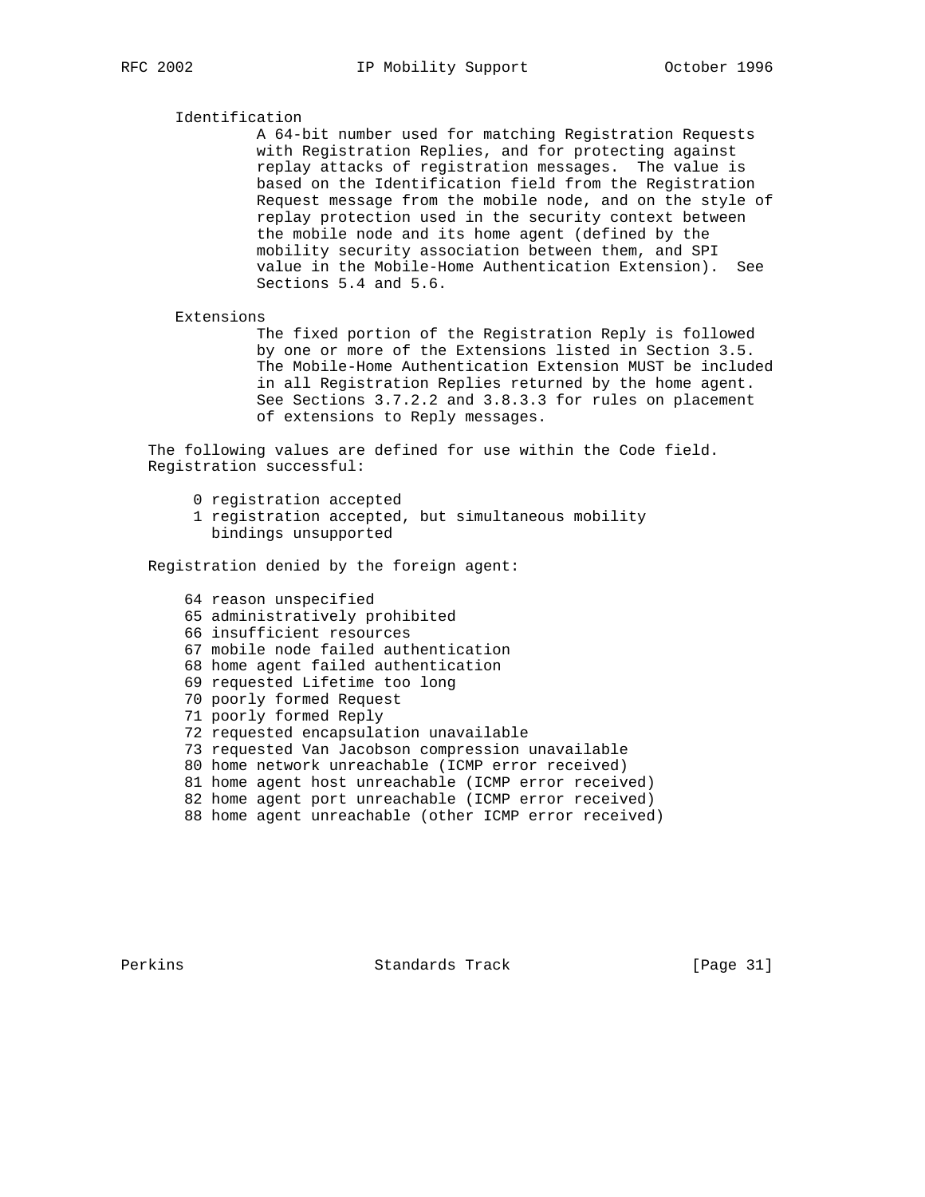Identification

A 64-bit number used for matching Registration Requests with Registration Replies, and for protecting against replay attacks of registration messages. The value is based on the Identification field from the Registration Request message from the mobile node, and on the style of replay protection used in the security context between the mobile node and its home agent (defined by the mobility security association between them, and SPI value in the Mobile-Home Authentication Extension). See Sections 5.4 and 5.6.

Extensions

The fixed portion of the Registration Reply is followed by one or more of the Extensions listed in Section 3.5. The Mobile-Home Authentication Extension MUST be included in all Registration Replies returned by the home agent. See Sections 3.7.2.2 and 3.8.3.3 for rules on placement of extensions to Reply messages.

The following values are defined for use within the Code field. Registration successful:

```
 0 registration accepted
 1 registration accepted, but simultaneous mobility
   bindings unsupported
```

Registration denied by the foreign agent:

```
64 reason unspecified
65 administratively prohibited
66 insufficient resources
67 mobile node failed authentication
68 home agent failed authentication
69 requested Lifetime too long
70 poorly formed Request
71 poorly formed Reply
72 requested encapsulation unavailable
73 requested Van Jacobson compression unavailable
80 home network unreachable (ICMP error received)
81 home agent host unreachable (ICMP error received)
82 home agent port unreachable (ICMP error received)
88 home agent unreachable (other ICMP error received)
```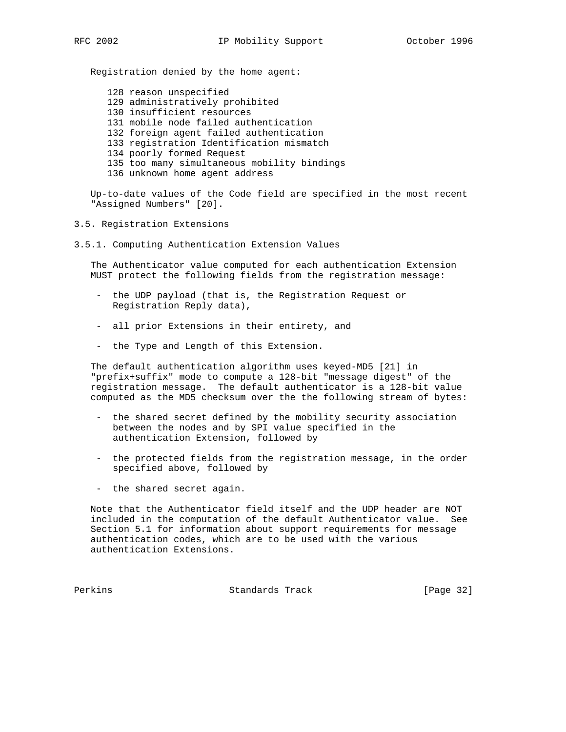Registration denied by the home agent:

- 128 reason unspecified
- 129 administratively prohibited
- 130 insufficient resources
- 131 mobile node failed authentication
- 132 foreign agent failed authentication
- 133 registration Identification mismatch
- 134 poorly formed Request
- 135 too many simultaneous mobility bindings
- 136 unknown home agent address

Up-to-date values of the Code field are specified in the most recent "Assigned Numbers" [20].

## 3.5. Registration Extensions

### 3.5.1. Computing Authentication Extension Values

The Authenticator value computed for each authentication Extension MUST protect the following fields from the registration message:

- the UDP payload (that is, the Registration Request or Registration Reply data),
- all prior Extensions in their entirety, and
- the Type and Length of this Extension.

The default authentication algorithm uses keyed-MD5 [21] in "prefix+suffix" mode to compute a 128-bit "message digest" of the registration message. The default authenticator is a 128-bit value computed as the MD5 checksum over the the following stream of bytes:

- the shared secret defined by the mobility security association between the nodes and by SPI value specified in the authentication Extension, followed by
- the protected fields from the registration message, in the order specified above, followed by
- the shared secret again.

Note that the Authenticator field itself and the UDP header are NOT included in the computation of the default Authenticator value. See Section 5.1 for information about support requirements for message authentication codes, which are to be used with the various authentication Extensions.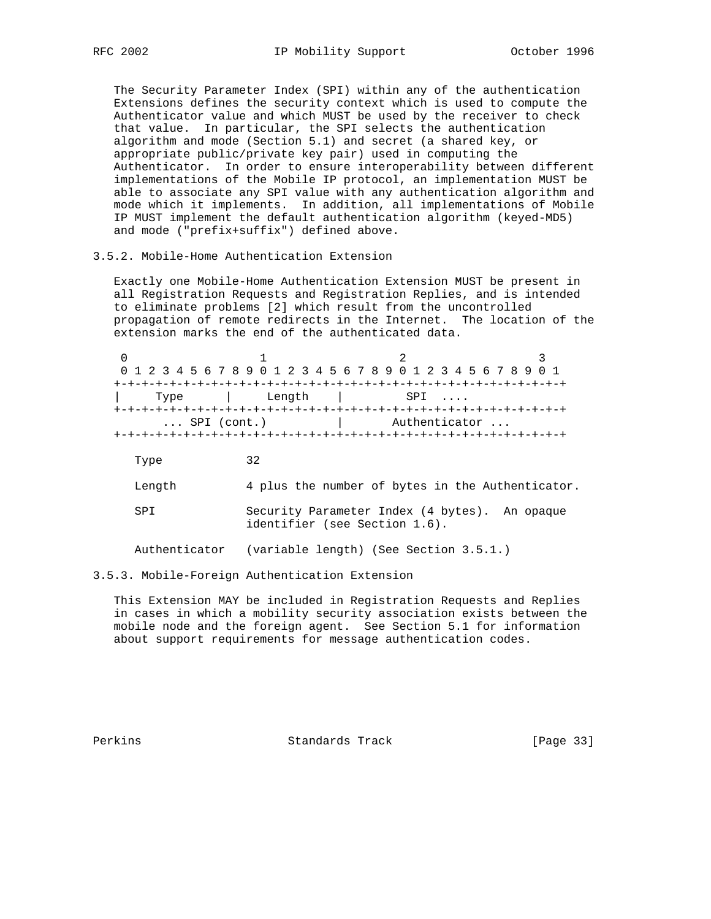The Security Parameter Index (SPI) within any of the authentication Extensions defines the security context which is used to compute the Authenticator value and which MUST be used by the receiver to check that value. In particular, the SPI selects the authentication algorithm and mode (Section 5.1) and secret (a shared key, or appropriate public/private key pair) used in computing the Authenticator. In order to ensure interoperability between different implementations of the Mobile IP protocol, an implementation MUST be able to associate any SPI value with any authentication algorithm and mode which it implements. In addition, all implementations of Mobile IP MUST implement the default authentication algorithm (keyed-MD5) and mode ("prefix+suffix") defined above.

### 3.5.2. Mobile-Home Authentication Extension

Exactly one Mobile-Home Authentication Extension MUST be present in all Registration Requests and Registration Replies, and is intended to eliminate problems [2] which result from the uncontrolled propagation of remote redirects in the Internet. The location of the extension marks the end of the authenticated data.

```
 0                   1                   2                   3
 0 1 2 3 4 5 6 7 8 9 0 1 2 3 4 5 6 7 8 9 0 1 2 3 4 5 6 7 8 9 0 1
+-+-+-+-+-+-+-+-+-+-+-+-+-+-+-+-+-+-+-+-+-+-+-+-+-+-+-+-+-+-+-+-+
|     Type      |     Length    |         SPI  ....
+-+-+-+-+-+-+-+-+-+-+-+-+-+-+-+-+-+-+-+-+-+-+-+-+-+-+-+-+-+-+-+-+
      ... SPI (cont.)          |       Authenticator ...
+-+-+-+-+-+-+-+-+-+-+-+-+-+-+-+-+-+-+-+-+-+-+-+-+-+-+-+-+-+-+-+-+
```

Type 32

Length 4 plus the number of bytes in the Authenticator.

SPI Security Parameter Index (4 bytes). An opaque identifier (see Section 1.6).

Authenticator (variable length) (See Section 3.5.1.)

### 3.5.3. Mobile-Foreign Authentication Extension

This Extension MAY be included in Registration Requests and Replies in cases in which a mobility security association exists between the mobile node and the foreign agent. See Section 5.1 for information about support requirements for message authentication codes.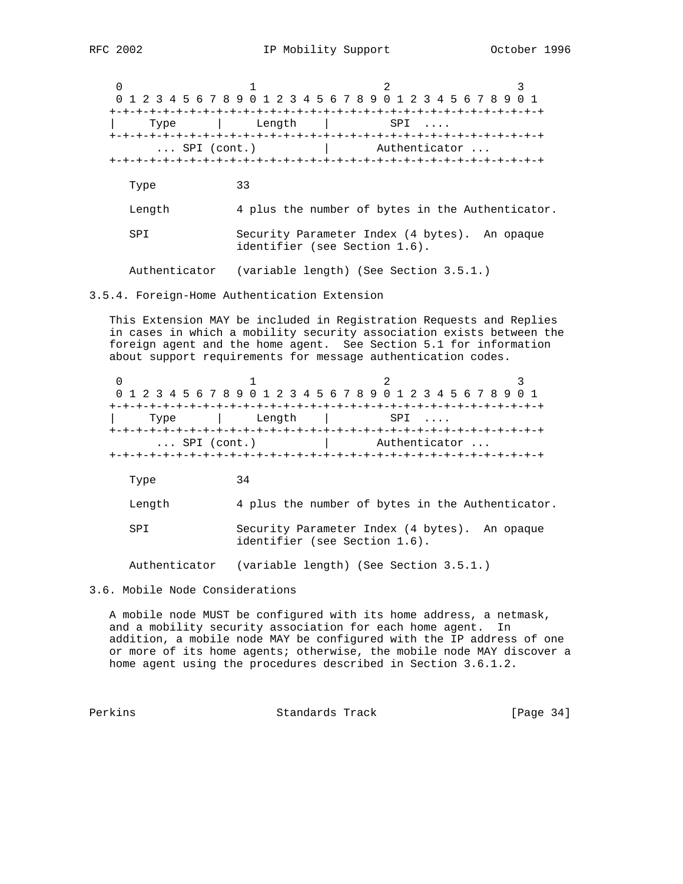```
 0                   1                   2                   3
 0 1 2 3 4 5 6 7 8 9 0 1 2 3 4 5 6 7 8 9 0 1 2 3 4 5 6 7 8 9 0 1
+-+-+-+-+-+-+-+-+-+-+-+-+-+-+-+-+-+-+-+-+-+-+-+-+-+-+-+-+-+-+-+-+
|     Type      |    Length     |         SPI  ....
+-+-+-+-+-+-+-+-+-+-+-+-+-+-+-+-+-+-+-+-+-+-+-+-+-+-+-+-+-+-+-+-+
      ... SPI (cont.)          |       Authenticator ...
+-+-+-+-+-+-+-+-+-+-+-+-+-+-+-+-+-+-+-+-+-+-+-+-+-+-+-+-+-+-+-+-+
```

Type 33

Length 4 plus the number of bytes in the Authenticator.

SPI Security Parameter Index (4 bytes). An opaque identifier (see Section 1.6).

Authenticator (variable length) (See Section 3.5.1.)

### 3.5.4. Foreign-Home Authentication Extension

This Extension MAY be included in Registration Requests and Replies in cases in which a mobility security association exists between the foreign agent and the home agent. See Section 5.1 for information about support requirements for message authentication codes.

```
 0                   1                   2                   3
 0 1 2 3 4 5 6 7 8 9 0 1 2 3 4 5 6 7 8 9 0 1 2 3 4 5 6 7 8 9 0 1
+-+-+-+-+-+-+-+-+-+-+-+-+-+-+-+-+-+-+-+-+-+-+-+-+-+-+-+-+-+-+-+-+
|     Type      |    Length     |         SPI  ....
+-+-+-+-+-+-+-+-+-+-+-+-+-+-+-+-+-+-+-+-+-+-+-+-+-+-+-+-+-+-+-+-+
      ... SPI (cont.)          |       Authenticator ...
+-+-+-+-+-+-+-+-+-+-+-+-+-+-+-+-+-+-+-+-+-+-+-+-+-+-+-+-+-+-+-+-+
```

Type 34

Length 4 plus the number of bytes in the Authenticator.

SPI Security Parameter Index (4 bytes). An opaque identifier (see Section 1.6).

Authenticator (variable length) (See Section 3.5.1.)

## 3.6. Mobile Node Considerations

A mobile node MUST be configured with its home address, a netmask, and a mobility security association for each home agent. In addition, a mobile node MAY be configured with the IP address of one or more of its home agents; otherwise, the mobile node MAY discover a home agent using the procedures described in Section 3.6.1.2.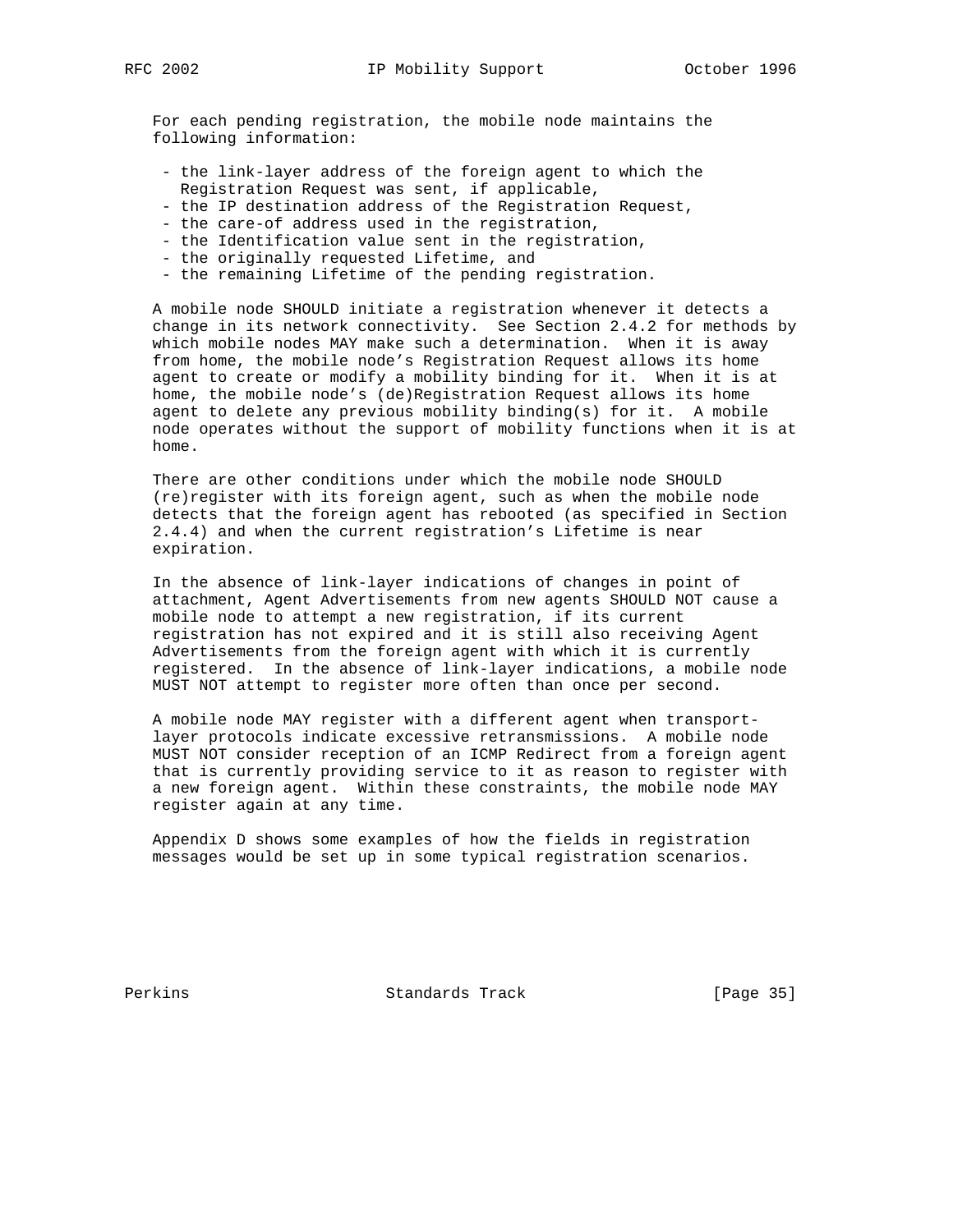For each pending registration, the mobile node maintains the following information:

- the link-layer address of the foreign agent to which the Registration Request was sent, if applicable,
- the IP destination address of the Registration Request,
- the care-of address used in the registration,
- the Identification value sent in the registration,
- the originally requested Lifetime, and
- the remaining Lifetime of the pending registration.

A mobile node SHOULD initiate a registration whenever it detects a change in its network connectivity. See Section 2.4.2 for methods by which mobile nodes MAY make such a determination. When it is away from home, the mobile node's Registration Request allows its home agent to create or modify a mobility binding for it. When it is at home, the mobile node's (de)Registration Request allows its home agent to delete any previous mobility binding(s) for it. A mobile node operates without the support of mobility functions when it is at home.

There are other conditions under which the mobile node SHOULD (re)register with its foreign agent, such as when the mobile node detects that the foreign agent has rebooted (as specified in Section 2.4.4) and when the current registration's Lifetime is near expiration.

In the absence of link-layer indications of changes in point of attachment, Agent Advertisements from new agents SHOULD NOT cause a mobile node to attempt a new registration, if its current registration has not expired and it is still also receiving Agent Advertisements from the foreign agent with which it is currently registered. In the absence of link-layer indications, a mobile node MUST NOT attempt to register more often than once per second.

A mobile node MAY register with a different agent when transport-layer protocols indicate excessive retransmissions. A mobile node MUST NOT consider reception of an ICMP Redirect from a foreign agent that is currently providing service to it as reason to register with a new foreign agent. Within these constraints, the mobile node MAY register again at any time.

Appendix D shows some examples of how the fields in registration messages would be set up in some typical registration scenarios.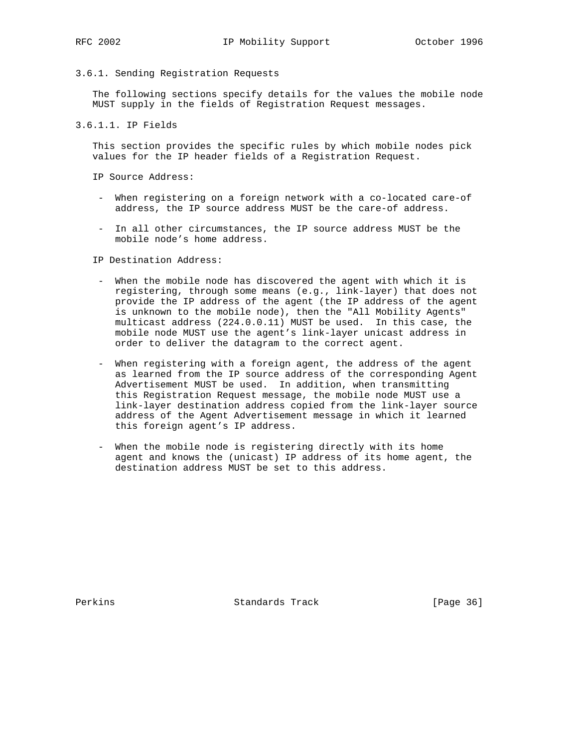### 3.6.1. Sending Registration Requests

The following sections specify details for the values the mobile node MUST supply in the fields of Registration Request messages.

#### 3.6.1.1. IP Fields

This section provides the specific rules by which mobile nodes pick values for the IP header fields of a Registration Request.

IP Source Address:

- When registering on a foreign network with a co-located care-of address, the IP source address MUST be the care-of address.

- In all other circumstances, the IP source address MUST be the mobile node's home address.

IP Destination Address:

- When the mobile node has discovered the agent with which it is registering, through some means (e.g., link-layer) that does not provide the IP address of the agent (the IP address of the agent is unknown to the mobile node), then the "All Mobility Agents" multicast address (224.0.0.11) MUST be used. In this case, the mobile node MUST use the agent's link-layer unicast address in order to deliver the datagram to the correct agent.

- When registering with a foreign agent, the address of the agent as learned from the IP source address of the corresponding Agent Advertisement MUST be used. In addition, when transmitting this Registration Request message, the mobile node MUST use a link-layer destination address copied from the link-layer source address of the Agent Advertisement message in which it learned this foreign agent's IP address.

- When the mobile node is registering directly with its home agent and knows the (unicast) IP address of its home agent, the destination address MUST be set to this address.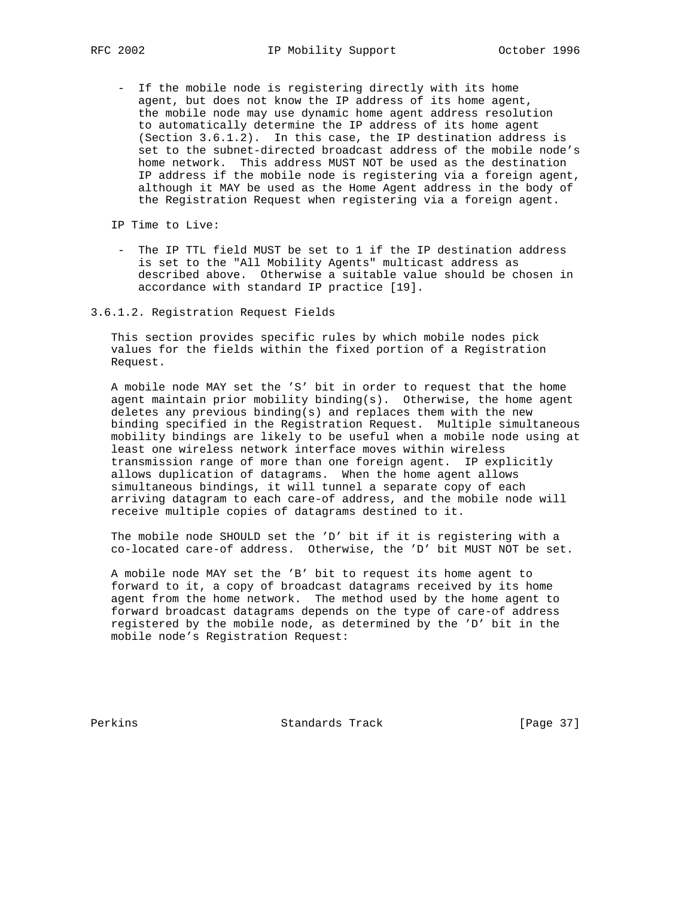- If the mobile node is registering directly with its home agent, but does not know the IP address of its home agent, the mobile node may use dynamic home agent address resolution to automatically determine the IP address of its home agent (Section 3.6.1.2). In this case, the IP destination address is set to the subnet-directed broadcast address of the mobile node's home network. This address MUST NOT be used as the destination IP address if the mobile node is registering via a foreign agent, although it MAY be used as the Home Agent address in the body of the Registration Request when registering via a foreign agent.

IP Time to Live:

- The IP TTL field MUST be set to 1 if the IP destination address is set to the "All Mobility Agents" multicast address as described above. Otherwise a suitable value should be chosen in accordance with standard IP practice [19].

#### 3.6.1.2. Registration Request Fields

This section provides specific rules by which mobile nodes pick values for the fields within the fixed portion of a Registration Request.

A mobile node MAY set the 'S' bit in order to request that the home agent maintain prior mobility binding(s). Otherwise, the home agent deletes any previous binding(s) and replaces them with the new binding specified in the Registration Request. Multiple simultaneous mobility bindings are likely to be useful when a mobile node using at least one wireless network interface moves within wireless transmission range of more than one foreign agent. IP explicitly allows duplication of datagrams. When the home agent allows simultaneous bindings, it will tunnel a separate copy of each arriving datagram to each care-of address, and the mobile node will receive multiple copies of datagrams destined to it.

The mobile node SHOULD set the 'D' bit if it is registering with a co-located care-of address. Otherwise, the 'D' bit MUST NOT be set.

A mobile node MAY set the 'B' bit to request its home agent to forward to it, a copy of broadcast datagrams received by its home agent from the home network. The method used by the home agent to forward broadcast datagrams depends on the type of care-of address registered by the mobile node, as determined by the 'D' bit in the mobile node's Registration Request: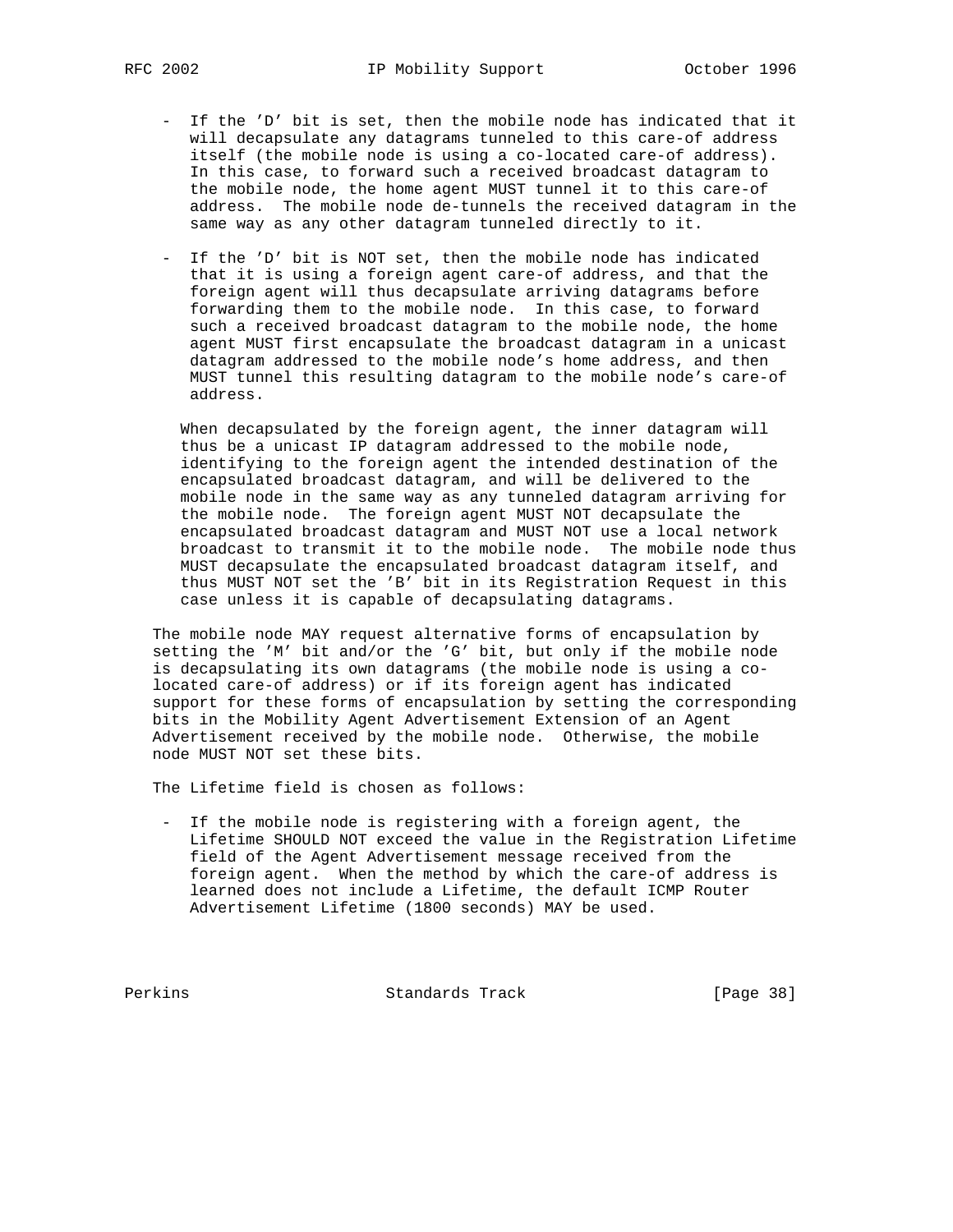- If the 'D' bit is set, then the mobile node has indicated that it will decapsulate any datagrams tunneled to this care-of address itself (the mobile node is using a co-located care-of address). In this case, to forward such a received broadcast datagram to the mobile node, the home agent MUST tunnel it to this care-of address. The mobile node de-tunnels the received datagram in the same way as any other datagram tunneled directly to it.

- If the 'D' bit is NOT set, then the mobile node has indicated that it is using a foreign agent care-of address, and that the foreign agent will thus decapsulate arriving datagrams before forwarding them to the mobile node. In this case, to forward such a received broadcast datagram to the mobile node, the home agent MUST first encapsulate the broadcast datagram in a unicast datagram addressed to the mobile node's home address, and then MUST tunnel this resulting datagram to the mobile node's care-of address.

  When decapsulated by the foreign agent, the inner datagram will thus be a unicast IP datagram addressed to the mobile node, identifying to the foreign agent the intended destination of the encapsulated broadcast datagram, and will be delivered to the mobile node in the same way as any tunneled datagram arriving for the mobile node. The foreign agent MUST NOT decapsulate the encapsulated broadcast datagram and MUST NOT use a local network broadcast to transmit it to the mobile node. The mobile node thus MUST decapsulate the encapsulated broadcast datagram itself, and thus MUST NOT set the 'B' bit in its Registration Request in this case unless it is capable of decapsulating datagrams.

The mobile node MAY request alternative forms of encapsulation by setting the 'M' bit and/or the 'G' bit, but only if the mobile node is decapsulating its own datagrams (the mobile node is using a co-located care-of address) or if its foreign agent has indicated support for these forms of encapsulation by setting the corresponding bits in the Mobility Agent Advertisement Extension of an Agent Advertisement received by the mobile node. Otherwise, the mobile node MUST NOT set these bits.

The Lifetime field is chosen as follows:

- If the mobile node is registering with a foreign agent, the Lifetime SHOULD NOT exceed the value in the Registration Lifetime field of the Agent Advertisement message received from the foreign agent. When the method by which the care-of address is learned does not include a Lifetime, the default ICMP Router Advertisement Lifetime (1800 seconds) MAY be used.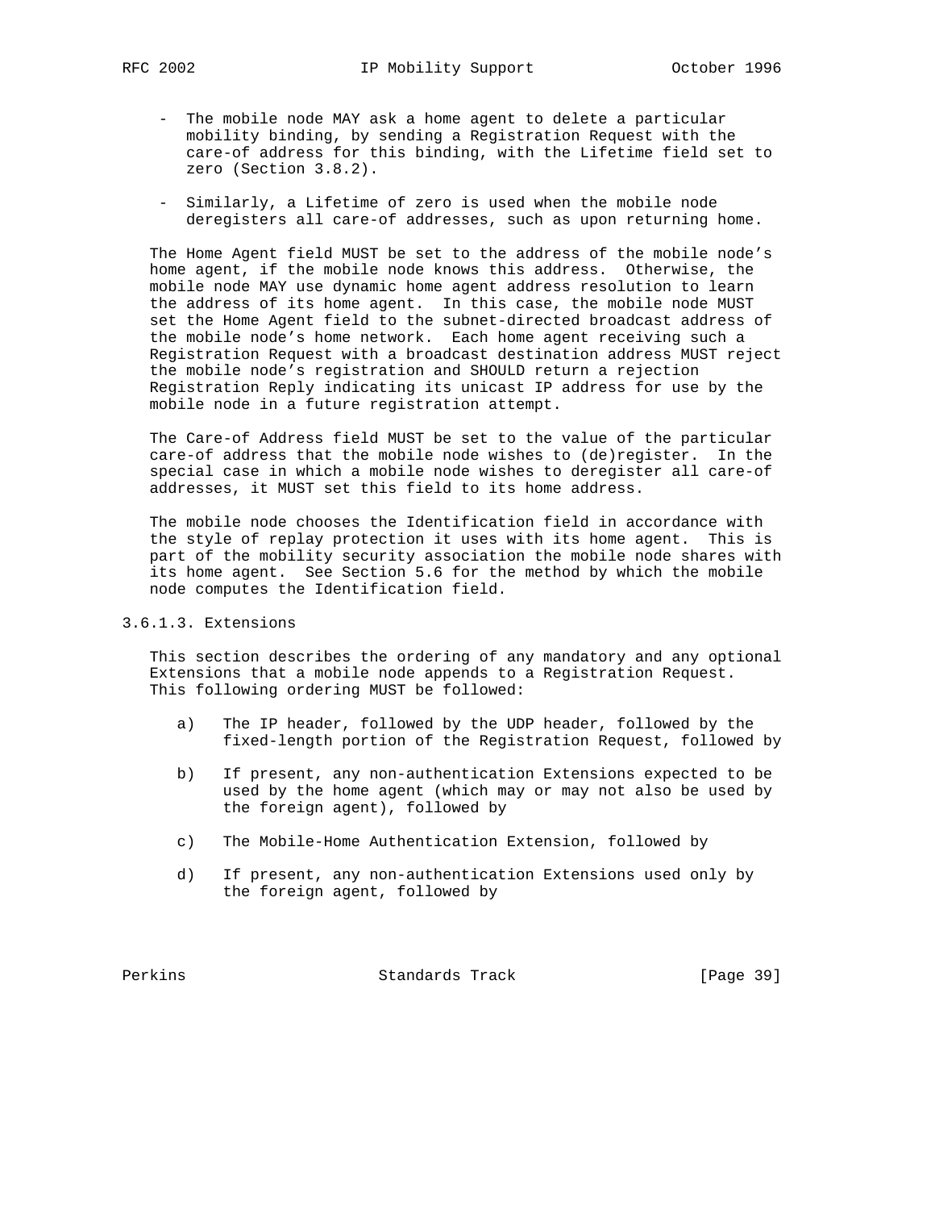- The mobile node MAY ask a home agent to delete a particular mobility binding, by sending a Registration Request with the care-of address for this binding, with the Lifetime field set to zero (Section 3.8.2).

- Similarly, a Lifetime of zero is used when the mobile node deregisters all care-of addresses, such as upon returning home.

The Home Agent field MUST be set to the address of the mobile node's home agent, if the mobile node knows this address. Otherwise, the mobile node MAY use dynamic home agent address resolution to learn the address of its home agent. In this case, the mobile node MUST set the Home Agent field to the subnet-directed broadcast address of the mobile node's home network. Each home agent receiving such a Registration Request with a broadcast destination address MUST reject the mobile node's registration and SHOULD return a rejection Registration Reply indicating its unicast IP address for use by the mobile node in a future registration attempt.

The Care-of Address field MUST be set to the value of the particular care-of address that the mobile node wishes to (de)register. In the special case in which a mobile node wishes to deregister all care-of addresses, it MUST set this field to its home address.

The mobile node chooses the Identification field in accordance with the style of replay protection it uses with its home agent. This is part of the mobility security association the mobile node shares with its home agent. See Section 5.6 for the method by which the mobile node computes the Identification field.

#### 3.6.1.3. Extensions

This section describes the ordering of any mandatory and any optional Extensions that a mobile node appends to a Registration Request. This following ordering MUST be followed:

a) The IP header, followed by the UDP header, followed by the fixed-length portion of the Registration Request, followed by

b) If present, any non-authentication Extensions expected to be used by the home agent (which may or may not also be used by the foreign agent), followed by

c) The Mobile-Home Authentication Extension, followed by

d) If present, any non-authentication Extensions used only by the foreign agent, followed by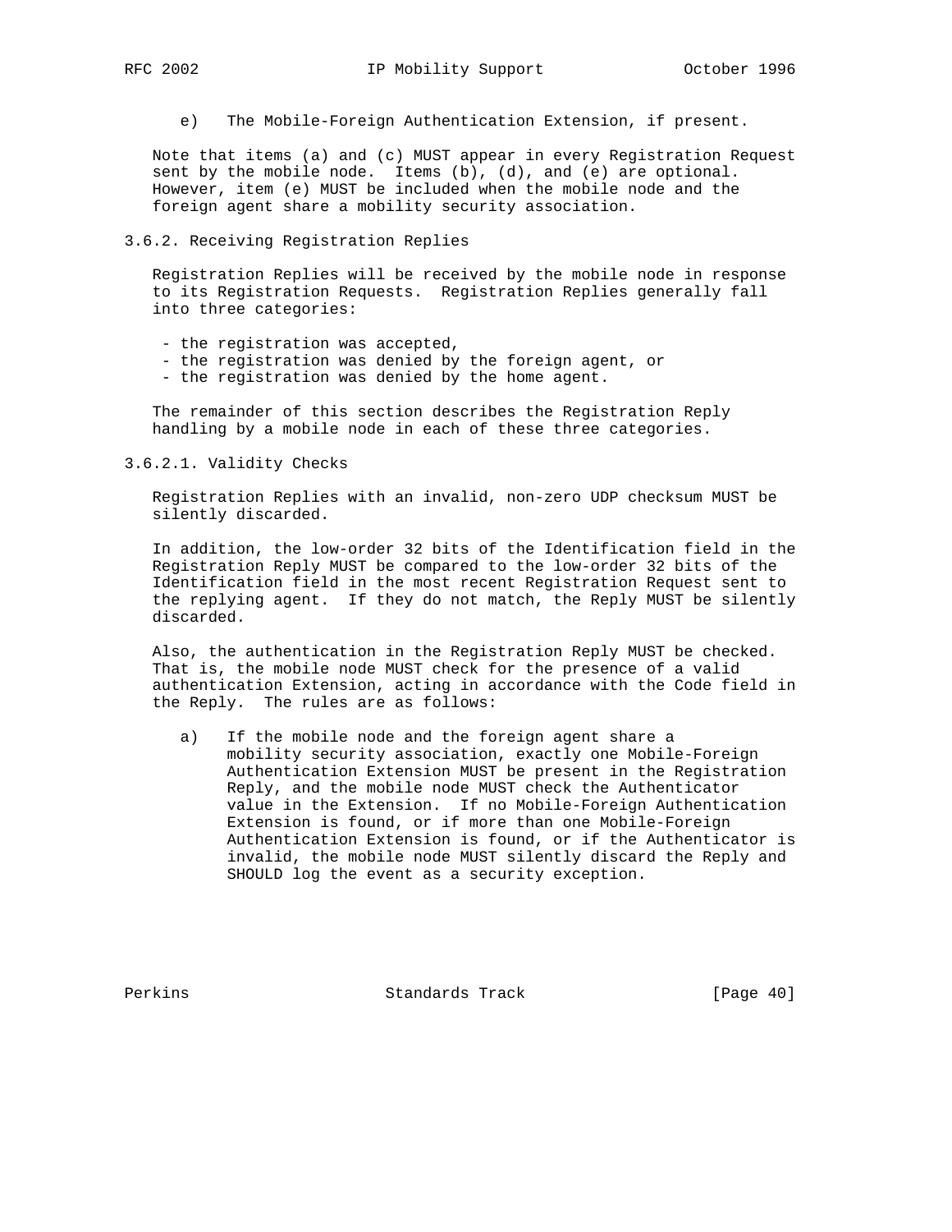e) The Mobile-Foreign Authentication Extension, if present.

Note that items (a) and (c) MUST appear in every Registration Request sent by the mobile node. Items (b), (d), and (e) are optional. However, item (e) MUST be included when the mobile node and the foreign agent share a mobility security association.

### 3.6.2. Receiving Registration Replies

Registration Replies will be received by the mobile node in response to its Registration Requests. Registration Replies generally fall into three categories:

- the registration was accepted,
- the registration was denied by the foreign agent, or
- the registration was denied by the home agent.

The remainder of this section describes the Registration Reply handling by a mobile node in each of these three categories.

#### 3.6.2.1. Validity Checks

Registration Replies with an invalid, non-zero UDP checksum MUST be silently discarded.

In addition, the low-order 32 bits of the Identification field in the Registration Reply MUST be compared to the low-order 32 bits of the Identification field in the most recent Registration Request sent to the replying agent. If they do not match, the Reply MUST be silently discarded.

Also, the authentication in the Registration Reply MUST be checked. That is, the mobile node MUST check for the presence of a valid authentication Extension, acting in accordance with the Code field in the Reply. The rules are as follows:

a) If the mobile node and the foreign agent share a mobility security association, exactly one Mobile-Foreign Authentication Extension MUST be present in the Registration Reply, and the mobile node MUST check the Authenticator value in the Extension. If no Mobile-Foreign Authentication Extension is found, or if more than one Mobile-Foreign Authentication Extension is found, or if the Authenticator is invalid, the mobile node MUST silently discard the Reply and SHOULD log the event as a security exception.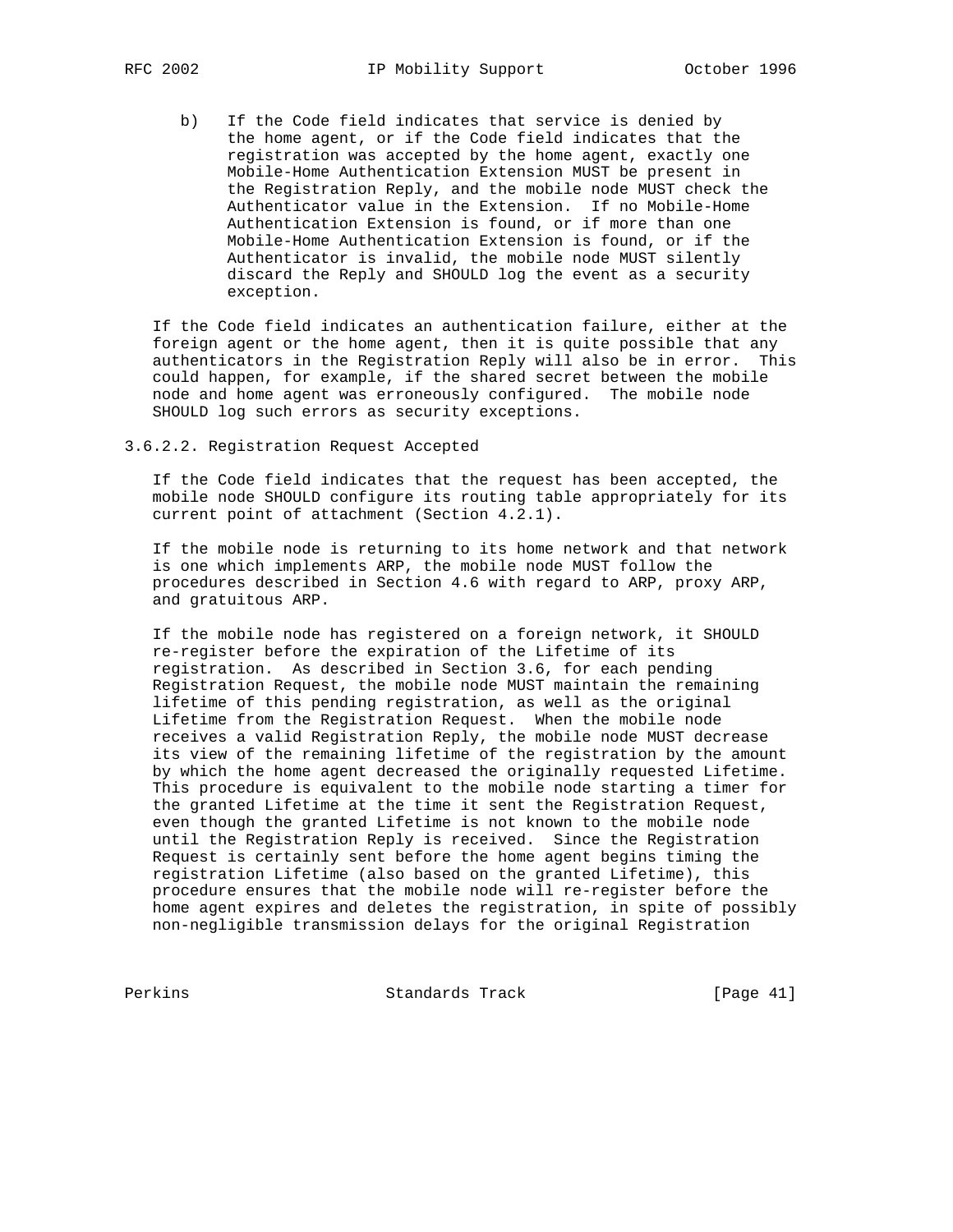b) If the Code field indicates that service is denied by the home agent, or if the Code field indicates that the registration was accepted by the home agent, exactly one Mobile-Home Authentication Extension MUST be present in the Registration Reply, and the mobile node MUST check the Authenticator value in the Extension. If no Mobile-Home Authentication Extension is found, or if more than one Mobile-Home Authentication Extension is found, or if the Authenticator is invalid, the mobile node MUST silently discard the Reply and SHOULD log the event as a security exception.

If the Code field indicates an authentication failure, either at the foreign agent or the home agent, then it is quite possible that any authenticators in the Registration Reply will also be in error. This could happen, for example, if the shared secret between the mobile node and home agent was erroneously configured. The mobile node SHOULD log such errors as security exceptions.

#### 3.6.2.2. Registration Request Accepted

If the Code field indicates that the request has been accepted, the mobile node SHOULD configure its routing table appropriately for its current point of attachment (Section 4.2.1).

If the mobile node is returning to its home network and that network is one which implements ARP, the mobile node MUST follow the procedures described in Section 4.6 with regard to ARP, proxy ARP, and gratuitous ARP.

If the mobile node has registered on a foreign network, it SHOULD re-register before the expiration of the Lifetime of its registration. As described in Section 3.6, for each pending Registration Request, the mobile node MUST maintain the remaining lifetime of this pending registration, as well as the original Lifetime from the Registration Request. When the mobile node receives a valid Registration Reply, the mobile node MUST decrease its view of the remaining lifetime of the registration by the amount by which the home agent decreased the originally requested Lifetime. This procedure is equivalent to the mobile node starting a timer for the granted Lifetime at the time it sent the Registration Request, even though the granted Lifetime is not known to the mobile node until the Registration Reply is received. Since the Registration Request is certainly sent before the home agent begins timing the registration Lifetime (also based on the granted Lifetime), this procedure ensures that the mobile node will re-register before the home agent expires and deletes the registration, in spite of possibly non-negligible transmission delays for the original Registration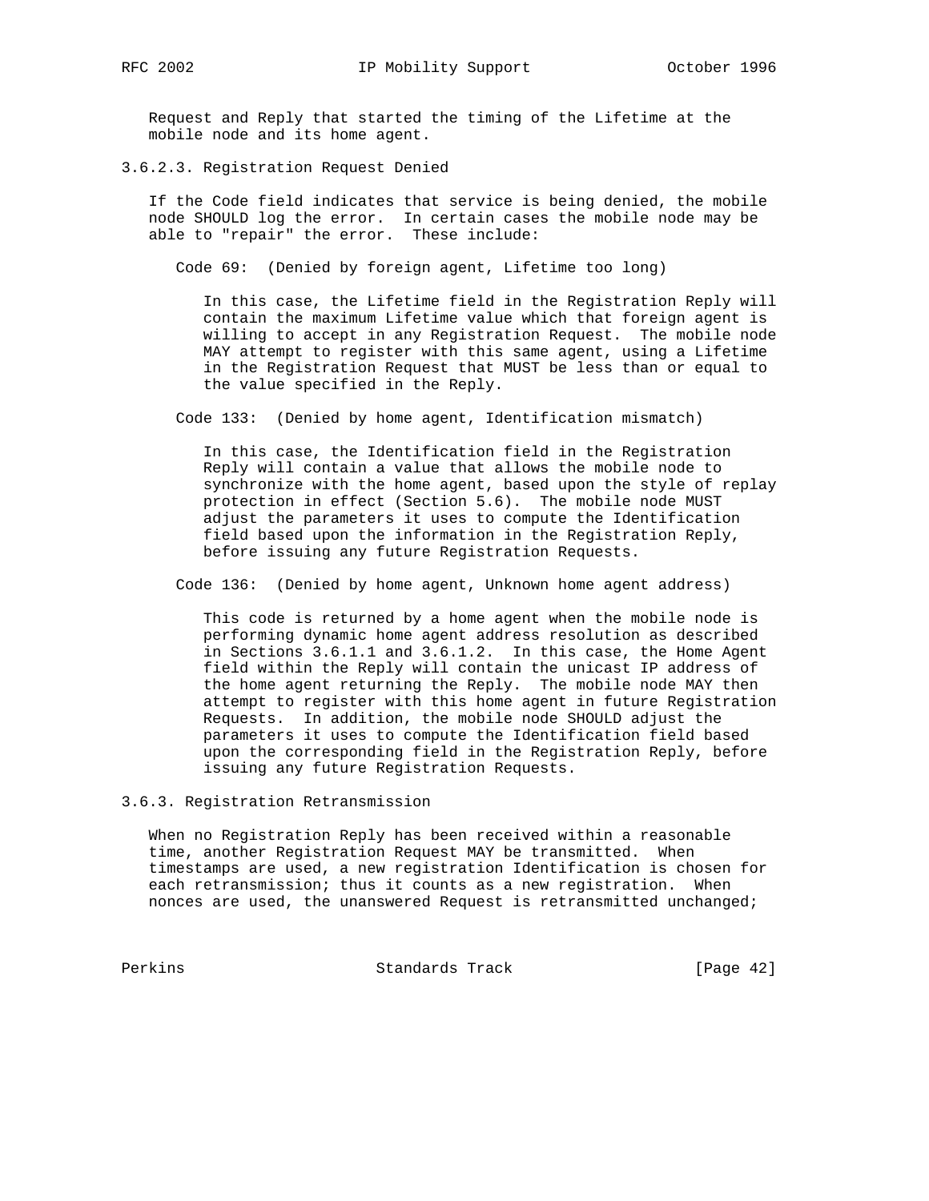Request and Reply that started the timing of the Lifetime at the mobile node and its home agent.

#### 3.6.2.3. Registration Request Denied

If the Code field indicates that service is being denied, the mobile node SHOULD log the error. In certain cases the mobile node may be able to "repair" the error. These include:

Code 69: (Denied by foreign agent, Lifetime too long)

In this case, the Lifetime field in the Registration Reply will contain the maximum Lifetime value which that foreign agent is willing to accept in any Registration Request. The mobile node MAY attempt to register with this same agent, using a Lifetime in the Registration Request that MUST be less than or equal to the value specified in the Reply.

Code 133: (Denied by home agent, Identification mismatch)

In this case, the Identification field in the Registration Reply will contain a value that allows the mobile node to synchronize with the home agent, based upon the style of replay protection in effect (Section 5.6). The mobile node MUST adjust the parameters it uses to compute the Identification field based upon the information in the Registration Reply, before issuing any future Registration Requests.

Code 136: (Denied by home agent, Unknown home agent address)

This code is returned by a home agent when the mobile node is performing dynamic home agent address resolution as described in Sections 3.6.1.1 and 3.6.1.2. In this case, the Home Agent field within the Reply will contain the unicast IP address of the home agent returning the Reply. The mobile node MAY then attempt to register with this home agent in future Registration Requests. In addition, the mobile node SHOULD adjust the parameters it uses to compute the Identification field based upon the corresponding field in the Registration Reply, before issuing any future Registration Requests.

### 3.6.3. Registration Retransmission

When no Registration Reply has been received within a reasonable time, another Registration Request MAY be transmitted. When timestamps are used, a new registration Identification is chosen for each retransmission; thus it counts as a new registration. When nonces are used, the unanswered Request is retransmitted unchanged;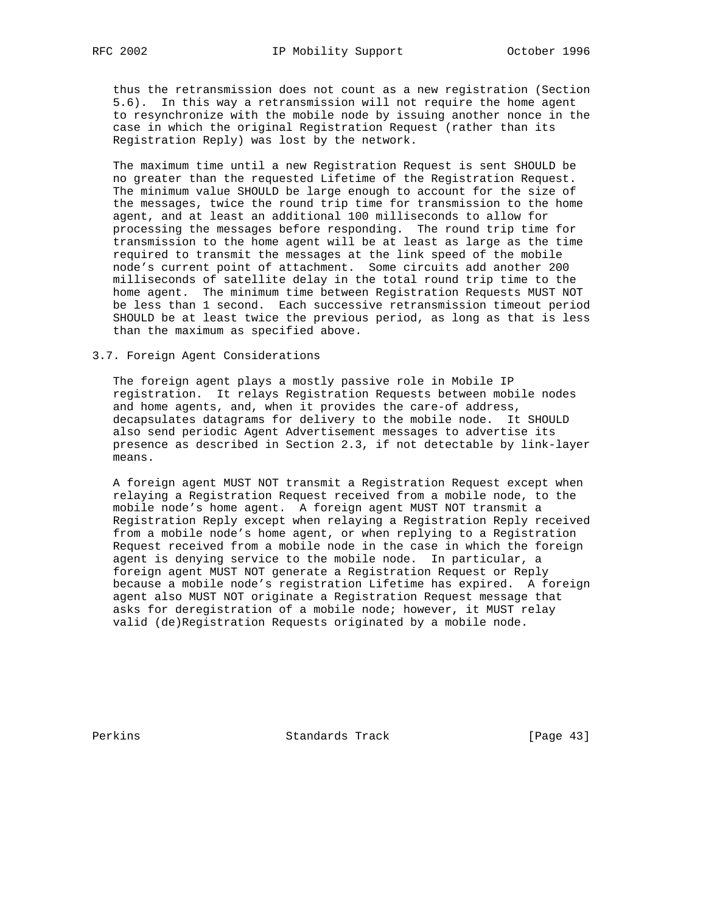thus the retransmission does not count as a new registration (Section 5.6). In this way a retransmission will not require the home agent to resynchronize with the mobile node by issuing another nonce in the case in which the original Registration Request (rather than its Registration Reply) was lost by the network.

The maximum time until a new Registration Request is sent SHOULD be no greater than the requested Lifetime of the Registration Request. The minimum value SHOULD be large enough to account for the size of the messages, twice the round trip time for transmission to the home agent, and at least an additional 100 milliseconds to allow for processing the messages before responding. The round trip time for transmission to the home agent will be at least as large as the time required to transmit the messages at the link speed of the mobile node's current point of attachment. Some circuits add another 200 milliseconds of satellite delay in the total round trip time to the home agent. The minimum time between Registration Requests MUST NOT be less than 1 second. Each successive retransmission timeout period SHOULD be at least twice the previous period, as long as that is less than the maximum as specified above.

### 3.7. Foreign Agent Considerations

The foreign agent plays a mostly passive role in Mobile IP registration. It relays Registration Requests between mobile nodes and home agents, and, when it provides the care-of address, decapsulates datagrams for delivery to the mobile node. It SHOULD also send periodic Agent Advertisement messages to advertise its presence as described in Section 2.3, if not detectable by link-layer means.

A foreign agent MUST NOT transmit a Registration Request except when relaying a Registration Request received from a mobile node, to the mobile node's home agent. A foreign agent MUST NOT transmit a Registration Reply except when relaying a Registration Reply received from a mobile node's home agent, or when replying to a Registration Request received from a mobile node in the case in which the foreign agent is denying service to the mobile node. In particular, a foreign agent MUST NOT generate a Registration Request or Reply because a mobile node's registration Lifetime has expired. A foreign agent also MUST NOT originate a Registration Request message that asks for deregistration of a mobile node; however, it MUST relay valid (de)Registration Requests originated by a mobile node.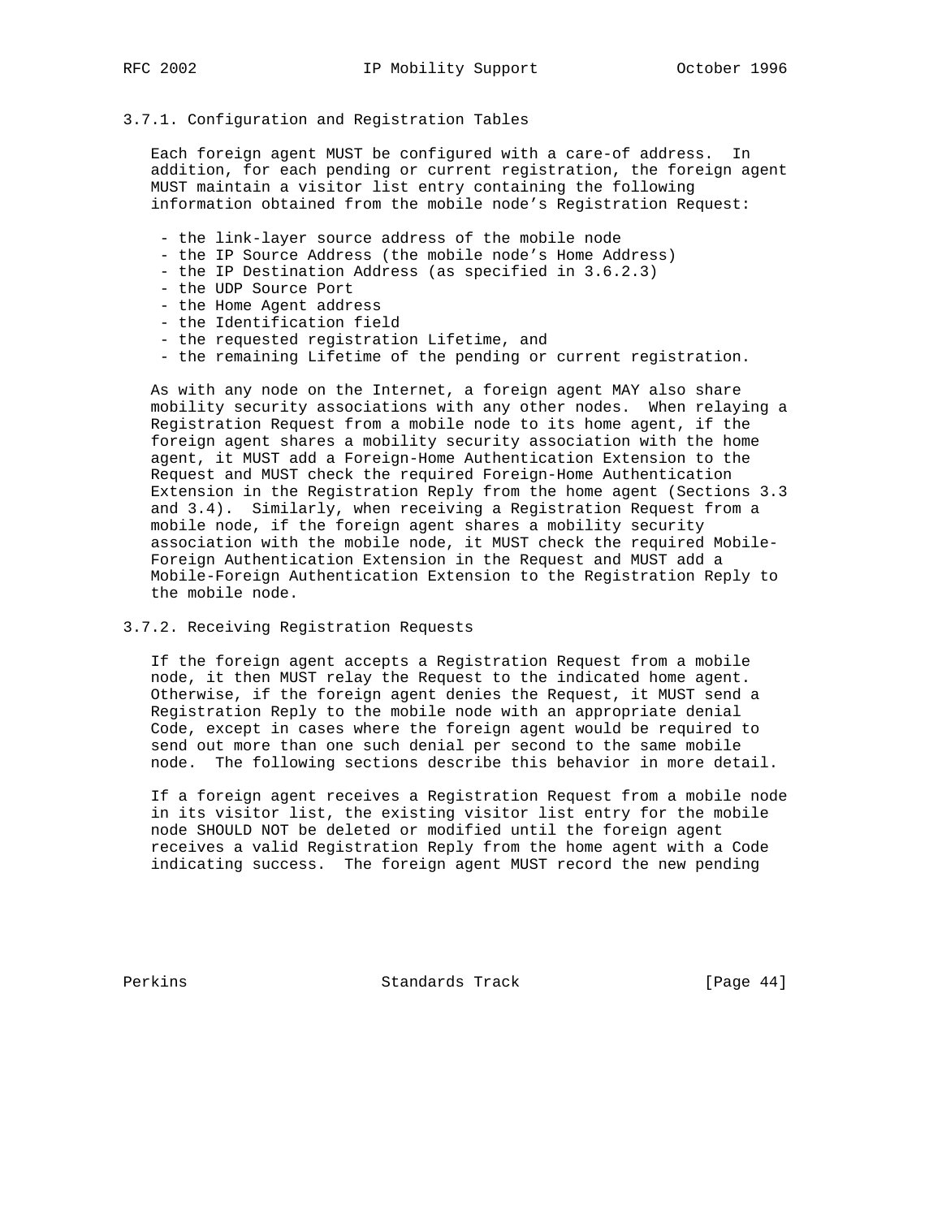### 3.7.1. Configuration and Registration Tables

Each foreign agent MUST be configured with a care-of address. In addition, for each pending or current registration, the foreign agent MUST maintain a visitor list entry containing the following information obtained from the mobile node's Registration Request:

- the link-layer source address of the mobile node
- the IP Source Address (the mobile node's Home Address)
- the IP Destination Address (as specified in 3.6.2.3)
- the UDP Source Port
- the Home Agent address
- the Identification field
- the requested registration Lifetime, and
- the remaining Lifetime of the pending or current registration.

As with any node on the Internet, a foreign agent MAY also share mobility security associations with any other nodes. When relaying a Registration Request from a mobile node to its home agent, if the foreign agent shares a mobility security association with the home agent, it MUST add a Foreign-Home Authentication Extension to the Request and MUST check the required Foreign-Home Authentication Extension in the Registration Reply from the home agent (Sections 3.3 and 3.4). Similarly, when receiving a Registration Request from a mobile node, if the foreign agent shares a mobility security association with the mobile node, it MUST check the required Mobile-Foreign Authentication Extension in the Request and MUST add a Mobile-Foreign Authentication Extension to the Registration Reply to the mobile node.

### 3.7.2. Receiving Registration Requests

If the foreign agent accepts a Registration Request from a mobile node, it then MUST relay the Request to the indicated home agent. Otherwise, if the foreign agent denies the Request, it MUST send a Registration Reply to the mobile node with an appropriate denial Code, except in cases where the foreign agent would be required to send out more than one such denial per second to the same mobile node. The following sections describe this behavior in more detail.

If a foreign agent receives a Registration Request from a mobile node in its visitor list, the existing visitor list entry for the mobile node SHOULD NOT be deleted or modified until the foreign agent receives a valid Registration Reply from the home agent with a Code indicating success. The foreign agent MUST record the new pending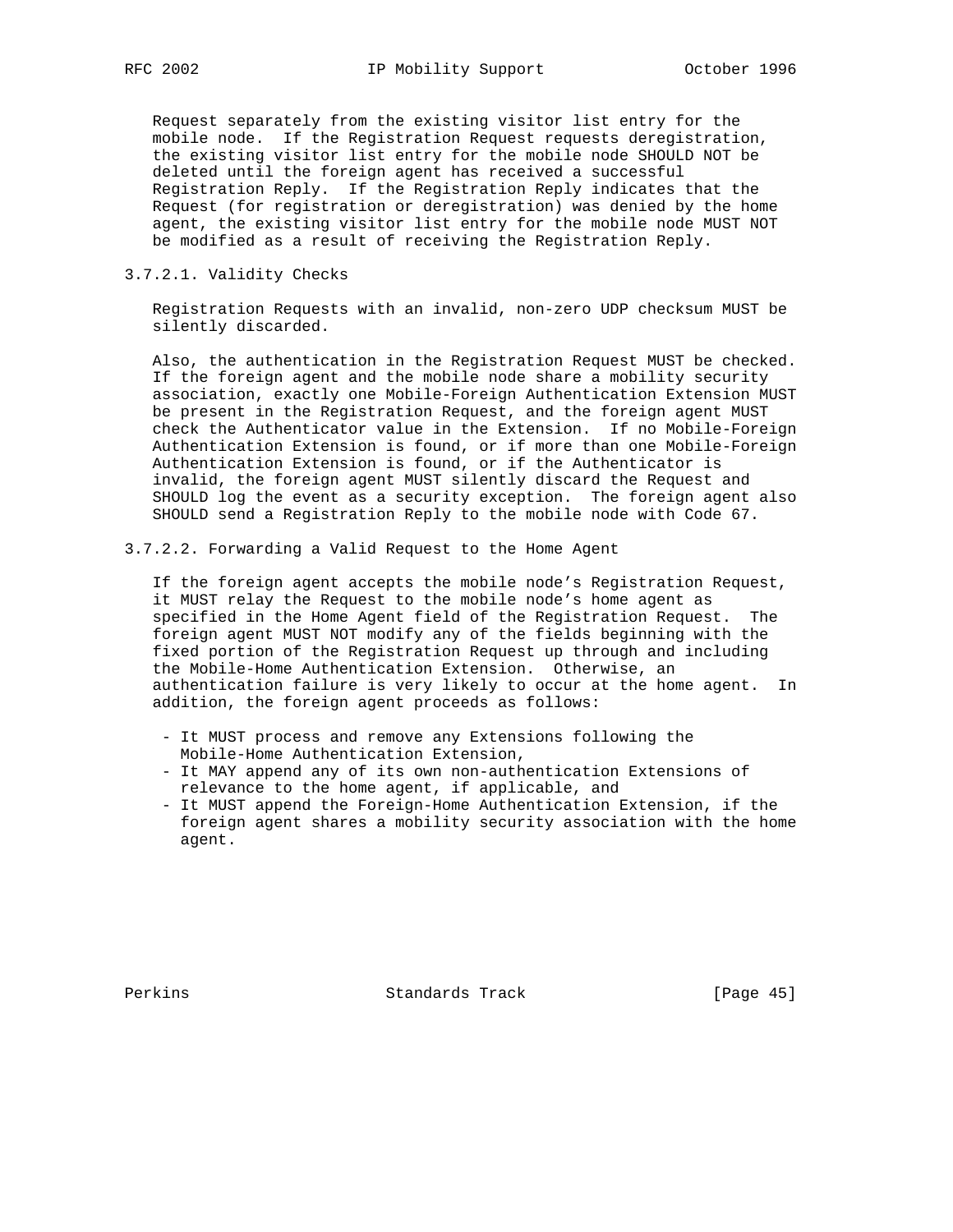Request separately from the existing visitor list entry for the mobile node. If the Registration Request requests deregistration, the existing visitor list entry for the mobile node SHOULD NOT be deleted until the foreign agent has received a successful Registration Reply. If the Registration Reply indicates that the Request (for registration or deregistration) was denied by the home agent, the existing visitor list entry for the mobile node MUST NOT be modified as a result of receiving the Registration Reply.

#### 3.7.2.1. Validity Checks

Registration Requests with an invalid, non-zero UDP checksum MUST be silently discarded.

Also, the authentication in the Registration Request MUST be checked. If the foreign agent and the mobile node share a mobility security association, exactly one Mobile-Foreign Authentication Extension MUST be present in the Registration Request, and the foreign agent MUST check the Authenticator value in the Extension. If no Mobile-Foreign Authentication Extension is found, or if more than one Mobile-Foreign Authentication Extension is found, or if the Authenticator is invalid, the foreign agent MUST silently discard the Request and SHOULD log the event as a security exception. The foreign agent also SHOULD send a Registration Reply to the mobile node with Code 67.

#### 3.7.2.2. Forwarding a Valid Request to the Home Agent

If the foreign agent accepts the mobile node's Registration Request, it MUST relay the Request to the mobile node's home agent as specified in the Home Agent field of the Registration Request. The foreign agent MUST NOT modify any of the fields beginning with the fixed portion of the Registration Request up through and including the Mobile-Home Authentication Extension. Otherwise, an authentication failure is very likely to occur at the home agent. In addition, the foreign agent proceeds as follows:

- It MUST process and remove any Extensions following the Mobile-Home Authentication Extension,
- It MAY append any of its own non-authentication Extensions of relevance to the home agent, if applicable, and
- It MUST append the Foreign-Home Authentication Extension, if the foreign agent shares a mobility security association with the home agent.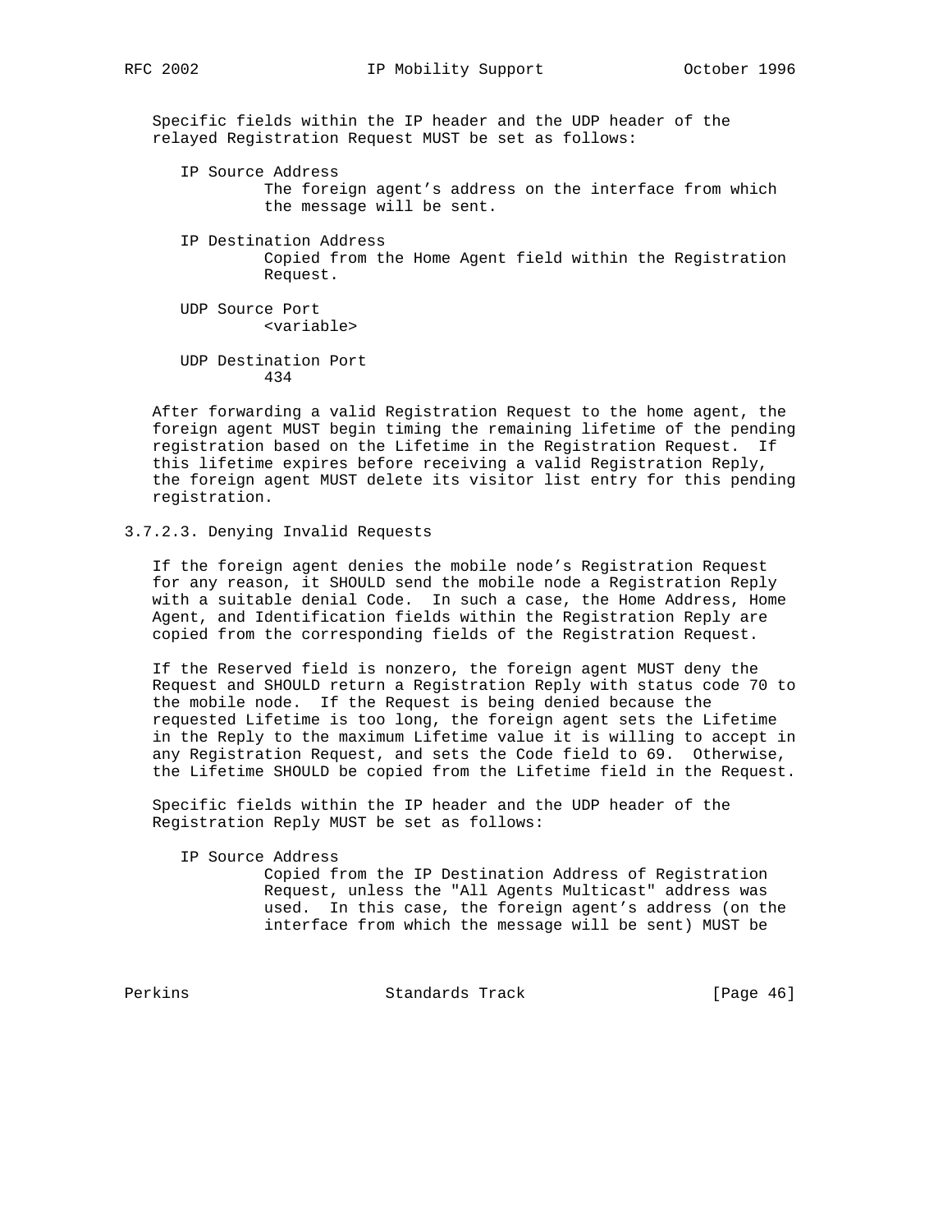Specific fields within the IP header and the UDP header of the relayed Registration Request MUST be set as follows:

IP Source Address
: The foreign agent's address on the interface from which the message will be sent.

IP Destination Address
: Copied from the Home Agent field within the Registration Request.

UDP Source Port
: <variable>

UDP Destination Port
: 434

After forwarding a valid Registration Request to the home agent, the foreign agent MUST begin timing the remaining lifetime of the pending registration based on the Lifetime in the Registration Request. If this lifetime expires before receiving a valid Registration Reply, the foreign agent MUST delete its visitor list entry for this pending registration.

#### 3.7.2.3. Denying Invalid Requests

If the foreign agent denies the mobile node's Registration Request for any reason, it SHOULD send the mobile node a Registration Reply with a suitable denial Code. In such a case, the Home Address, Home Agent, and Identification fields within the Registration Reply are copied from the corresponding fields of the Registration Request.

If the Reserved field is nonzero, the foreign agent MUST deny the Request and SHOULD return a Registration Reply with status code 70 to the mobile node. If the Request is being denied because the requested Lifetime is too long, the foreign agent sets the Lifetime in the Reply to the maximum Lifetime value it is willing to accept in any Registration Request, and sets the Code field to 69. Otherwise, the Lifetime SHOULD be copied from the Lifetime field in the Request.

Specific fields within the IP header and the UDP header of the Registration Reply MUST be set as follows:

IP Source Address
: Copied from the IP Destination Address of Registration Request, unless the "All Agents Multicast" address was used. In this case, the foreign agent's address (on the interface from which the message will be sent) MUST be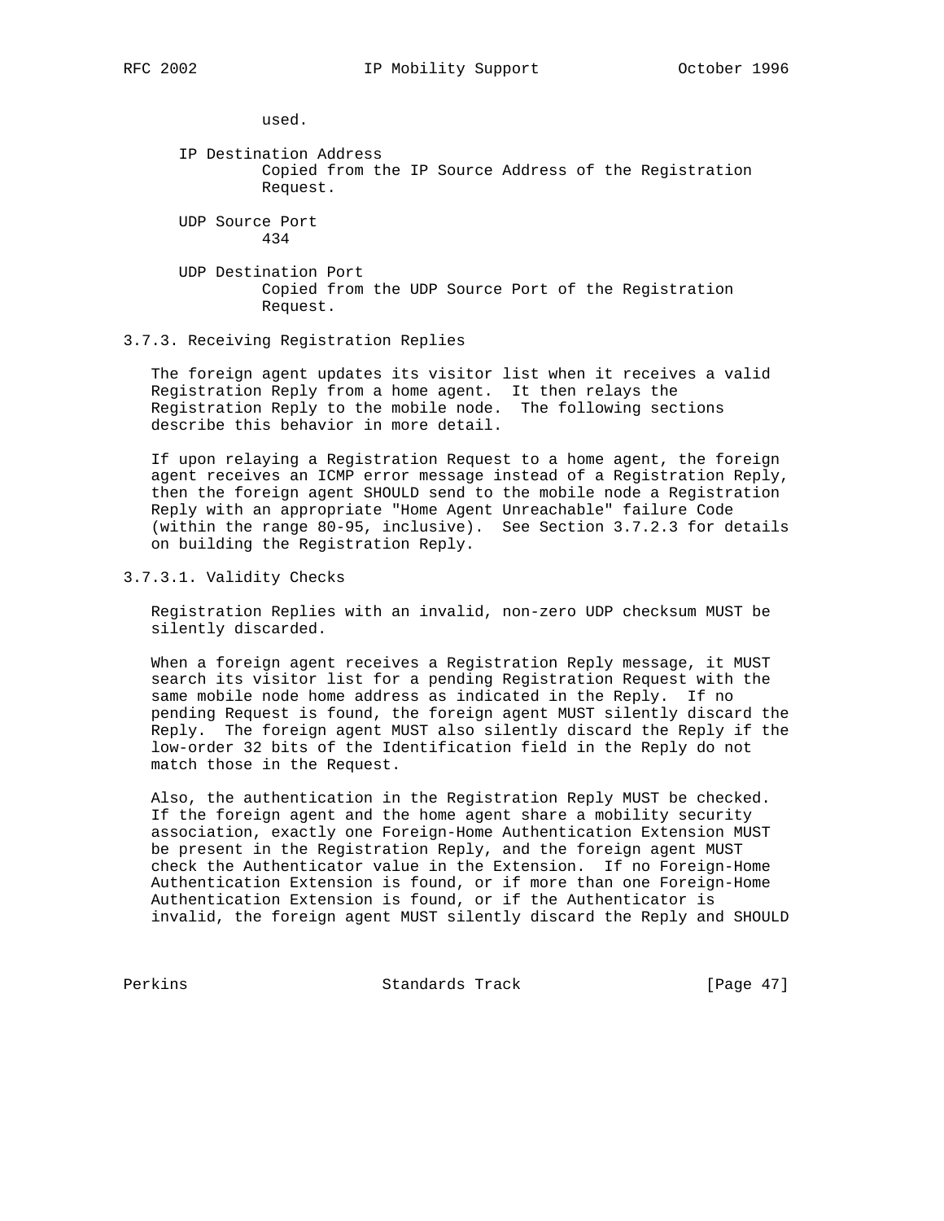used.

IP Destination Address
  Copied from the IP Source Address of the Registration Request.

UDP Source Port
  434

UDP Destination Port
  Copied from the UDP Source Port of the Registration Request.

### 3.7.3. Receiving Registration Replies

The foreign agent updates its visitor list when it receives a valid Registration Reply from a home agent. It then relays the Registration Reply to the mobile node. The following sections describe this behavior in more detail.

If upon relaying a Registration Request to a home agent, the foreign agent receives an ICMP error message instead of a Registration Reply, then the foreign agent SHOULD send to the mobile node a Registration Reply with an appropriate "Home Agent Unreachable" failure Code (within the range 80-95, inclusive). See Section 3.7.2.3 for details on building the Registration Reply.

#### 3.7.3.1. Validity Checks

Registration Replies with an invalid, non-zero UDP checksum MUST be silently discarded.

When a foreign agent receives a Registration Reply message, it MUST search its visitor list for a pending Registration Request with the same mobile node home address as indicated in the Reply. If no pending Request is found, the foreign agent MUST silently discard the Reply. The foreign agent MUST also silently discard the Reply if the low-order 32 bits of the Identification field in the Reply do not match those in the Request.

Also, the authentication in the Registration Reply MUST be checked. If the foreign agent and the home agent share a mobility security association, exactly one Foreign-Home Authentication Extension MUST be present in the Registration Reply, and the foreign agent MUST check the Authenticator value in the Extension. If no Foreign-Home Authentication Extension is found, or if more than one Foreign-Home Authentication Extension is found, or if the Authenticator is invalid, the foreign agent MUST silently discard the Reply and SHOULD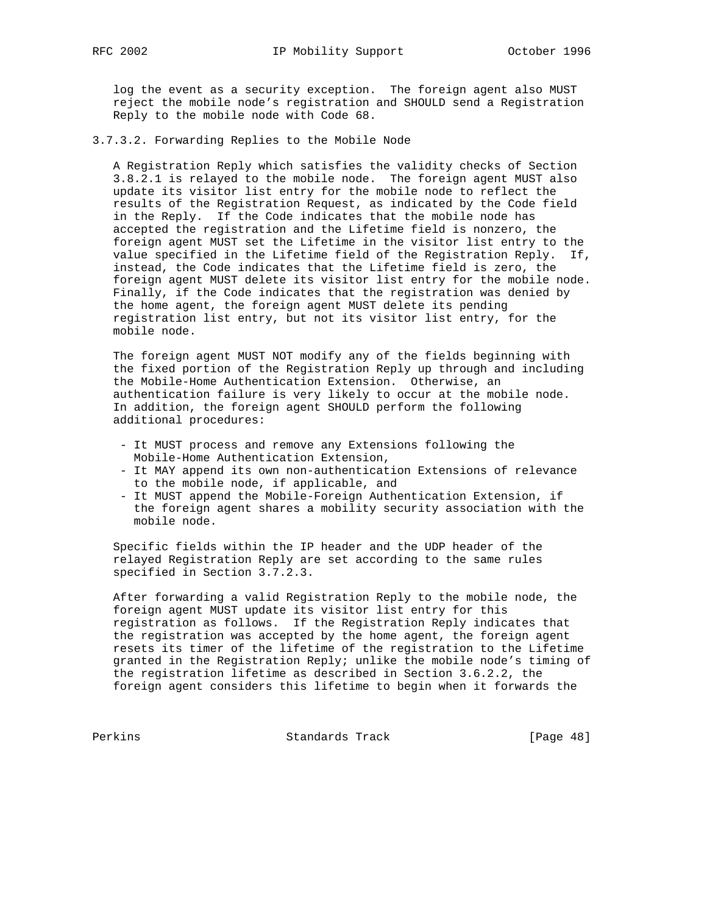log the event as a security exception. The foreign agent also MUST reject the mobile node's registration and SHOULD send a Registration Reply to the mobile node with Code 68.

#### 3.7.3.2. Forwarding Replies to the Mobile Node

A Registration Reply which satisfies the validity checks of Section 3.8.2.1 is relayed to the mobile node. The foreign agent MUST also update its visitor list entry for the mobile node to reflect the results of the Registration Request, as indicated by the Code field in the Reply. If the Code indicates that the mobile node has accepted the registration and the Lifetime field is nonzero, the foreign agent MUST set the Lifetime in the visitor list entry to the value specified in the Lifetime field of the Registration Reply. If, instead, the Code indicates that the Lifetime field is zero, the foreign agent MUST delete its visitor list entry for the mobile node. Finally, if the Code indicates that the registration was denied by the home agent, the foreign agent MUST delete its pending registration list entry, but not its visitor list entry, for the mobile node.

The foreign agent MUST NOT modify any of the fields beginning with the fixed portion of the Registration Reply up through and including the Mobile-Home Authentication Extension. Otherwise, an authentication failure is very likely to occur at the mobile node. In addition, the foreign agent SHOULD perform the following additional procedures:

- It MUST process and remove any Extensions following the Mobile-Home Authentication Extension,
- It MAY append its own non-authentication Extensions of relevance to the mobile node, if applicable, and
- It MUST append the Mobile-Foreign Authentication Extension, if the foreign agent shares a mobility security association with the mobile node.

Specific fields within the IP header and the UDP header of the relayed Registration Reply are set according to the same rules specified in Section 3.7.2.3.

After forwarding a valid Registration Reply to the mobile node, the foreign agent MUST update its visitor list entry for this registration as follows. If the Registration Reply indicates that the registration was accepted by the home agent, the foreign agent resets its timer of the lifetime of the registration to the Lifetime granted in the Registration Reply; unlike the mobile node's timing of the registration lifetime as described in Section 3.6.2.2, the foreign agent considers this lifetime to begin when it forwards the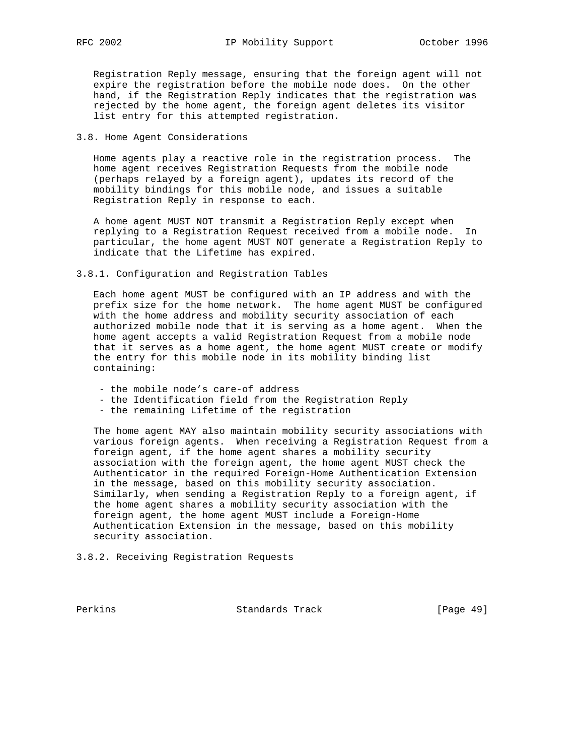Registration Reply message, ensuring that the foreign agent will not expire the registration before the mobile node does. On the other hand, if the Registration Reply indicates that the registration was rejected by the home agent, the foreign agent deletes its visitor list entry for this attempted registration.

### 3.8. Home Agent Considerations

Home agents play a reactive role in the registration process. The home agent receives Registration Requests from the mobile node (perhaps relayed by a foreign agent), updates its record of the mobility bindings for this mobile node, and issues a suitable Registration Reply in response to each.

A home agent MUST NOT transmit a Registration Reply except when replying to a Registration Request received from a mobile node. In particular, the home agent MUST NOT generate a Registration Reply to indicate that the Lifetime has expired.

#### 3.8.1. Configuration and Registration Tables

Each home agent MUST be configured with an IP address and with the prefix size for the home network. The home agent MUST be configured with the home address and mobility security association of each authorized mobile node that it is serving as a home agent. When the home agent accepts a valid Registration Request from a mobile node that it serves as a home agent, the home agent MUST create or modify the entry for this mobile node in its mobility binding list containing:

- the mobile node's care-of address
- the Identification field from the Registration Reply
- the remaining Lifetime of the registration

The home agent MAY also maintain mobility security associations with various foreign agents. When receiving a Registration Request from a foreign agent, if the home agent shares a mobility security association with the foreign agent, the home agent MUST check the Authenticator in the required Foreign-Home Authentication Extension in the message, based on this mobility security association. Similarly, when sending a Registration Reply to a foreign agent, if the home agent shares a mobility security association with the foreign agent, the home agent MUST include a Foreign-Home Authentication Extension in the message, based on this mobility security association.

#### 3.8.2. Receiving Registration Requests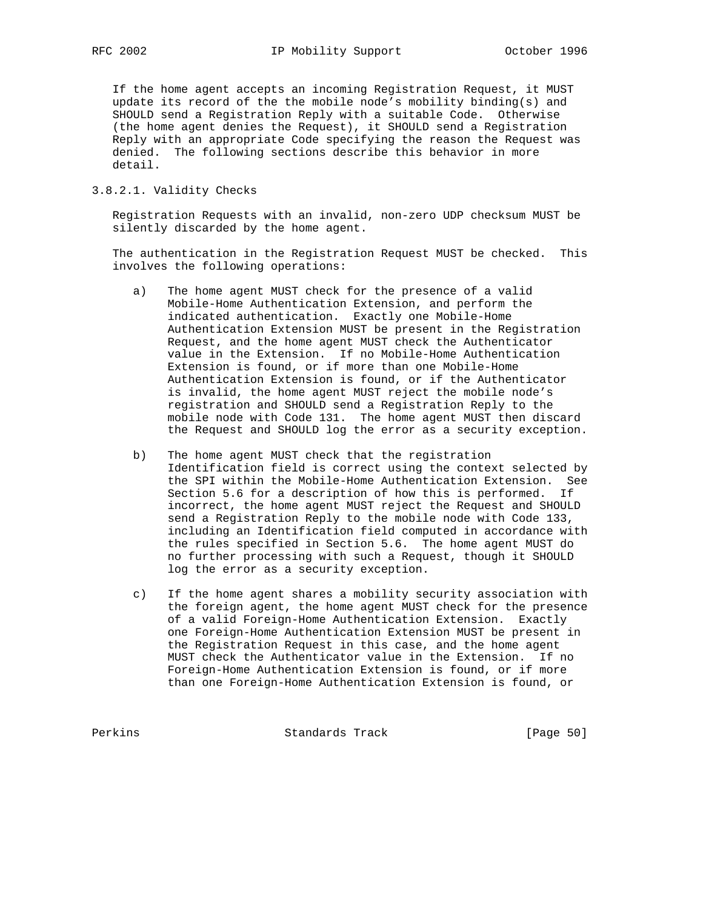If the home agent accepts an incoming Registration Request, it MUST update its record of the the mobile node's mobility binding(s) and SHOULD send a Registration Reply with a suitable Code. Otherwise (the home agent denies the Request), it SHOULD send a Registration Reply with an appropriate Code specifying the reason the Request was denied. The following sections describe this behavior in more detail.

### 3.8.2.1. Validity Checks

Registration Requests with an invalid, non-zero UDP checksum MUST be silently discarded by the home agent.

The authentication in the Registration Request MUST be checked. This involves the following operations:

a) The home agent MUST check for the presence of a valid Mobile-Home Authentication Extension, and perform the indicated authentication. Exactly one Mobile-Home Authentication Extension MUST be present in the Registration Request, and the home agent MUST check the Authenticator value in the Extension. If no Mobile-Home Authentication Extension is found, or if more than one Mobile-Home Authentication Extension is found, or if the Authenticator is invalid, the home agent MUST reject the mobile node's registration and SHOULD send a Registration Reply to the mobile node with Code 131. The home agent MUST then discard the Request and SHOULD log the error as a security exception.

b) The home agent MUST check that the registration Identification field is correct using the context selected by the SPI within the Mobile-Home Authentication Extension. See Section 5.6 for a description of how this is performed. If incorrect, the home agent MUST reject the Request and SHOULD send a Registration Reply to the mobile node with Code 133, including an Identification field computed in accordance with the rules specified in Section 5.6. The home agent MUST do no further processing with such a Request, though it SHOULD log the error as a security exception.

c) If the home agent shares a mobility security association with the foreign agent, the home agent MUST check for the presence of a valid Foreign-Home Authentication Extension. Exactly one Foreign-Home Authentication Extension MUST be present in the Registration Request in this case, and the home agent MUST check the Authenticator value in the Extension. If no Foreign-Home Authentication Extension is found, or if more than one Foreign-Home Authentication Extension is found, or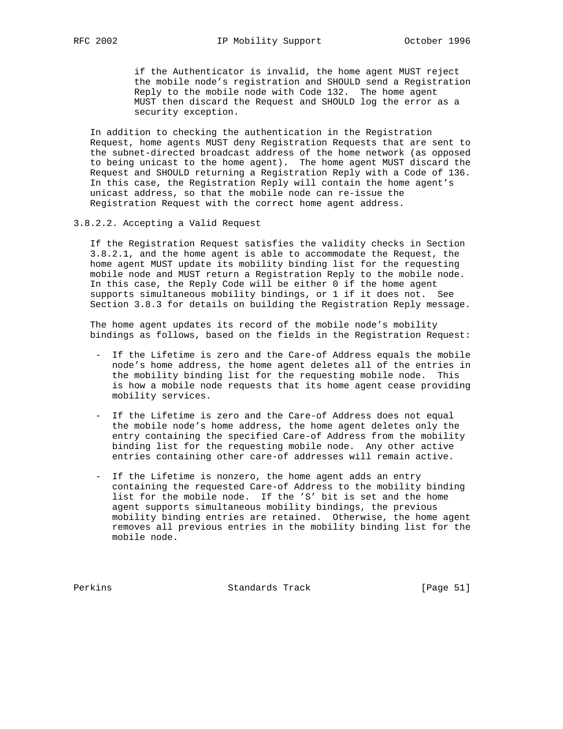if the Authenticator is invalid, the home agent MUST reject the mobile node's registration and SHOULD send a Registration Reply to the mobile node with Code 132. The home agent MUST then discard the Request and SHOULD log the error as a security exception.

In addition to checking the authentication in the Registration Request, home agents MUST deny Registration Requests that are sent to the subnet-directed broadcast address of the home network (as opposed to being unicast to the home agent). The home agent MUST discard the Request and SHOULD returning a Registration Reply with a Code of 136. In this case, the Registration Reply will contain the home agent's unicast address, so that the mobile node can re-issue the Registration Request with the correct home agent address.

### 3.8.2.2. Accepting a Valid Request

If the Registration Request satisfies the validity checks in Section 3.8.2.1, and the home agent is able to accommodate the Request, the home agent MUST update its mobility binding list for the requesting mobile node and MUST return a Registration Reply to the mobile node. In this case, the Reply Code will be either 0 if the home agent supports simultaneous mobility bindings, or 1 if it does not. See Section 3.8.3 for details on building the Registration Reply message.

The home agent updates its record of the mobile node's mobility bindings as follows, based on the fields in the Registration Request:

- If the Lifetime is zero and the Care-of Address equals the mobile node's home address, the home agent deletes all of the entries in the mobility binding list for the requesting mobile node. This is how a mobile node requests that its home agent cease providing mobility services.

- If the Lifetime is zero and the Care-of Address does not equal the mobile node's home address, the home agent deletes only the entry containing the specified Care-of Address from the mobility binding list for the requesting mobile node. Any other active entries containing other care-of addresses will remain active.

- If the Lifetime is nonzero, the home agent adds an entry containing the requested Care-of Address to the mobility binding list for the mobile node. If the 'S' bit is set and the home agent supports simultaneous mobility bindings, the previous mobility binding entries are retained. Otherwise, the home agent removes all previous entries in the mobility binding list for the mobile node.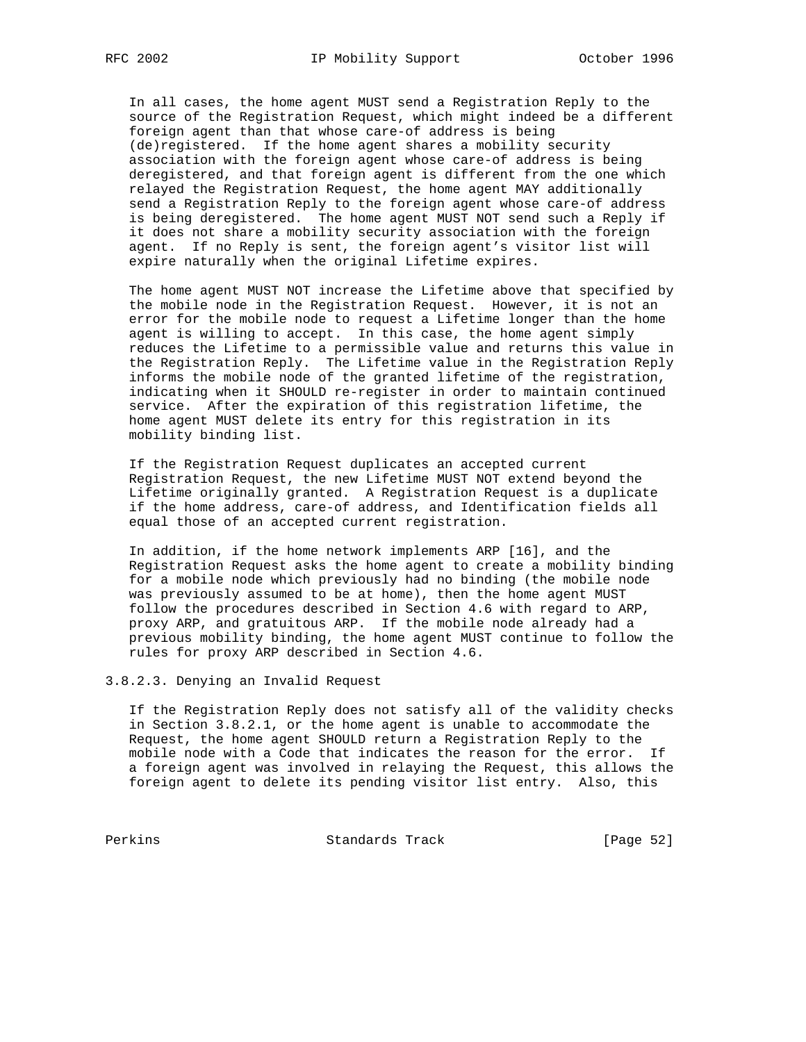In all cases, the home agent MUST send a Registration Reply to the source of the Registration Request, which might indeed be a different foreign agent than that whose care-of address is being (de)registered. If the home agent shares a mobility security association with the foreign agent whose care-of address is being deregistered, and that foreign agent is different from the one which relayed the Registration Request, the home agent MAY additionally send a Registration Reply to the foreign agent whose care-of address is being deregistered. The home agent MUST NOT send such a Reply if it does not share a mobility security association with the foreign agent. If no Reply is sent, the foreign agent's visitor list will expire naturally when the original Lifetime expires.

The home agent MUST NOT increase the Lifetime above that specified by the mobile node in the Registration Request. However, it is not an error for the mobile node to request a Lifetime longer than the home agent is willing to accept. In this case, the home agent simply reduces the Lifetime to a permissible value and returns this value in the Registration Reply. The Lifetime value in the Registration Reply informs the mobile node of the granted lifetime of the registration, indicating when it SHOULD re-register in order to maintain continued service. After the expiration of this registration lifetime, the home agent MUST delete its entry for this registration in its mobility binding list.

If the Registration Request duplicates an accepted current Registration Request, the new Lifetime MUST NOT extend beyond the Lifetime originally granted. A Registration Request is a duplicate if the home address, care-of address, and Identification fields all equal those of an accepted current registration.

In addition, if the home network implements ARP [16], and the Registration Request asks the home agent to create a mobility binding for a mobile node which previously had no binding (the mobile node was previously assumed to be at home), then the home agent MUST follow the procedures described in Section 4.6 with regard to ARP, proxy ARP, and gratuitous ARP. If the mobile node already had a previous mobility binding, the home agent MUST continue to follow the rules for proxy ARP described in Section 4.6.

#### 3.8.2.3. Denying an Invalid Request

If the Registration Reply does not satisfy all of the validity checks in Section 3.8.2.1, or the home agent is unable to accommodate the Request, the home agent SHOULD return a Registration Reply to the mobile node with a Code that indicates the reason for the error. If a foreign agent was involved in relaying the Request, this allows the foreign agent to delete its pending visitor list entry. Also, this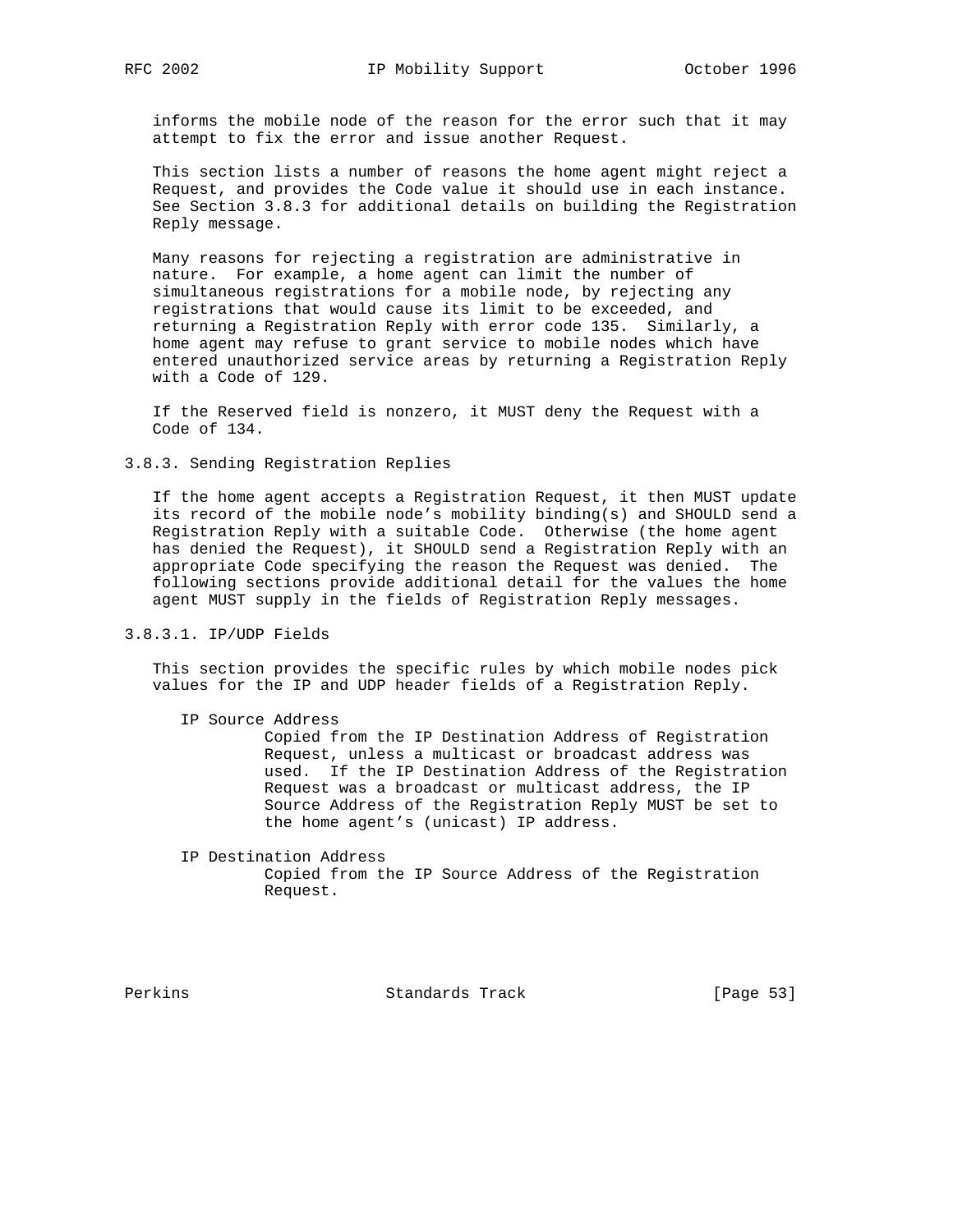informs the mobile node of the reason for the error such that it may attempt to fix the error and issue another Request.

This section lists a number of reasons the home agent might reject a Request, and provides the Code value it should use in each instance. See Section 3.8.3 for additional details on building the Registration Reply message.

Many reasons for rejecting a registration are administrative in nature. For example, a home agent can limit the number of simultaneous registrations for a mobile node, by rejecting any registrations that would cause its limit to be exceeded, and returning a Registration Reply with error code 135. Similarly, a home agent may refuse to grant service to mobile nodes which have entered unauthorized service areas by returning a Registration Reply with a Code of 129.

If the Reserved field is nonzero, it MUST deny the Request with a Code of 134.

### 3.8.3. Sending Registration Replies

If the home agent accepts a Registration Request, it then MUST update its record of the mobile node's mobility binding(s) and SHOULD send a Registration Reply with a suitable Code. Otherwise (the home agent has denied the Request), it SHOULD send a Registration Reply with an appropriate Code specifying the reason the Request was denied. The following sections provide additional detail for the values the home agent MUST supply in the fields of Registration Reply messages.

#### 3.8.3.1. IP/UDP Fields

This section provides the specific rules by which mobile nodes pick values for the IP and UDP header fields of a Registration Reply.

IP Source Address
: Copied from the IP Destination Address of Registration Request, unless a multicast or broadcast address was used. If the IP Destination Address of the Registration Request was a broadcast or multicast address, the IP Source Address of the Registration Reply MUST be set to the home agent's (unicast) IP address.

IP Destination Address
: Copied from the IP Source Address of the Registration Request.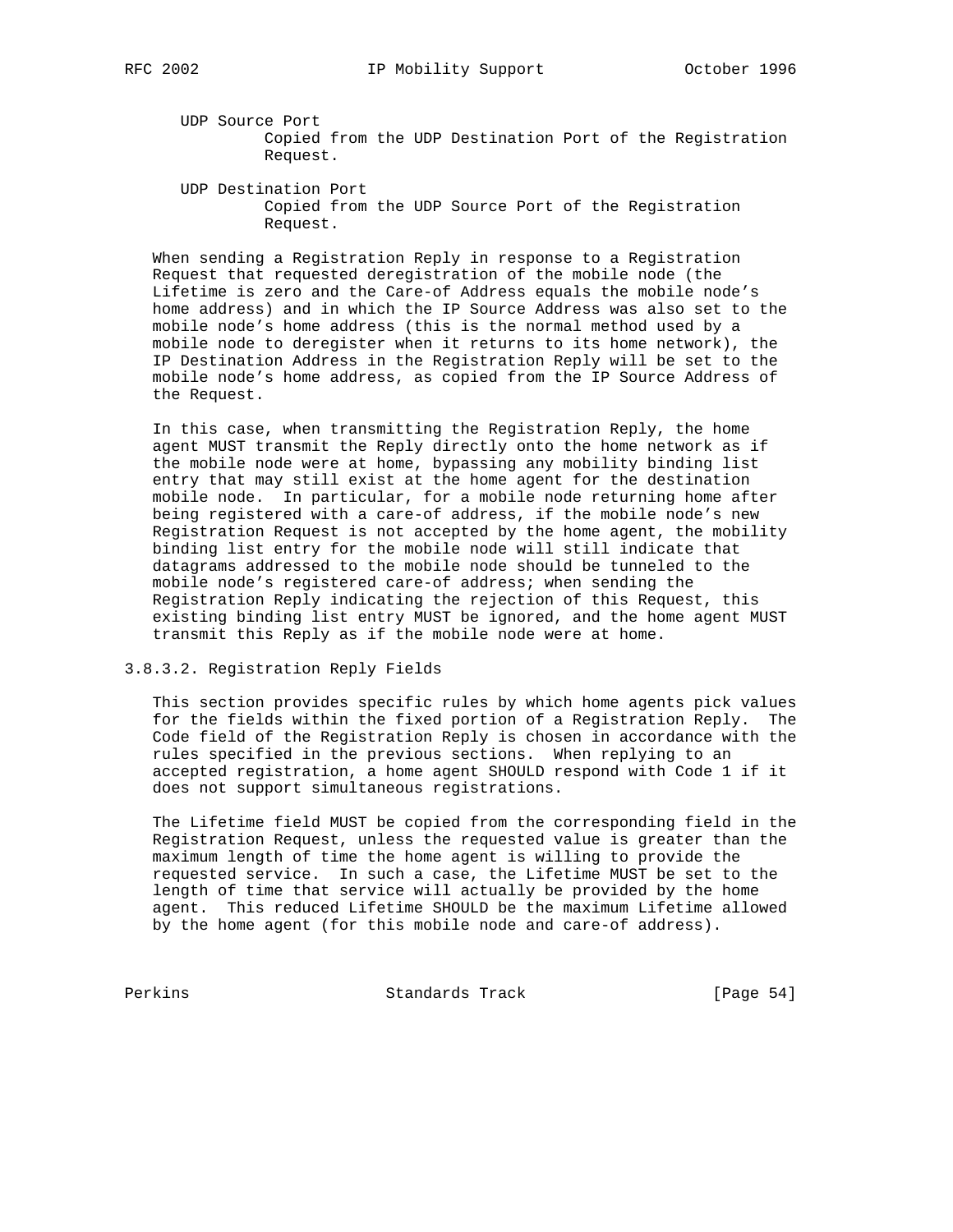UDP Source Port
: Copied from the UDP Destination Port of the Registration Request.

UDP Destination Port
: Copied from the UDP Source Port of the Registration Request.

When sending a Registration Reply in response to a Registration Request that requested deregistration of the mobile node (the Lifetime is zero and the Care-of Address equals the mobile node's home address) and in which the IP Source Address was also set to the mobile node's home address (this is the normal method used by a mobile node to deregister when it returns to its home network), the IP Destination Address in the Registration Reply will be set to the mobile node's home address, as copied from the IP Source Address of the Request.

In this case, when transmitting the Registration Reply, the home agent MUST transmit the Reply directly onto the home network as if the mobile node were at home, bypassing any mobility binding list entry that may still exist at the home agent for the destination mobile node. In particular, for a mobile node returning home after being registered with a care-of address, if the mobile node's new Registration Request is not accepted by the home agent, the mobility binding list entry for the mobile node will still indicate that datagrams addressed to the mobile node should be tunneled to the mobile node's registered care-of address; when sending the Registration Reply indicating the rejection of this Request, this existing binding list entry MUST be ignored, and the home agent MUST transmit this Reply as if the mobile node were at home.

### 3.8.3.2. Registration Reply Fields

This section provides specific rules by which home agents pick values for the fields within the fixed portion of a Registration Reply. The Code field of the Registration Reply is chosen in accordance with the rules specified in the previous sections. When replying to an accepted registration, a home agent SHOULD respond with Code 1 if it does not support simultaneous registrations.

The Lifetime field MUST be copied from the corresponding field in the Registration Request, unless the requested value is greater than the maximum length of time the home agent is willing to provide the requested service. In such a case, the Lifetime MUST be set to the length of time that service will actually be provided by the home agent. This reduced Lifetime SHOULD be the maximum Lifetime allowed by the home agent (for this mobile node and care-of address).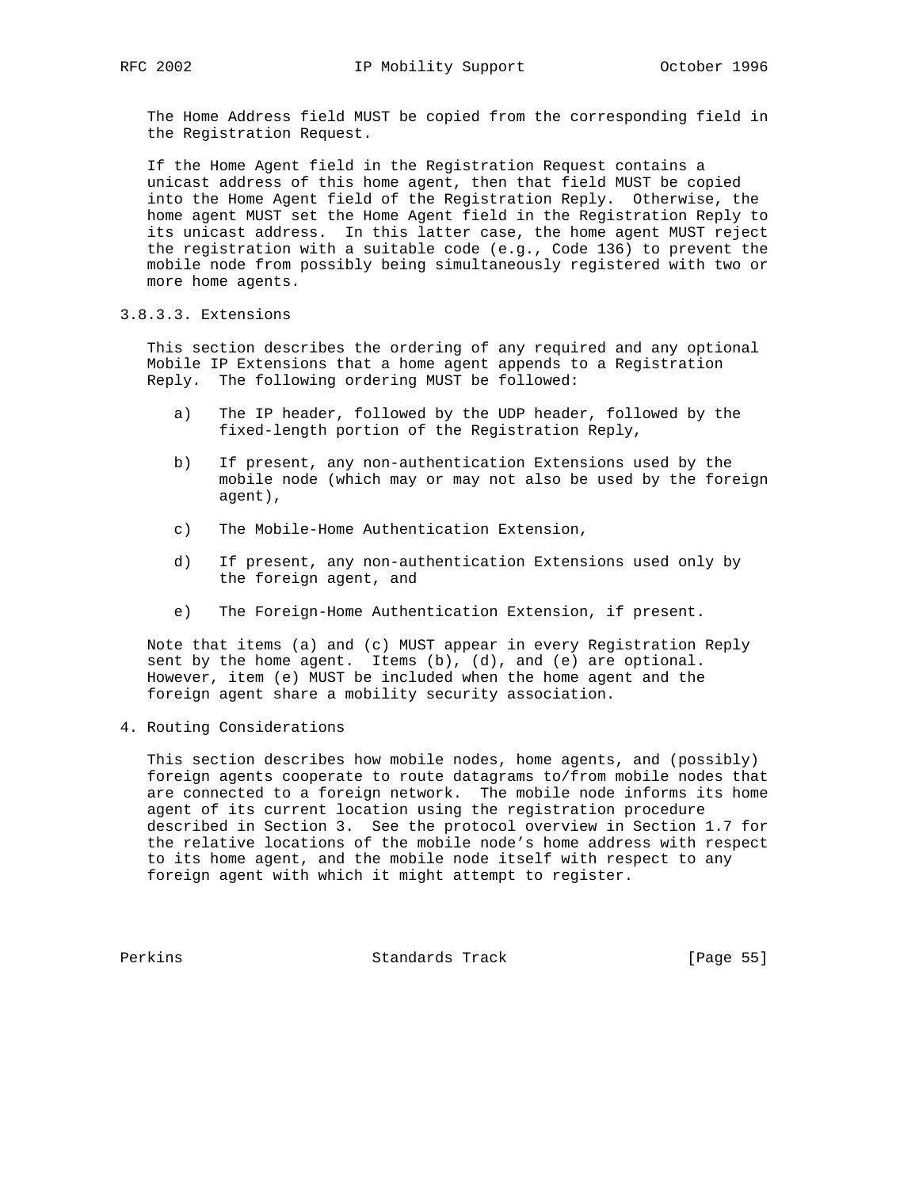The Home Address field MUST be copied from the corresponding field in the Registration Request.

If the Home Agent field in the Registration Request contains a unicast address of this home agent, then that field MUST be copied into the Home Agent field of the Registration Reply. Otherwise, the home agent MUST set the Home Agent field in the Registration Reply to its unicast address. In this latter case, the home agent MUST reject the registration with a suitable code (e.g., Code 136) to prevent the mobile node from possibly being simultaneously registered with two or more home agents.

#### 3.8.3.3. Extensions

This section describes the ordering of any required and any optional Mobile IP Extensions that a home agent appends to a Registration Reply. The following ordering MUST be followed:

a) The IP header, followed by the UDP header, followed by the fixed-length portion of the Registration Reply,

b) If present, any non-authentication Extensions used by the mobile node (which may or may not also be used by the foreign agent),

c) The Mobile-Home Authentication Extension,

d) If present, any non-authentication Extensions used only by the foreign agent, and

e) The Foreign-Home Authentication Extension, if present.

Note that items (a) and (c) MUST appear in every Registration Reply sent by the home agent. Items (b), (d), and (e) are optional. However, item (e) MUST be included when the home agent and the foreign agent share a mobility security association.

## 4. Routing Considerations

This section describes how mobile nodes, home agents, and (possibly) foreign agents cooperate to route datagrams to/from mobile nodes that are connected to a foreign network. The mobile node informs its home agent of its current location using the registration procedure described in Section 3. See the protocol overview in Section 1.7 for the relative locations of the mobile node's home address with respect to its home agent, and the mobile node itself with respect to any foreign agent with which it might attempt to register.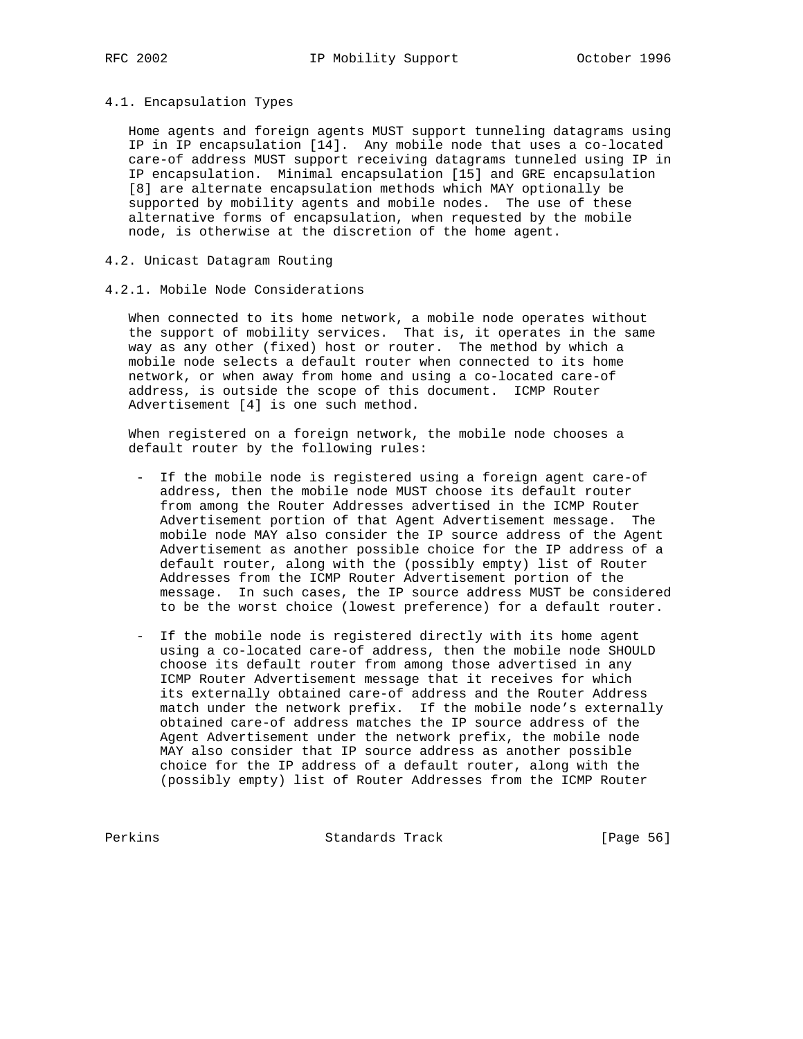### 4.1. Encapsulation Types

Home agents and foreign agents MUST support tunneling datagrams using IP in IP encapsulation [14]. Any mobile node that uses a co-located care-of address MUST support receiving datagrams tunneled using IP in IP encapsulation. Minimal encapsulation [15] and GRE encapsulation [8] are alternate encapsulation methods which MAY optionally be supported by mobility agents and mobile nodes. The use of these alternative forms of encapsulation, when requested by the mobile node, is otherwise at the discretion of the home agent.

### 4.2. Unicast Datagram Routing

#### 4.2.1. Mobile Node Considerations

When connected to its home network, a mobile node operates without the support of mobility services. That is, it operates in the same way as any other (fixed) host or router. The method by which a mobile node selects a default router when connected to its home network, or when away from home and using a co-located care-of address, is outside the scope of this document. ICMP Router Advertisement [4] is one such method.

When registered on a foreign network, the mobile node chooses a default router by the following rules:

- If the mobile node is registered using a foreign agent care-of address, then the mobile node MUST choose its default router from among the Router Addresses advertised in the ICMP Router Advertisement portion of that Agent Advertisement message. The mobile node MAY also consider the IP source address of the Agent Advertisement as another possible choice for the IP address of a default router, along with the (possibly empty) list of Router Addresses from the ICMP Router Advertisement portion of the message. In such cases, the IP source address MUST be considered to be the worst choice (lowest preference) for a default router.

- If the mobile node is registered directly with its home agent using a co-located care-of address, then the mobile node SHOULD choose its default router from among those advertised in any ICMP Router Advertisement message that it receives for which its externally obtained care-of address and the Router Address match under the network prefix. If the mobile node's externally obtained care-of address matches the IP source address of the Agent Advertisement under the network prefix, the mobile node MAY also consider that IP source address as another possible choice for the IP address of a default router, along with the (possibly empty) list of Router Addresses from the ICMP Router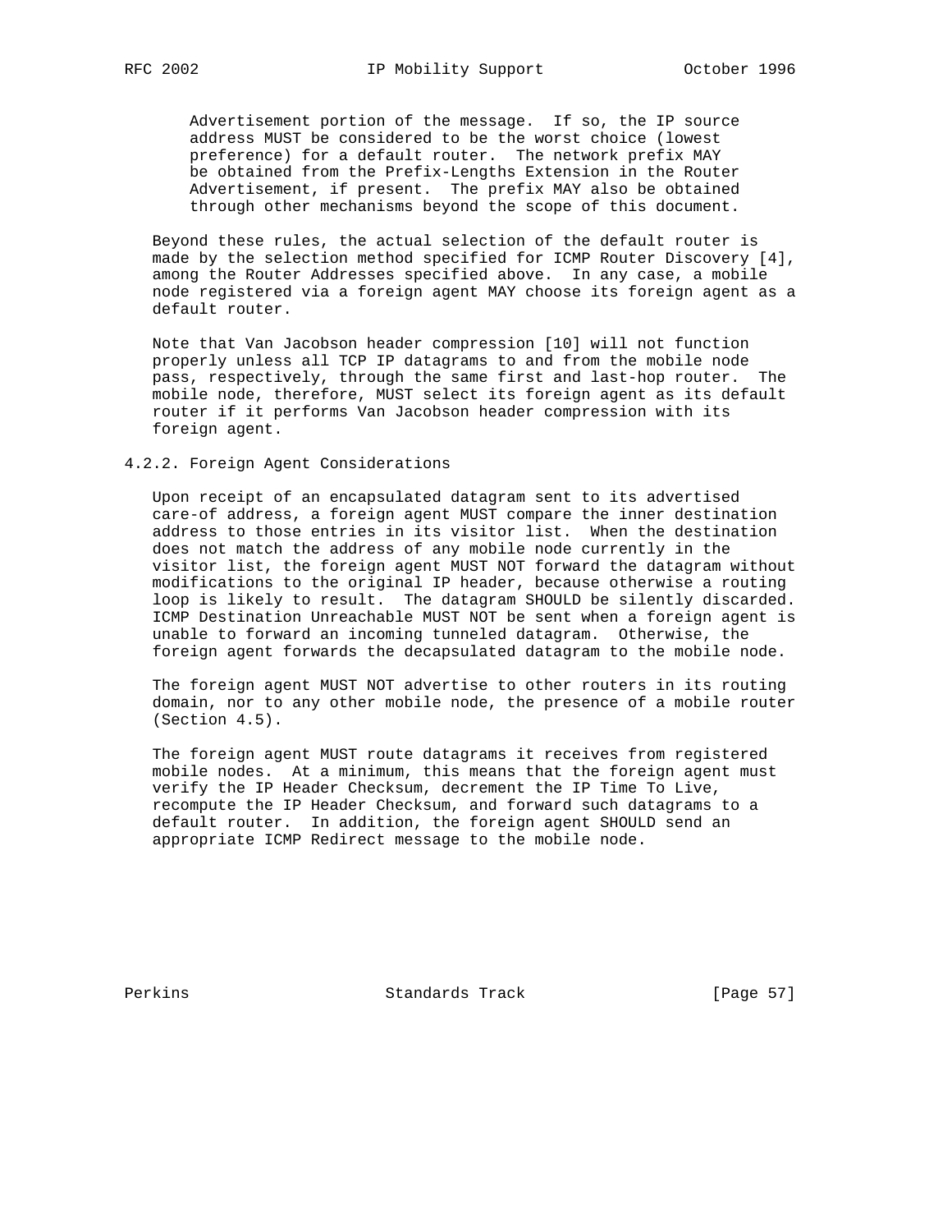Advertisement portion of the message. If so, the IP source address MUST be considered to be the worst choice (lowest preference) for a default router. The network prefix MAY be obtained from the Prefix-Lengths Extension in the Router Advertisement, if present. The prefix MAY also be obtained through other mechanisms beyond the scope of this document.

Beyond these rules, the actual selection of the default router is made by the selection method specified for ICMP Router Discovery [4], among the Router Addresses specified above. In any case, a mobile node registered via a foreign agent MAY choose its foreign agent as a default router.

Note that Van Jacobson header compression [10] will not function properly unless all TCP IP datagrams to and from the mobile node pass, respectively, through the same first and last-hop router. The mobile node, therefore, MUST select its foreign agent as its default router if it performs Van Jacobson header compression with its foreign agent.

### 4.2.2. Foreign Agent Considerations

Upon receipt of an encapsulated datagram sent to its advertised care-of address, a foreign agent MUST compare the inner destination address to those entries in its visitor list. When the destination does not match the address of any mobile node currently in the visitor list, the foreign agent MUST NOT forward the datagram without modifications to the original IP header, because otherwise a routing loop is likely to result. The datagram SHOULD be silently discarded. ICMP Destination Unreachable MUST NOT be sent when a foreign agent is unable to forward an incoming tunneled datagram. Otherwise, the foreign agent forwards the decapsulated datagram to the mobile node.

The foreign agent MUST NOT advertise to other routers in its routing domain, nor to any other mobile node, the presence of a mobile router (Section 4.5).

The foreign agent MUST route datagrams it receives from registered mobile nodes. At a minimum, this means that the foreign agent must verify the IP Header Checksum, decrement the IP Time To Live, recompute the IP Header Checksum, and forward such datagrams to a default router. In addition, the foreign agent SHOULD send an appropriate ICMP Redirect message to the mobile node.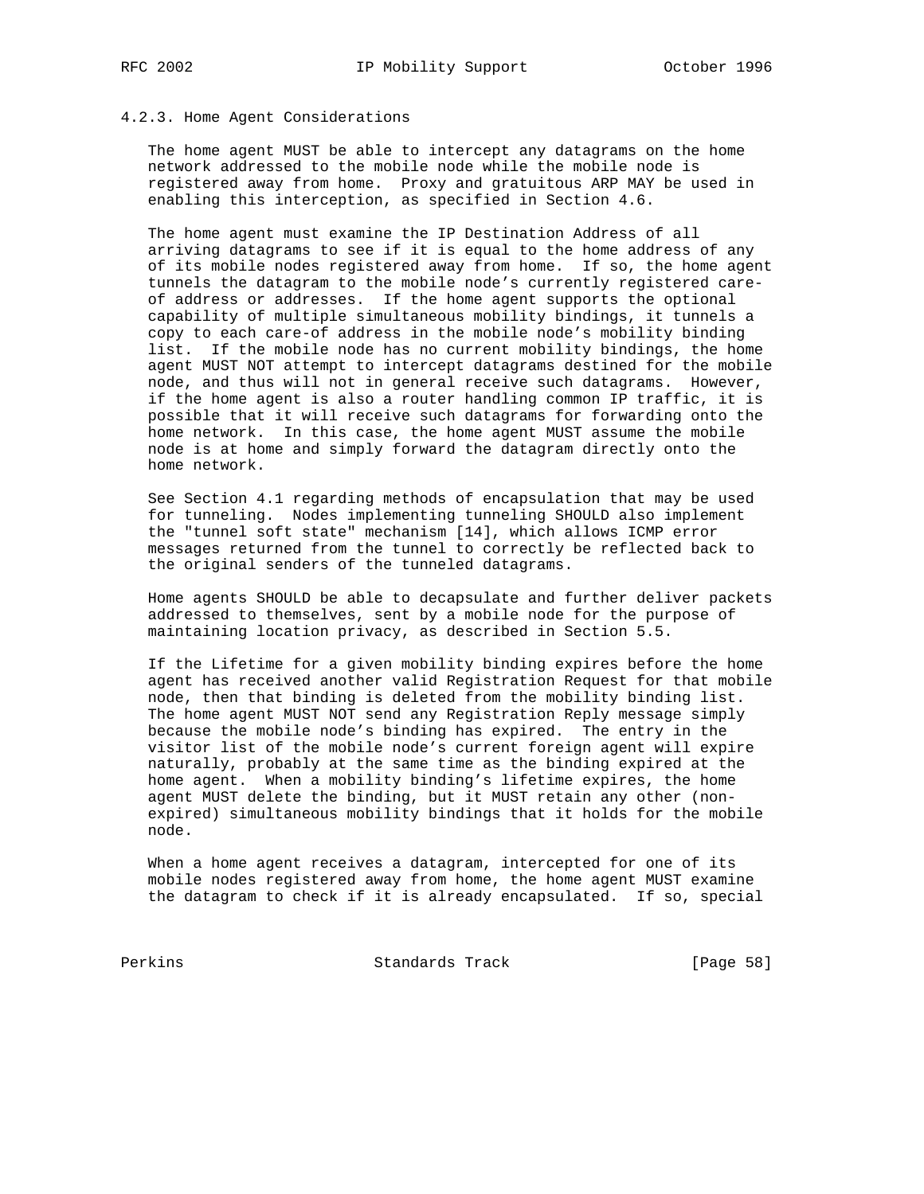### 4.2.3. Home Agent Considerations

The home agent MUST be able to intercept any datagrams on the home network addressed to the mobile node while the mobile node is registered away from home. Proxy and gratuitous ARP MAY be used in enabling this interception, as specified in Section 4.6.

The home agent must examine the IP Destination Address of all arriving datagrams to see if it is equal to the home address of any of its mobile nodes registered away from home. If so, the home agent tunnels the datagram to the mobile node's currently registered care-of address or addresses. If the home agent supports the optional capability of multiple simultaneous mobility bindings, it tunnels a copy to each care-of address in the mobile node's mobility binding list. If the mobile node has no current mobility bindings, the home agent MUST NOT attempt to intercept datagrams destined for the mobile node, and thus will not in general receive such datagrams. However, if the home agent is also a router handling common IP traffic, it is possible that it will receive such datagrams for forwarding onto the home network. In this case, the home agent MUST assume the mobile node is at home and simply forward the datagram directly onto the home network.

See Section 4.1 regarding methods of encapsulation that may be used for tunneling. Nodes implementing tunneling SHOULD also implement the "tunnel soft state" mechanism [14], which allows ICMP error messages returned from the tunnel to correctly be reflected back to the original senders of the tunneled datagrams.

Home agents SHOULD be able to decapsulate and further deliver packets addressed to themselves, sent by a mobile node for the purpose of maintaining location privacy, as described in Section 5.5.

If the Lifetime for a given mobility binding expires before the home agent has received another valid Registration Request for that mobile node, then that binding is deleted from the mobility binding list. The home agent MUST NOT send any Registration Reply message simply because the mobile node's binding has expired. The entry in the visitor list of the mobile node's current foreign agent will expire naturally, probably at the same time as the binding expired at the home agent. When a mobility binding's lifetime expires, the home agent MUST delete the binding, but it MUST retain any other (non-expired) simultaneous mobility bindings that it holds for the mobile node.

When a home agent receives a datagram, intercepted for one of its mobile nodes registered away from home, the home agent MUST examine the datagram to check if it is already encapsulated. If so, special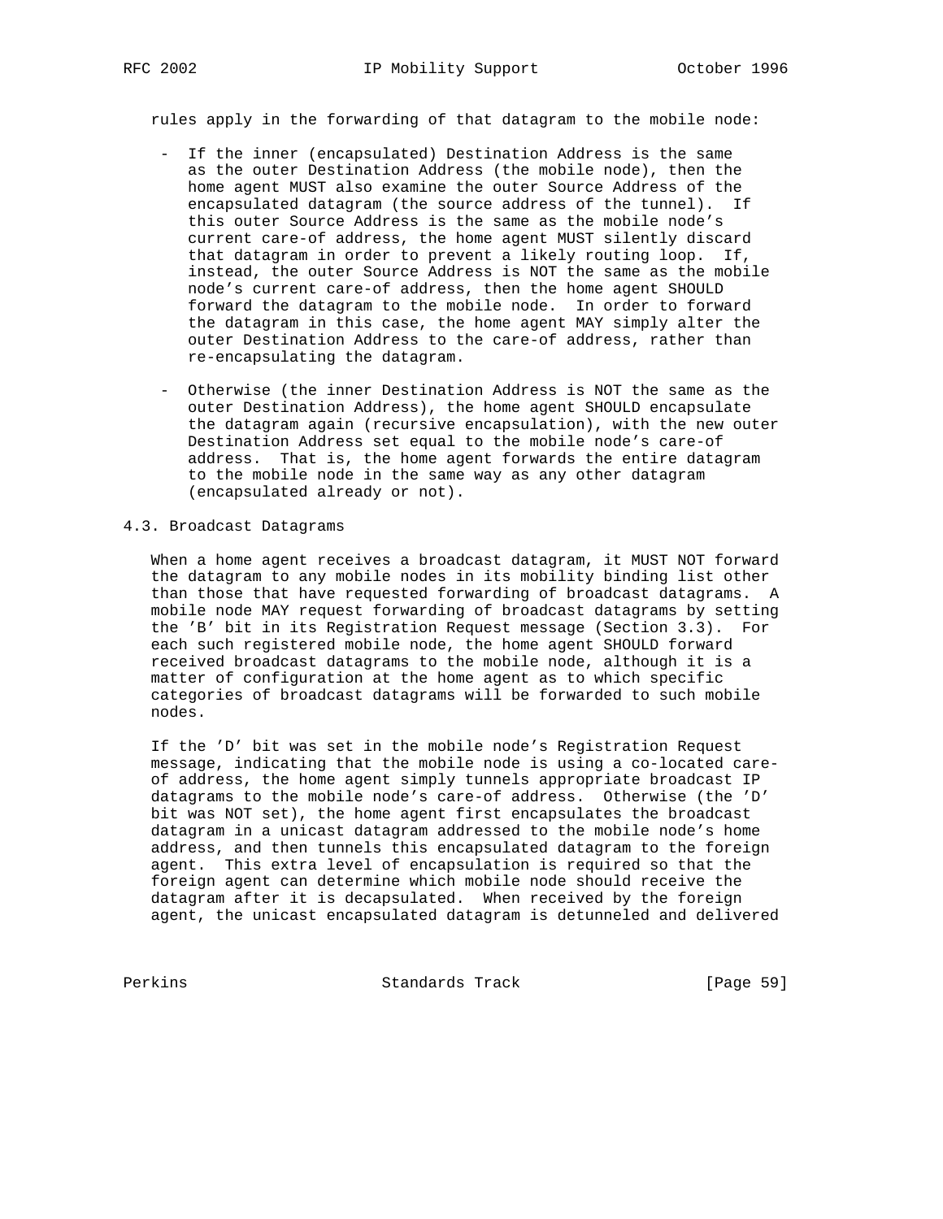rules apply in the forwarding of that datagram to the mobile node:

- If the inner (encapsulated) Destination Address is the same as the outer Destination Address (the mobile node), then the home agent MUST also examine the outer Source Address of the encapsulated datagram (the source address of the tunnel). If this outer Source Address is the same as the mobile node's current care-of address, the home agent MUST silently discard that datagram in order to prevent a likely routing loop. If, instead, the outer Source Address is NOT the same as the mobile node's current care-of address, then the home agent SHOULD forward the datagram to the mobile node. In order to forward the datagram in this case, the home agent MAY simply alter the outer Destination Address to the care-of address, rather than re-encapsulating the datagram.

- Otherwise (the inner Destination Address is NOT the same as the outer Destination Address), the home agent SHOULD encapsulate the datagram again (recursive encapsulation), with the new outer Destination Address set equal to the mobile node's care-of address. That is, the home agent forwards the entire datagram to the mobile node in the same way as any other datagram (encapsulated already or not).

## 4.3. Broadcast Datagrams

When a home agent receives a broadcast datagram, it MUST NOT forward the datagram to any mobile nodes in its mobility binding list other than those that have requested forwarding of broadcast datagrams. A mobile node MAY request forwarding of broadcast datagrams by setting the 'B' bit in its Registration Request message (Section 3.3). For each such registered mobile node, the home agent SHOULD forward received broadcast datagrams to the mobile node, although it is a matter of configuration at the home agent as to which specific categories of broadcast datagrams will be forwarded to such mobile nodes.

If the 'D' bit was set in the mobile node's Registration Request message, indicating that the mobile node is using a co-located care-of address, the home agent simply tunnels appropriate broadcast IP datagrams to the mobile node's care-of address. Otherwise (the 'D' bit was NOT set), the home agent first encapsulates the broadcast datagram in a unicast datagram addressed to the mobile node's home address, and then tunnels this encapsulated datagram to the foreign agent. This extra level of encapsulation is required so that the foreign agent can determine which mobile node should receive the datagram after it is decapsulated. When received by the foreign agent, the unicast encapsulated datagram is detunneled and delivered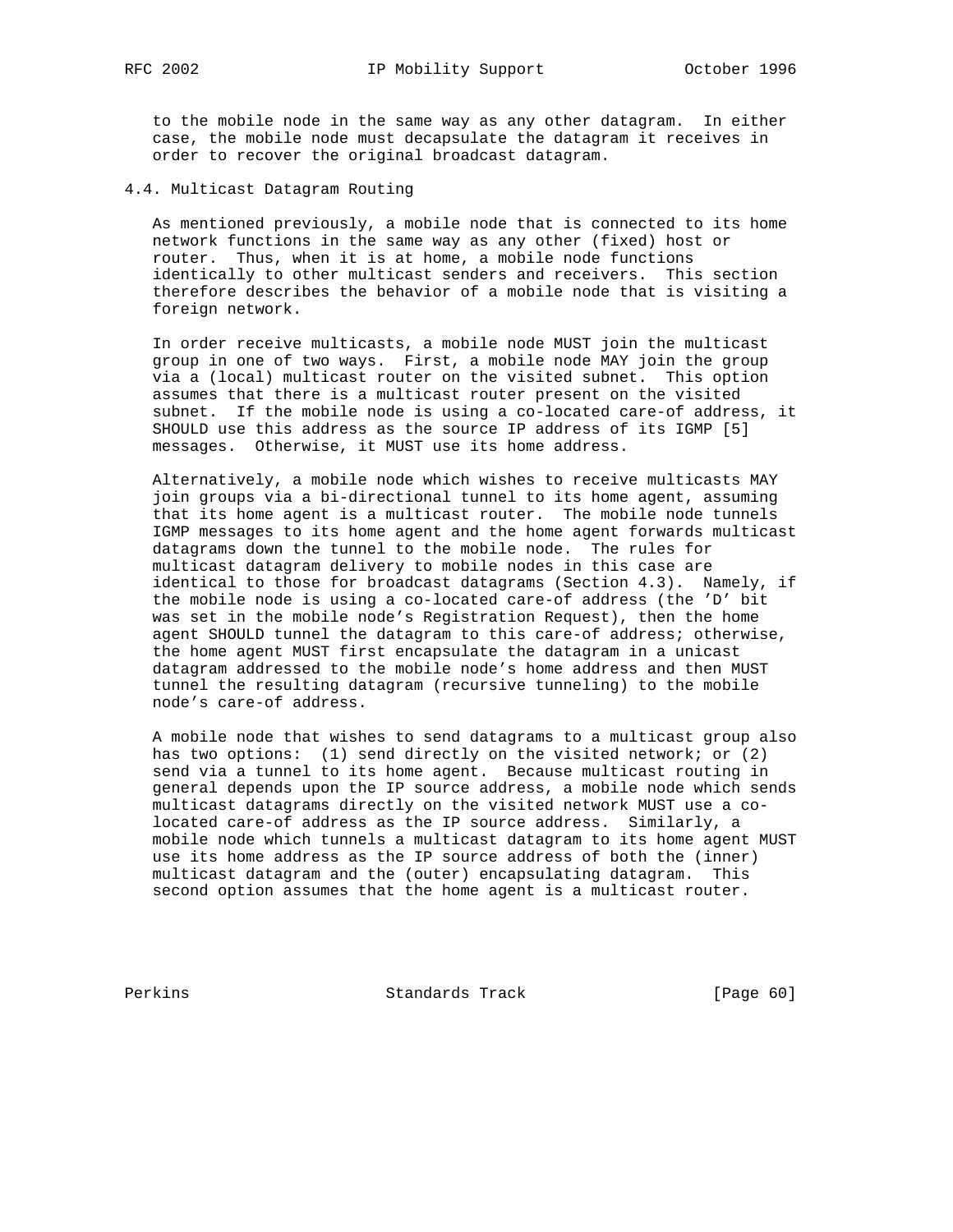to the mobile node in the same way as any other datagram. In either case, the mobile node must decapsulate the datagram it receives in order to recover the original broadcast datagram.

### 4.4. Multicast Datagram Routing

As mentioned previously, a mobile node that is connected to its home network functions in the same way as any other (fixed) host or router. Thus, when it is at home, a mobile node functions identically to other multicast senders and receivers. This section therefore describes the behavior of a mobile node that is visiting a foreign network.

In order receive multicasts, a mobile node MUST join the multicast group in one of two ways. First, a mobile node MAY join the group via a (local) multicast router on the visited subnet. This option assumes that there is a multicast router present on the visited subnet. If the mobile node is using a co-located care-of address, it SHOULD use this address as the source IP address of its IGMP [5] messages. Otherwise, it MUST use its home address.

Alternatively, a mobile node which wishes to receive multicasts MAY join groups via a bi-directional tunnel to its home agent, assuming that its home agent is a multicast router. The mobile node tunnels IGMP messages to its home agent and the home agent forwards multicast datagrams down the tunnel to the mobile node. The rules for multicast datagram delivery to mobile nodes in this case are identical to those for broadcast datagrams (Section 4.3). Namely, if the mobile node is using a co-located care-of address (the 'D' bit was set in the mobile node's Registration Request), then the home agent SHOULD tunnel the datagram to this care-of address; otherwise, the home agent MUST first encapsulate the datagram in a unicast datagram addressed to the mobile node's home address and then MUST tunnel the resulting datagram (recursive tunneling) to the mobile node's care-of address.

A mobile node that wishes to send datagrams to a multicast group also has two options: (1) send directly on the visited network; or (2) send via a tunnel to its home agent. Because multicast routing in general depends upon the IP source address, a mobile node which sends multicast datagrams directly on the visited network MUST use a co-located care-of address as the IP source address. Similarly, a mobile node which tunnels a multicast datagram to its home agent MUST use its home address as the IP source address of both the (inner) multicast datagram and the (outer) encapsulating datagram. This second option assumes that the home agent is a multicast router.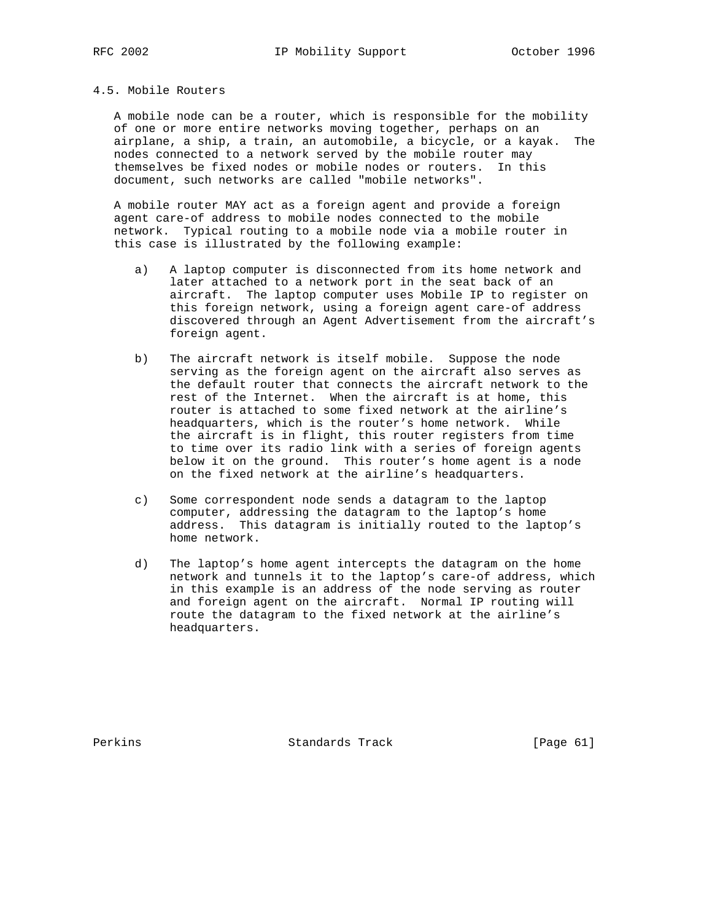### 4.5. Mobile Routers

A mobile node can be a router, which is responsible for the mobility of one or more entire networks moving together, perhaps on an airplane, a ship, a train, an automobile, a bicycle, or a kayak. The nodes connected to a network served by the mobile router may themselves be fixed nodes or mobile nodes or routers. In this document, such networks are called "mobile networks".

A mobile router MAY act as a foreign agent and provide a foreign agent care-of address to mobile nodes connected to the mobile network. Typical routing to a mobile node via a mobile router in this case is illustrated by the following example:

a) A laptop computer is disconnected from its home network and later attached to a network port in the seat back of an aircraft. The laptop computer uses Mobile IP to register on this foreign network, using a foreign agent care-of address discovered through an Agent Advertisement from the aircraft's foreign agent.

b) The aircraft network is itself mobile. Suppose the node serving as the foreign agent on the aircraft also serves as the default router that connects the aircraft network to the rest of the Internet. When the aircraft is at home, this router is attached to some fixed network at the airline's headquarters, which is the router's home network. While the aircraft is in flight, this router registers from time to time over its radio link with a series of foreign agents below it on the ground. This router's home agent is a node on the fixed network at the airline's headquarters.

c) Some correspondent node sends a datagram to the laptop computer, addressing the datagram to the laptop's home address. This datagram is initially routed to the laptop's home network.

d) The laptop's home agent intercepts the datagram on the home network and tunnels it to the laptop's care-of address, which in this example is an address of the node serving as router and foreign agent on the aircraft. Normal IP routing will route the datagram to the fixed network at the airline's headquarters.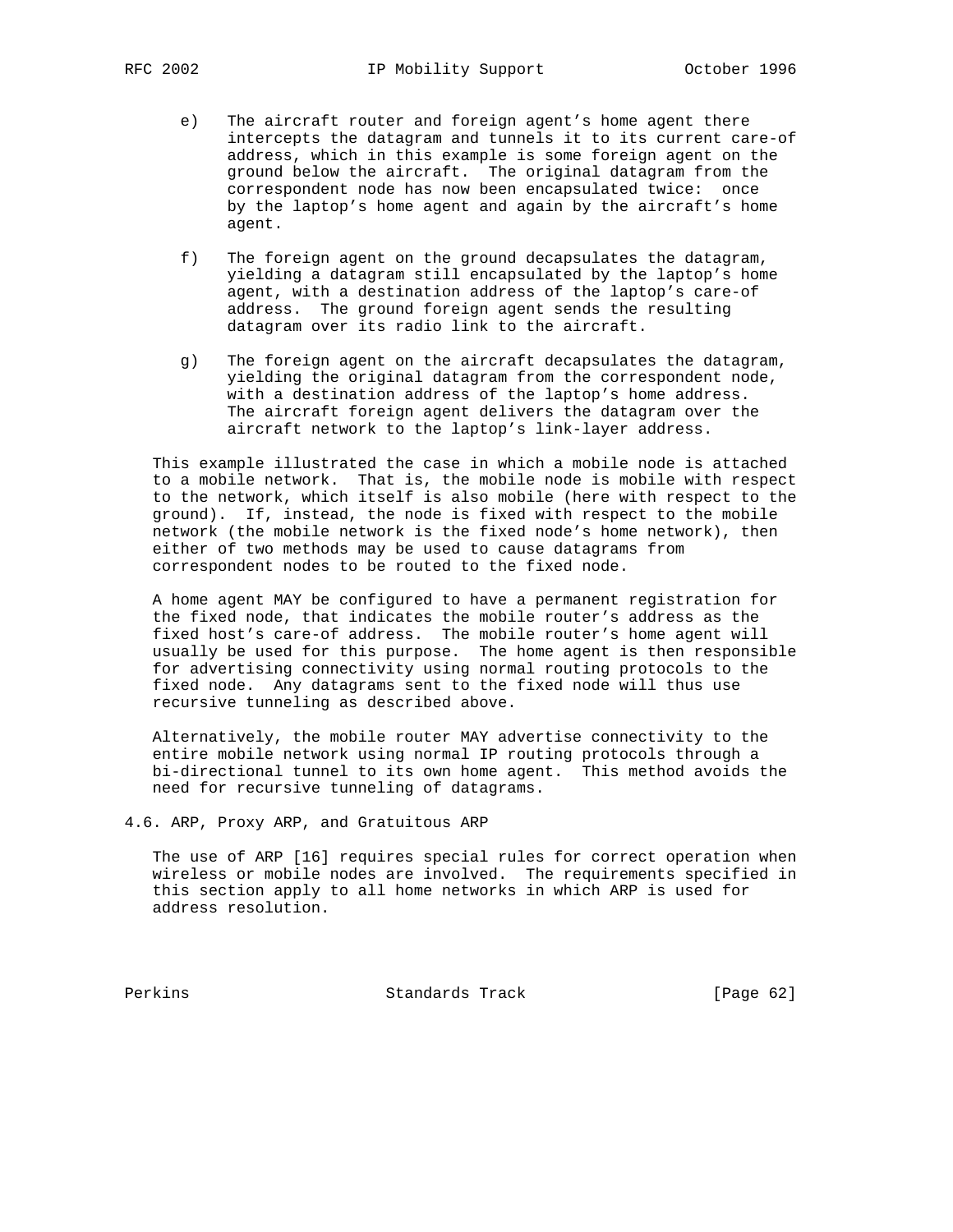e) The aircraft router and foreign agent's home agent there intercepts the datagram and tunnels it to its current care-of address, which in this example is some foreign agent on the ground below the aircraft. The original datagram from the correspondent node has now been encapsulated twice: once by the laptop's home agent and again by the aircraft's home agent.

f) The foreign agent on the ground decapsulates the datagram, yielding a datagram still encapsulated by the laptop's home agent, with a destination address of the laptop's care-of address. The ground foreign agent sends the resulting datagram over its radio link to the aircraft.

g) The foreign agent on the aircraft decapsulates the datagram, yielding the original datagram from the correspondent node, with a destination address of the laptop's home address. The aircraft foreign agent delivers the datagram over the aircraft network to the laptop's link-layer address.

This example illustrated the case in which a mobile node is attached to a mobile network. That is, the mobile node is mobile with respect to the network, which itself is also mobile (here with respect to the ground). If, instead, the node is fixed with respect to the mobile network (the mobile network is the fixed node's home network), then either of two methods may be used to cause datagrams from correspondent nodes to be routed to the fixed node.

A home agent MAY be configured to have a permanent registration for the fixed node, that indicates the mobile router's address as the fixed host's care-of address. The mobile router's home agent will usually be used for this purpose. The home agent is then responsible for advertising connectivity using normal routing protocols to the fixed node. Any datagrams sent to the fixed node will thus use recursive tunneling as described above.

Alternatively, the mobile router MAY advertise connectivity to the entire mobile network using normal IP routing protocols through a bi-directional tunnel to its own home agent. This method avoids the need for recursive tunneling of datagrams.

## 4.6. ARP, Proxy ARP, and Gratuitous ARP

The use of ARP [16] requires special rules for correct operation when wireless or mobile nodes are involved. The requirements specified in this section apply to all home networks in which ARP is used for address resolution.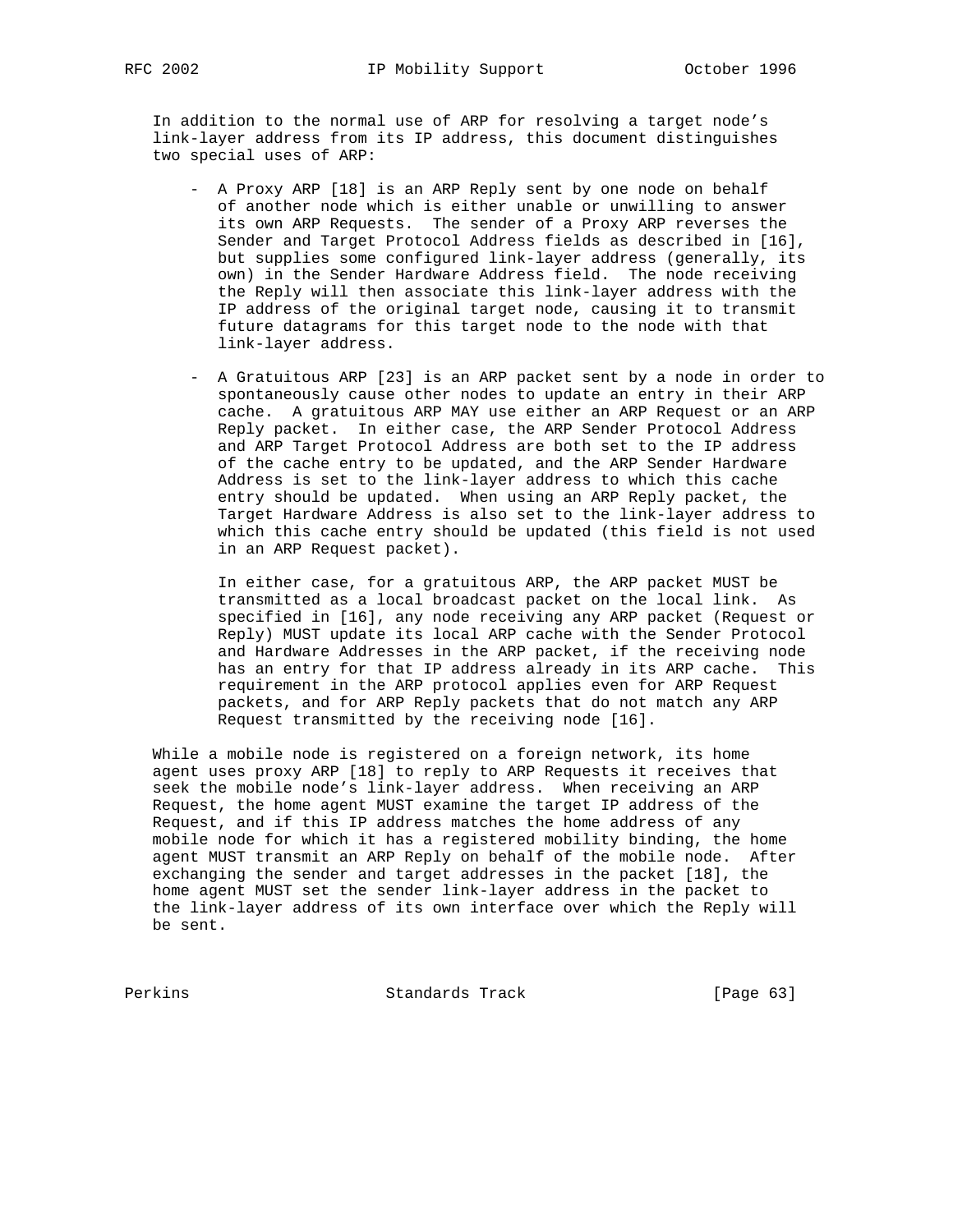In addition to the normal use of ARP for resolving a target node's link-layer address from its IP address, this document distinguishes two special uses of ARP:

- A Proxy ARP [18] is an ARP Reply sent by one node on behalf of another node which is either unable or unwilling to answer its own ARP Requests. The sender of a Proxy ARP reverses the Sender and Target Protocol Address fields as described in [16], but supplies some configured link-layer address (generally, its own) in the Sender Hardware Address field. The node receiving the Reply will then associate this link-layer address with the IP address of the original target node, causing it to transmit future datagrams for this target node to the node with that link-layer address.

- A Gratuitous ARP [23] is an ARP packet sent by a node in order to spontaneously cause other nodes to update an entry in their ARP cache. A gratuitous ARP MAY use either an ARP Request or an ARP Reply packet. In either case, the ARP Sender Protocol Address and ARP Target Protocol Address are both set to the IP address of the cache entry to be updated, and the ARP Sender Hardware Address is set to the link-layer address to which this cache entry should be updated. When using an ARP Reply packet, the Target Hardware Address is also set to the link-layer address to which this cache entry should be updated (this field is not used in an ARP Request packet).

  In either case, for a gratuitous ARP, the ARP packet MUST be transmitted as a local broadcast packet on the local link. As specified in [16], any node receiving any ARP packet (Request or Reply) MUST update its local ARP cache with the Sender Protocol and Hardware Addresses in the ARP packet, if the receiving node has an entry for that IP address already in its ARP cache. This requirement in the ARP protocol applies even for ARP Request packets, and for ARP Reply packets that do not match any ARP Request transmitted by the receiving node [16].

While a mobile node is registered on a foreign network, its home agent uses proxy ARP [18] to reply to ARP Requests it receives that seek the mobile node's link-layer address. When receiving an ARP Request, the home agent MUST examine the target IP address of the Request, and if this IP address matches the home address of any mobile node for which it has a registered mobility binding, the home agent MUST transmit an ARP Reply on behalf of the mobile node. After exchanging the sender and target addresses in the packet [18], the home agent MUST set the sender link-layer address in the packet to the link-layer address of its own interface over which the Reply will be sent.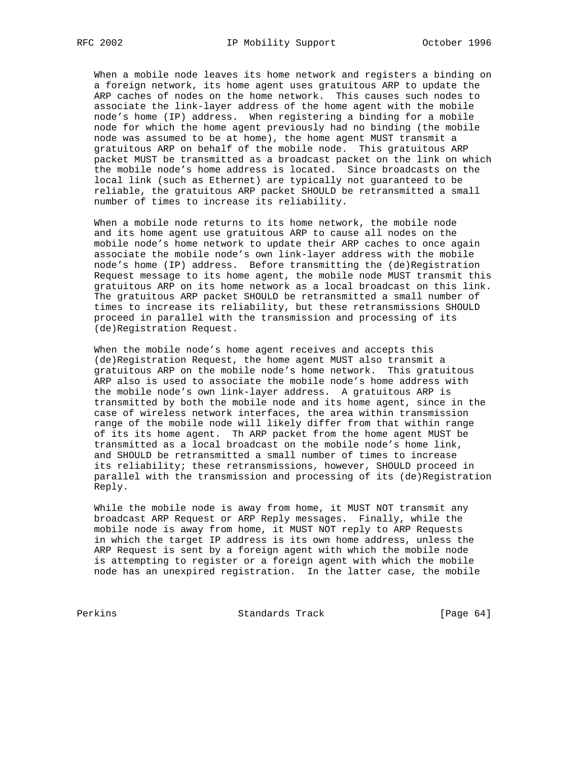When a mobile node leaves its home network and registers a binding on a foreign network, its home agent uses gratuitous ARP to update the ARP caches of nodes on the home network. This causes such nodes to associate the link-layer address of the home agent with the mobile node's home (IP) address. When registering a binding for a mobile node for which the home agent previously had no binding (the mobile node was assumed to be at home), the home agent MUST transmit a gratuitous ARP on behalf of the mobile node. This gratuitous ARP packet MUST be transmitted as a broadcast packet on the link on which the mobile node's home address is located. Since broadcasts on the local link (such as Ethernet) are typically not guaranteed to be reliable, the gratuitous ARP packet SHOULD be retransmitted a small number of times to increase its reliability.

When a mobile node returns to its home network, the mobile node and its home agent use gratuitous ARP to cause all nodes on the mobile node's home network to update their ARP caches to once again associate the mobile node's own link-layer address with the mobile node's home (IP) address. Before transmitting the (de)Registration Request message to its home agent, the mobile node MUST transmit this gratuitous ARP on its home network as a local broadcast on this link. The gratuitous ARP packet SHOULD be retransmitted a small number of times to increase its reliability, but these retransmissions SHOULD proceed in parallel with the transmission and processing of its (de)Registration Request.

When the mobile node's home agent receives and accepts this (de)Registration Request, the home agent MUST also transmit a gratuitous ARP on the mobile node's home network. This gratuitous ARP also is used to associate the mobile node's home address with the mobile node's own link-layer address. A gratuitous ARP is transmitted by both the mobile node and its home agent, since in the case of wireless network interfaces, the area within transmission range of the mobile node will likely differ from that within range of its its home agent. Th ARP packet from the home agent MUST be transmitted as a local broadcast on the mobile node's home link, and SHOULD be retransmitted a small number of times to increase its reliability; these retransmissions, however, SHOULD proceed in parallel with the transmission and processing of its (de)Registration Reply.

While the mobile node is away from home, it MUST NOT transmit any broadcast ARP Request or ARP Reply messages. Finally, while the mobile node is away from home, it MUST NOT reply to ARP Requests in which the target IP address is its own home address, unless the ARP Request is sent by a foreign agent with which the mobile node is attempting to register or a foreign agent with which the mobile node has an unexpired registration. In the latter case, the mobile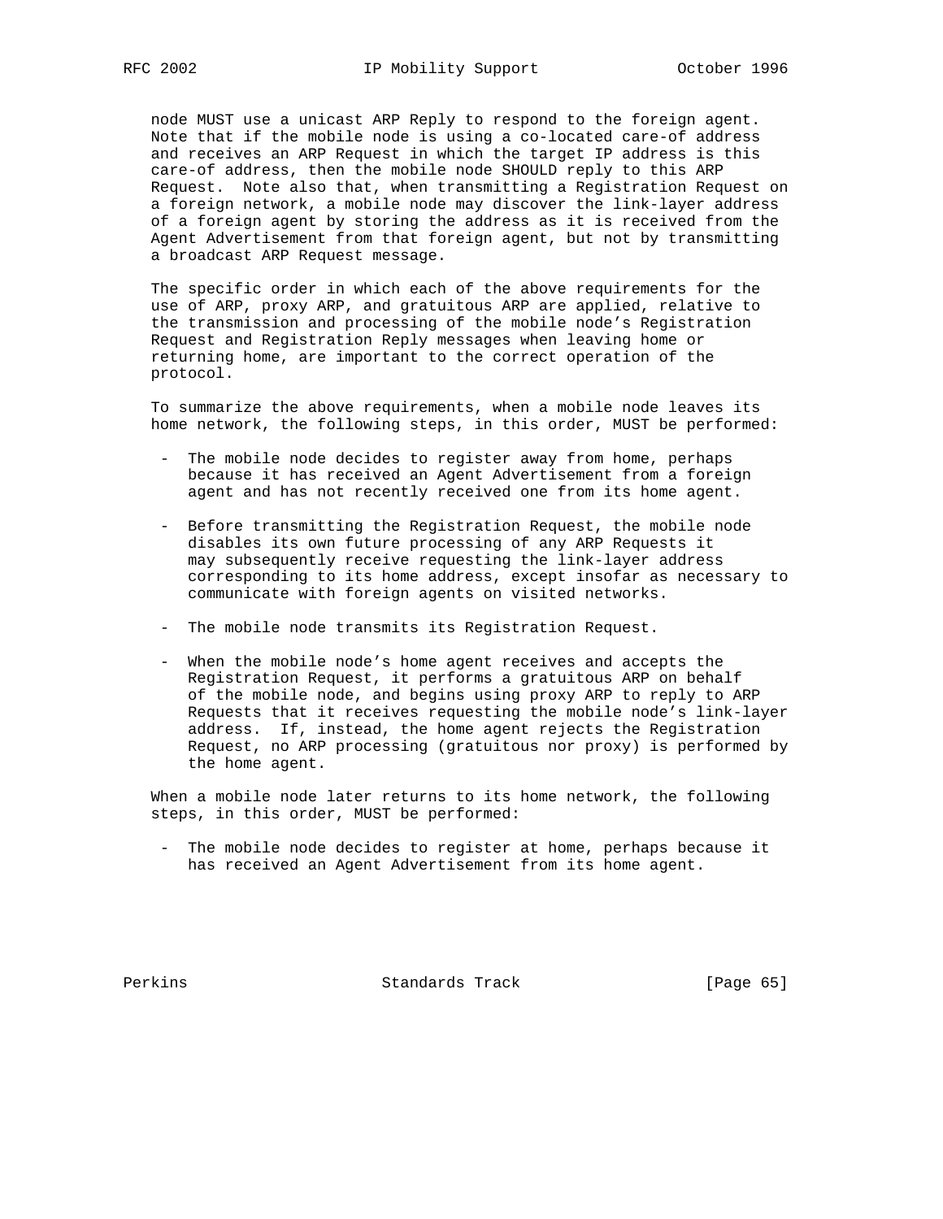node MUST use a unicast ARP Reply to respond to the foreign agent. Note that if the mobile node is using a co-located care-of address and receives an ARP Request in which the target IP address is this care-of address, then the mobile node SHOULD reply to this ARP Request. Note also that, when transmitting a Registration Request on a foreign network, a mobile node may discover the link-layer address of a foreign agent by storing the address as it is received from the Agent Advertisement from that foreign agent, but not by transmitting a broadcast ARP Request message.

The specific order in which each of the above requirements for the use of ARP, proxy ARP, and gratuitous ARP are applied, relative to the transmission and processing of the mobile node's Registration Request and Registration Reply messages when leaving home or returning home, are important to the correct operation of the protocol.

To summarize the above requirements, when a mobile node leaves its home network, the following steps, in this order, MUST be performed:

- The mobile node decides to register away from home, perhaps because it has received an Agent Advertisement from a foreign agent and has not recently received one from its home agent.

- Before transmitting the Registration Request, the mobile node disables its own future processing of any ARP Requests it may subsequently receive requesting the link-layer address corresponding to its home address, except insofar as necessary to communicate with foreign agents on visited networks.

- The mobile node transmits its Registration Request.

- When the mobile node's home agent receives and accepts the Registration Request, it performs a gratuitous ARP on behalf of the mobile node, and begins using proxy ARP to reply to ARP Requests that it receives requesting the mobile node's link-layer address. If, instead, the home agent rejects the Registration Request, no ARP processing (gratuitous nor proxy) is performed by the home agent.

When a mobile node later returns to its home network, the following steps, in this order, MUST be performed:

- The mobile node decides to register at home, perhaps because it has received an Agent Advertisement from its home agent.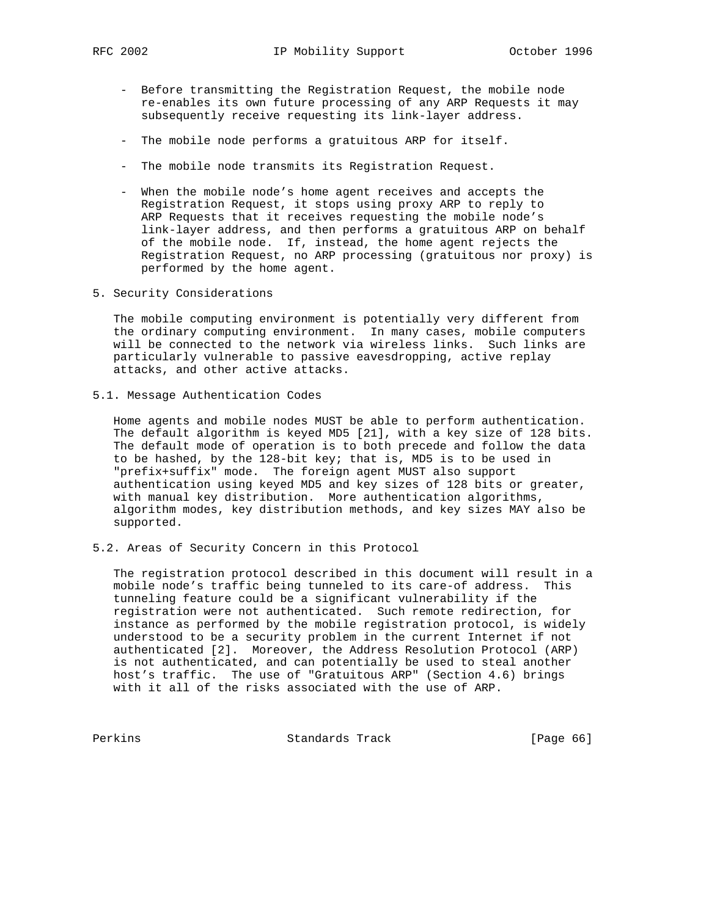- Before transmitting the Registration Request, the mobile node re-enables its own future processing of any ARP Requests it may subsequently receive requesting its link-layer address.

- The mobile node performs a gratuitous ARP for itself.

- The mobile node transmits its Registration Request.

- When the mobile node's home agent receives and accepts the Registration Request, it stops using proxy ARP to reply to ARP Requests that it receives requesting the mobile node's link-layer address, and then performs a gratuitous ARP on behalf of the mobile node. If, instead, the home agent rejects the Registration Request, no ARP processing (gratuitous nor proxy) is performed by the home agent.

## 5. Security Considerations

The mobile computing environment is potentially very different from the ordinary computing environment. In many cases, mobile computers will be connected to the network via wireless links. Such links are particularly vulnerable to passive eavesdropping, active replay attacks, and other active attacks.

### 5.1. Message Authentication Codes

Home agents and mobile nodes MUST be able to perform authentication. The default algorithm is keyed MD5 [21], with a key size of 128 bits. The default mode of operation is to both precede and follow the data to be hashed, by the 128-bit key; that is, MD5 is to be used in "prefix+suffix" mode. The foreign agent MUST also support authentication using keyed MD5 and key sizes of 128 bits or greater, with manual key distribution. More authentication algorithms, algorithm modes, key distribution methods, and key sizes MAY also be supported.

### 5.2. Areas of Security Concern in this Protocol

The registration protocol described in this document will result in a mobile node's traffic being tunneled to its care-of address. This tunneling feature could be a significant vulnerability if the registration were not authenticated. Such remote redirection, for instance as performed by the mobile registration protocol, is widely understood to be a security problem in the current Internet if not authenticated [2]. Moreover, the Address Resolution Protocol (ARP) is not authenticated, and can potentially be used to steal another host's traffic. The use of "Gratuitous ARP" (Section 4.6) brings with it all of the risks associated with the use of ARP.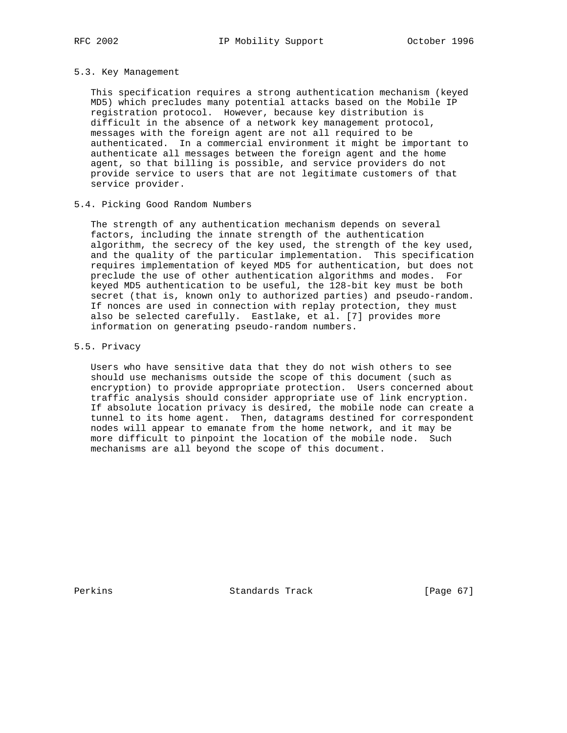### 5.3. Key Management

This specification requires a strong authentication mechanism (keyed MD5) which precludes many potential attacks based on the Mobile IP registration protocol. However, because key distribution is difficult in the absence of a network key management protocol, messages with the foreign agent are not all required to be authenticated. In a commercial environment it might be important to authenticate all messages between the foreign agent and the home agent, so that billing is possible, and service providers do not provide service to users that are not legitimate customers of that service provider.

### 5.4. Picking Good Random Numbers

The strength of any authentication mechanism depends on several factors, including the innate strength of the authentication algorithm, the secrecy of the key used, the strength of the key used, and the quality of the particular implementation. This specification requires implementation of keyed MD5 for authentication, but does not preclude the use of other authentication algorithms and modes. For keyed MD5 authentication to be useful, the 128-bit key must be both secret (that is, known only to authorized parties) and pseudo-random. If nonces are used in connection with replay protection, they must also be selected carefully. Eastlake, et al. [7] provides more information on generating pseudo-random numbers.

### 5.5. Privacy

Users who have sensitive data that they do not wish others to see should use mechanisms outside the scope of this document (such as encryption) to provide appropriate protection. Users concerned about traffic analysis should consider appropriate use of link encryption. If absolute location privacy is desired, the mobile node can create a tunnel to its home agent. Then, datagrams destined for correspondent nodes will appear to emanate from the home network, and it may be more difficult to pinpoint the location of the mobile node. Such mechanisms are all beyond the scope of this document.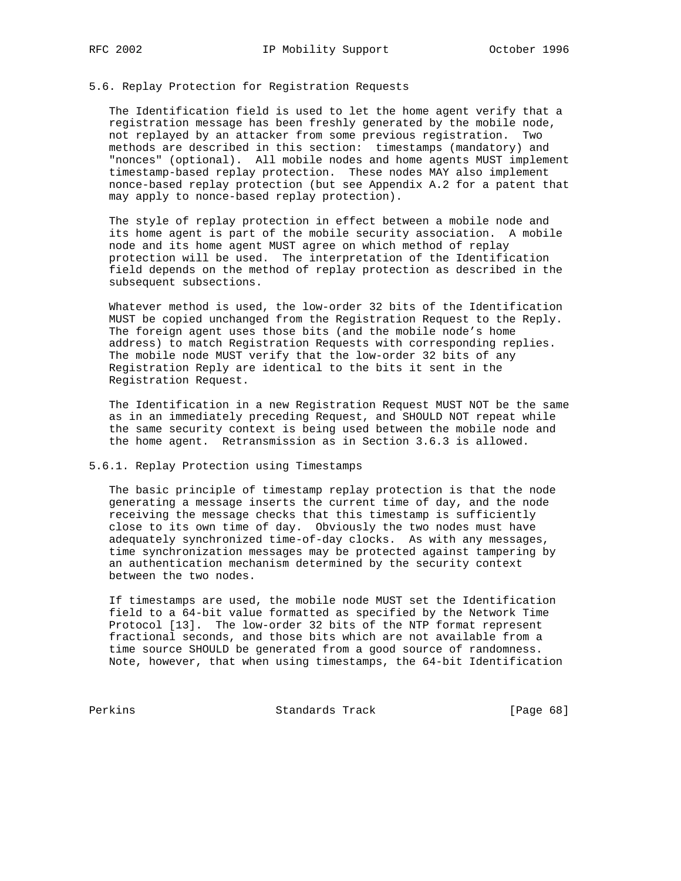## 5.6. Replay Protection for Registration Requests

The Identification field is used to let the home agent verify that a registration message has been freshly generated by the mobile node, not replayed by an attacker from some previous registration. Two methods are described in this section: timestamps (mandatory) and "nonces" (optional). All mobile nodes and home agents MUST implement timestamp-based replay protection. These nodes MAY also implement nonce-based replay protection (but see Appendix A.2 for a patent that may apply to nonce-based replay protection).

The style of replay protection in effect between a mobile node and its home agent is part of the mobile security association. A mobile node and its home agent MUST agree on which method of replay protection will be used. The interpretation of the Identification field depends on the method of replay protection as described in the subsequent subsections.

Whatever method is used, the low-order 32 bits of the Identification MUST be copied unchanged from the Registration Request to the Reply. The foreign agent uses those bits (and the mobile node's home address) to match Registration Requests with corresponding replies. The mobile node MUST verify that the low-order 32 bits of any Registration Reply are identical to the bits it sent in the Registration Request.

The Identification in a new Registration Request MUST NOT be the same as in an immediately preceding Request, and SHOULD NOT repeat while the same security context is being used between the mobile node and the home agent. Retransmission as in Section 3.6.3 is allowed.

### 5.6.1. Replay Protection using Timestamps

The basic principle of timestamp replay protection is that the node generating a message inserts the current time of day, and the node receiving the message checks that this timestamp is sufficiently close to its own time of day. Obviously the two nodes must have adequately synchronized time-of-day clocks. As with any messages, time synchronization messages may be protected against tampering by an authentication mechanism determined by the security context between the two nodes.

If timestamps are used, the mobile node MUST set the Identification field to a 64-bit value formatted as specified by the Network Time Protocol [13]. The low-order 32 bits of the NTP format represent fractional seconds, and those bits which are not available from a time source SHOULD be generated from a good source of randomness. Note, however, that when using timestamps, the 64-bit Identification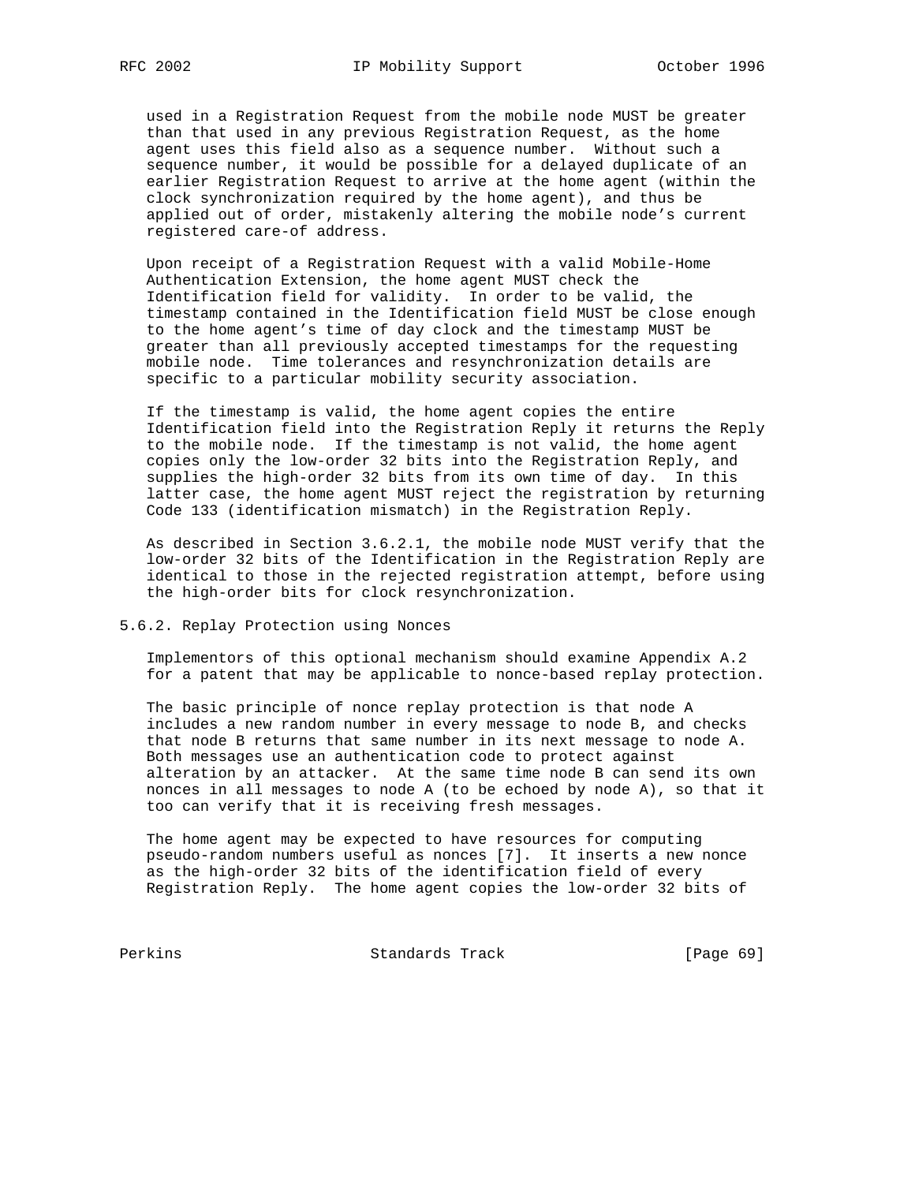used in a Registration Request from the mobile node MUST be greater than that used in any previous Registration Request, as the home agent uses this field also as a sequence number. Without such a sequence number, it would be possible for a delayed duplicate of an earlier Registration Request to arrive at the home agent (within the clock synchronization required by the home agent), and thus be applied out of order, mistakenly altering the mobile node's current registered care-of address.

Upon receipt of a Registration Request with a valid Mobile-Home Authentication Extension, the home agent MUST check the Identification field for validity. In order to be valid, the timestamp contained in the Identification field MUST be close enough to the home agent's time of day clock and the timestamp MUST be greater than all previously accepted timestamps for the requesting mobile node. Time tolerances and resynchronization details are specific to a particular mobility security association.

If the timestamp is valid, the home agent copies the entire Identification field into the Registration Reply it returns the Reply to the mobile node. If the timestamp is not valid, the home agent copies only the low-order 32 bits into the Registration Reply, and supplies the high-order 32 bits from its own time of day. In this latter case, the home agent MUST reject the registration by returning Code 133 (identification mismatch) in the Registration Reply.

As described in Section 3.6.2.1, the mobile node MUST verify that the low-order 32 bits of the Identification in the Registration Reply are identical to those in the rejected registration attempt, before using the high-order bits for clock resynchronization.

### 5.6.2. Replay Protection using Nonces

Implementors of this optional mechanism should examine Appendix A.2 for a patent that may be applicable to nonce-based replay protection.

The basic principle of nonce replay protection is that node A includes a new random number in every message to node B, and checks that node B returns that same number in its next message to node A. Both messages use an authentication code to protect against alteration by an attacker. At the same time node B can send its own nonces in all messages to node A (to be echoed by node A), so that it too can verify that it is receiving fresh messages.

The home agent may be expected to have resources for computing pseudo-random numbers useful as nonces [7]. It inserts a new nonce as the high-order 32 bits of the identification field of every Registration Reply. The home agent copies the low-order 32 bits of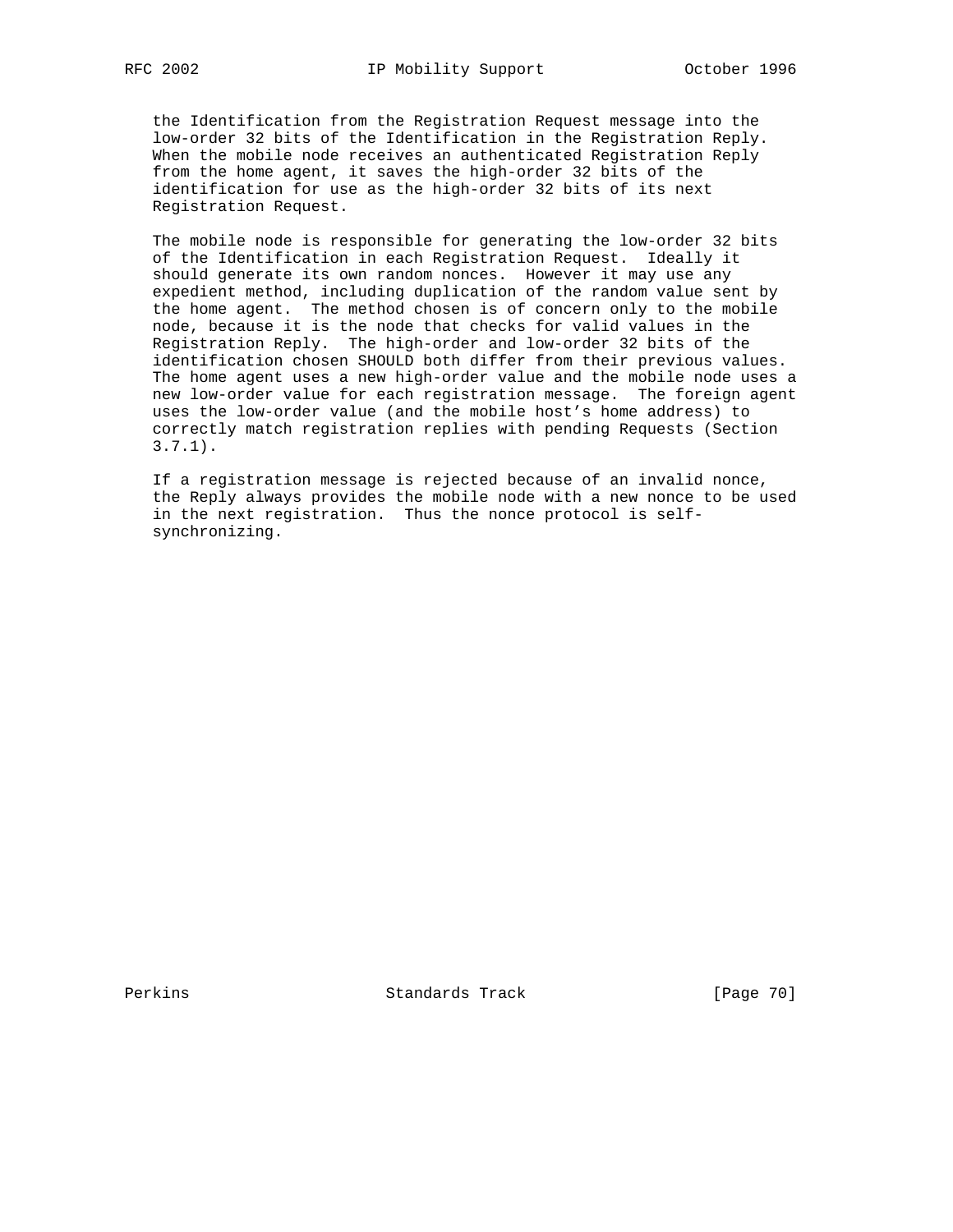the Identification from the Registration Request message into the low-order 32 bits of the Identification in the Registration Reply. When the mobile node receives an authenticated Registration Reply from the home agent, it saves the high-order 32 bits of the identification for use as the high-order 32 bits of its next Registration Request.

The mobile node is responsible for generating the low-order 32 bits of the Identification in each Registration Request. Ideally it should generate its own random nonces. However it may use any expedient method, including duplication of the random value sent by the home agent. The method chosen is of concern only to the mobile node, because it is the node that checks for valid values in the Registration Reply. The high-order and low-order 32 bits of the identification chosen SHOULD both differ from their previous values. The home agent uses a new high-order value and the mobile node uses a new low-order value for each registration message. The foreign agent uses the low-order value (and the mobile host's home address) to correctly match registration replies with pending Requests (Section 3.7.1).

If a registration message is rejected because of an invalid nonce, the Reply always provides the mobile node with a new nonce to be used in the next registration. Thus the nonce protocol is self-synchronizing.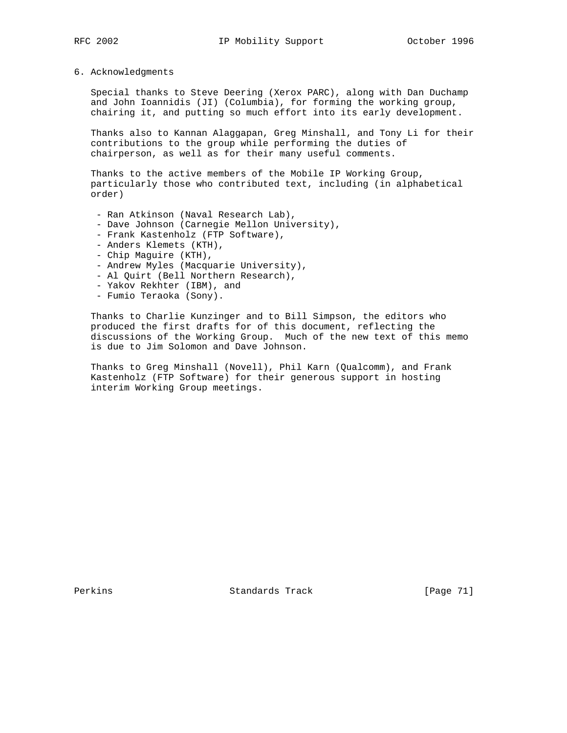## 6. Acknowledgments

Special thanks to Steve Deering (Xerox PARC), along with Dan Duchamp and John Ioannidis (JI) (Columbia), for forming the working group, chairing it, and putting so much effort into its early development.

Thanks also to Kannan Alaggapan, Greg Minshall, and Tony Li for their contributions to the group while performing the duties of chairperson, as well as for their many useful comments.

Thanks to the active members of the Mobile IP Working Group, particularly those who contributed text, including (in alphabetical order)

- Ran Atkinson (Naval Research Lab),
- Dave Johnson (Carnegie Mellon University),
- Frank Kastenholz (FTP Software),
- Anders Klemets (KTH),
- Chip Maguire (KTH),
- Andrew Myles (Macquarie University),
- Al Quirt (Bell Northern Research),
- Yakov Rekhter (IBM), and
- Fumio Teraoka (Sony).

Thanks to Charlie Kunzinger and to Bill Simpson, the editors who produced the first drafts for of this document, reflecting the discussions of the Working Group. Much of the new text of this memo is due to Jim Solomon and Dave Johnson.

Thanks to Greg Minshall (Novell), Phil Karn (Qualcomm), and Frank Kastenholz (FTP Software) for their generous support in hosting interim Working Group meetings.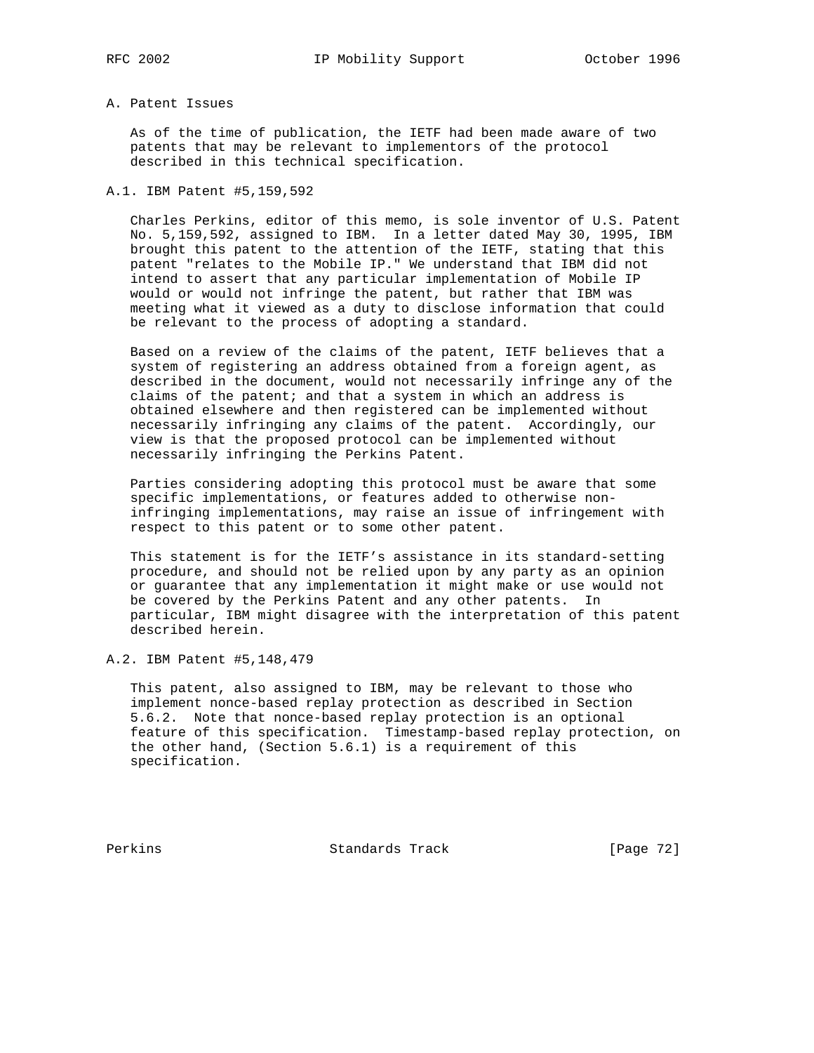# A. Patent Issues

As of the time of publication, the IETF had been made aware of two patents that may be relevant to implementors of the protocol described in this technical specification.

## A.1. IBM Patent #5,159,592

Charles Perkins, editor of this memo, is sole inventor of U.S. Patent No. 5,159,592, assigned to IBM. In a letter dated May 30, 1995, IBM brought this patent to the attention of the IETF, stating that this patent "relates to the Mobile IP." We understand that IBM did not intend to assert that any particular implementation of Mobile IP would or would not infringe the patent, but rather that IBM was meeting what it viewed as a duty to disclose information that could be relevant to the process of adopting a standard.

Based on a review of the claims of the patent, IETF believes that a system of registering an address obtained from a foreign agent, as described in the document, would not necessarily infringe any of the claims of the patent; and that a system in which an address is obtained elsewhere and then registered can be implemented without necessarily infringing any claims of the patent. Accordingly, our view is that the proposed protocol can be implemented without necessarily infringing the Perkins Patent.

Parties considering adopting this protocol must be aware that some specific implementations, or features added to otherwise non-infringing implementations, may raise an issue of infringement with respect to this patent or to some other patent.

This statement is for the IETF’s assistance in its standard-setting procedure, and should not be relied upon by any party as an opinion or guarantee that any implementation it might make or use would not be covered by the Perkins Patent and any other patents. In particular, IBM might disagree with the interpretation of this patent described herein.

## A.2. IBM Patent #5,148,479

This patent, also assigned to IBM, may be relevant to those who implement nonce-based replay protection as described in Section 5.6.2. Note that nonce-based replay protection is an optional feature of this specification. Timestamp-based replay protection, on the other hand, (Section 5.6.1) is a requirement of this specification.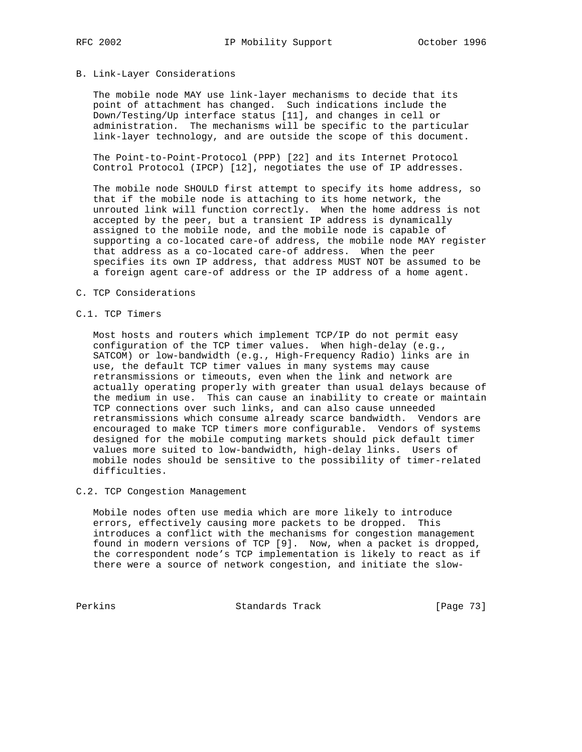## B. Link-Layer Considerations

The mobile node MAY use link-layer mechanisms to decide that its point of attachment has changed. Such indications include the Down/Testing/Up interface status [11], and changes in cell or administration. The mechanisms will be specific to the particular link-layer technology, and are outside the scope of this document.

The Point-to-Point-Protocol (PPP) [22] and its Internet Protocol Control Protocol (IPCP) [12], negotiates the use of IP addresses.

The mobile node SHOULD first attempt to specify its home address, so that if the mobile node is attaching to its home network, the unrouted link will function correctly. When the home address is not accepted by the peer, but a transient IP address is dynamically assigned to the mobile node, and the mobile node is capable of supporting a co-located care-of address, the mobile node MAY register that address as a co-located care-of address. When the peer specifies its own IP address, that address MUST NOT be assumed to be a foreign agent care-of address or the IP address of a home agent.

## C. TCP Considerations

### C.1. TCP Timers

Most hosts and routers which implement TCP/IP do not permit easy configuration of the TCP timer values. When high-delay (e.g., SATCOM) or low-bandwidth (e.g., High-Frequency Radio) links are in use, the default TCP timer values in many systems may cause retransmissions or timeouts, even when the link and network are actually operating properly with greater than usual delays because of the medium in use. This can cause an inability to create or maintain TCP connections over such links, and can also cause unneeded retransmissions which consume already scarce bandwidth. Vendors are encouraged to make TCP timers more configurable. Vendors of systems designed for the mobile computing markets should pick default timer values more suited to low-bandwidth, high-delay links. Users of mobile nodes should be sensitive to the possibility of timer-related difficulties.

### C.2. TCP Congestion Management

Mobile nodes often use media which are more likely to introduce errors, effectively causing more packets to be dropped. This introduces a conflict with the mechanisms for congestion management found in modern versions of TCP [9]. Now, when a packet is dropped, the correspondent node's TCP implementation is likely to react as if there were a source of network congestion, and initiate the slow-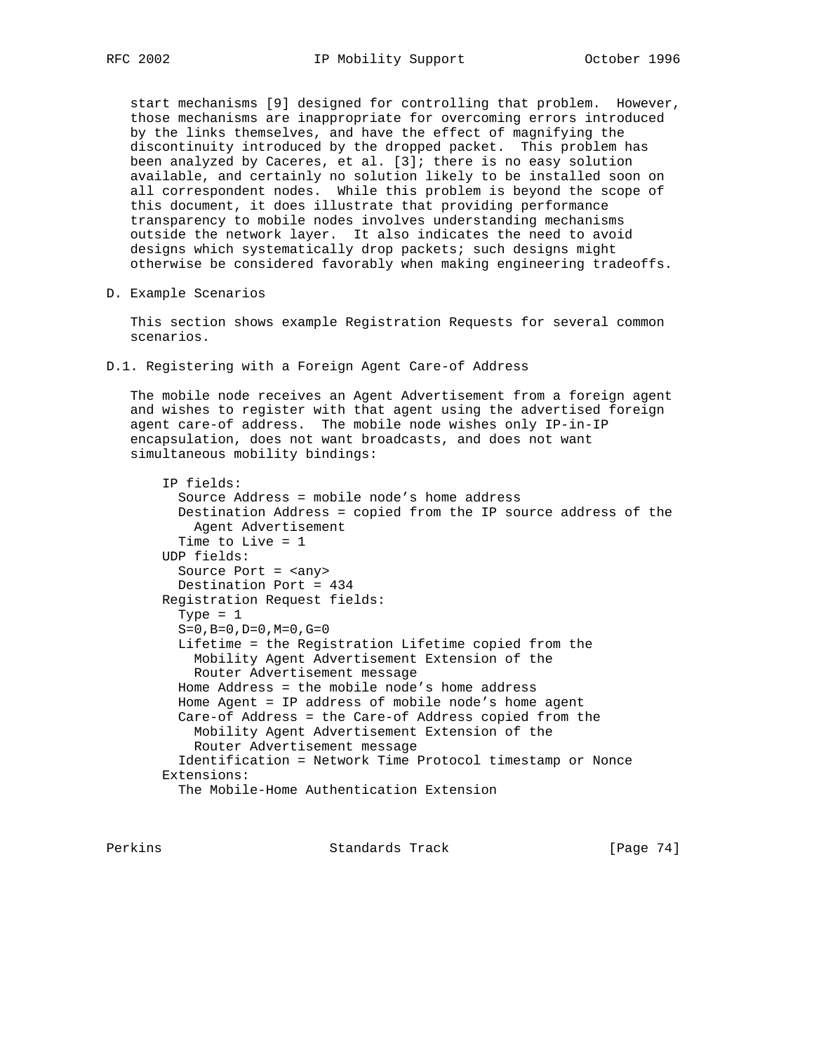start mechanisms [9] designed for controlling that problem. However, those mechanisms are inappropriate for overcoming errors introduced by the links themselves, and have the effect of magnifying the discontinuity introduced by the dropped packet. This problem has been analyzed by Caceres, et al. [3]; there is no easy solution available, and certainly no solution likely to be installed soon on all correspondent nodes. While this problem is beyond the scope of this document, it does illustrate that providing performance transparency to mobile nodes involves understanding mechanisms outside the network layer. It also indicates the need to avoid designs which systematically drop packets; such designs might otherwise be considered favorably when making engineering tradeoffs.

## D. Example Scenarios

This section shows example Registration Requests for several common scenarios.

### D.1. Registering with a Foreign Agent Care-of Address

The mobile node receives an Agent Advertisement from a foreign agent and wishes to register with that agent using the advertised foreign agent care-of address. The mobile node wishes only IP-in-IP encapsulation, does not want broadcasts, and does not want simultaneous mobility bindings:

```
IP fields:
  Source Address = mobile node's home address
  Destination Address = copied from the IP source address of the
    Agent Advertisement
  Time to Live = 1
UDP fields:
  Source Port = <any>
  Destination Port = 434
Registration Request fields:
  Type = 1
  S=0,B=0,D=0,M=0,G=0
  Lifetime = the Registration Lifetime copied from the
    Mobility Agent Advertisement Extension of the
    Router Advertisement message
  Home Address = the mobile node's home address
  Home Agent = IP address of mobile node's home agent
  Care-of Address = the Care-of Address copied from the
    Mobility Agent Advertisement Extension of the
    Router Advertisement message
  Identification = Network Time Protocol timestamp or Nonce
Extensions:
  The Mobile-Home Authentication Extension
```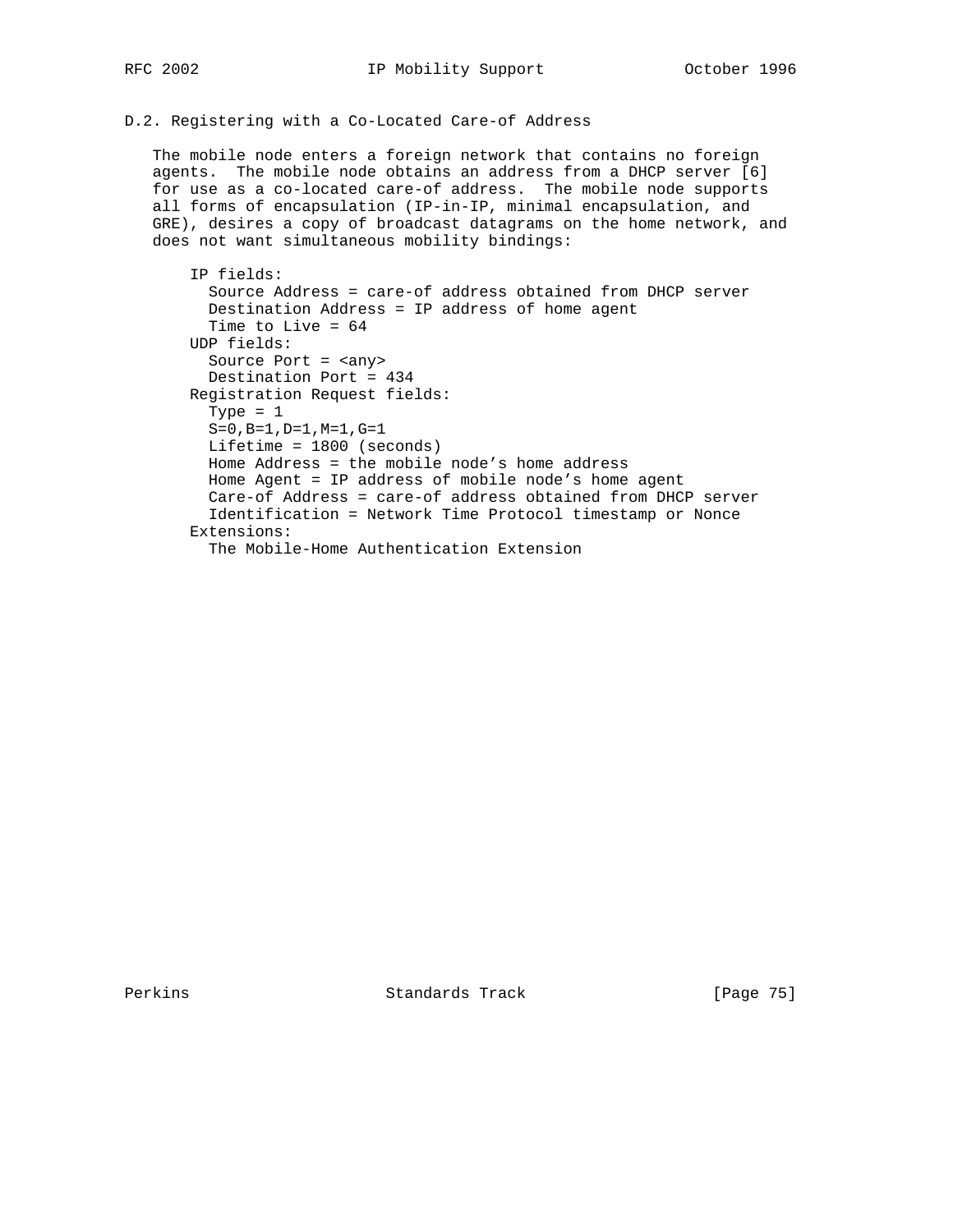### D.2. Registering with a Co-Located Care-of Address

The mobile node enters a foreign network that contains no foreign agents. The mobile node obtains an address from a DHCP server [6] for use as a co-located care-of address. The mobile node supports all forms of encapsulation (IP-in-IP, minimal encapsulation, and GRE), desires a copy of broadcast datagrams on the home network, and does not want simultaneous mobility bindings:

```
IP fields:
  Source Address = care-of address obtained from DHCP server
  Destination Address = IP address of home agent
  Time to Live = 64
UDP fields:
  Source Port = <any>
  Destination Port = 434
Registration Request fields:
  Type = 1
  S=0,B=1,D=1,M=1,G=1
  Lifetime = 1800 (seconds)
  Home Address = the mobile node's home address
  Home Agent = IP address of mobile node's home agent
  Care-of Address = care-of address obtained from DHCP server
  Identification = Network Time Protocol timestamp or Nonce
Extensions:
  The Mobile-Home Authentication Extension
```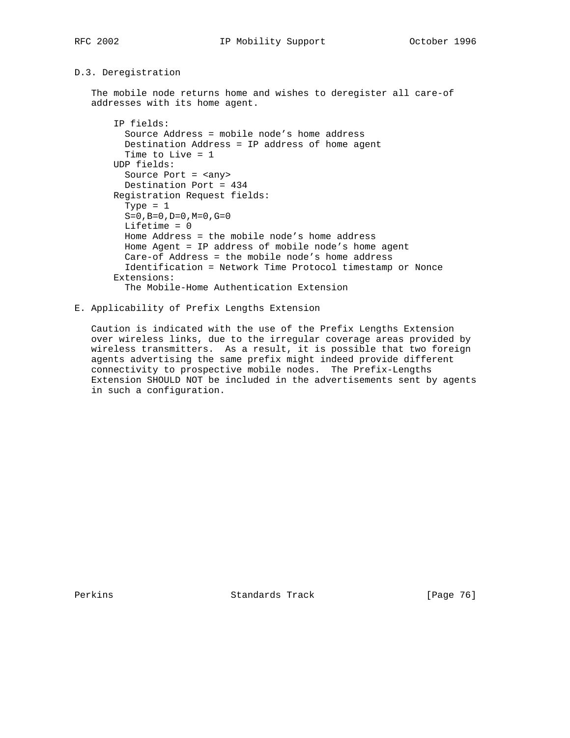### D.3. Deregistration

The mobile node returns home and wishes to deregister all care-of addresses with its home agent.

```
IP fields:
  Source Address = mobile node's home address
  Destination Address = IP address of home agent
  Time to Live = 1
UDP fields:
  Source Port = <any>
  Destination Port = 434
Registration Request fields:
  Type = 1
  S=0,B=0,D=0,M=0,G=0
  Lifetime = 0
  Home Address = the mobile node's home address
  Home Agent = IP address of mobile node's home agent
  Care-of Address = the mobile node's home address
  Identification = Network Time Protocol timestamp or Nonce
Extensions:
  The Mobile-Home Authentication Extension
```

## E. Applicability of Prefix Lengths Extension

Caution is indicated with the use of the Prefix Lengths Extension over wireless links, due to the irregular coverage areas provided by wireless transmitters. As a result, it is possible that two foreign agents advertising the same prefix might indeed provide different connectivity to prospective mobile nodes. The Prefix-Lengths Extension SHOULD NOT be included in the advertisements sent by agents in such a configuration.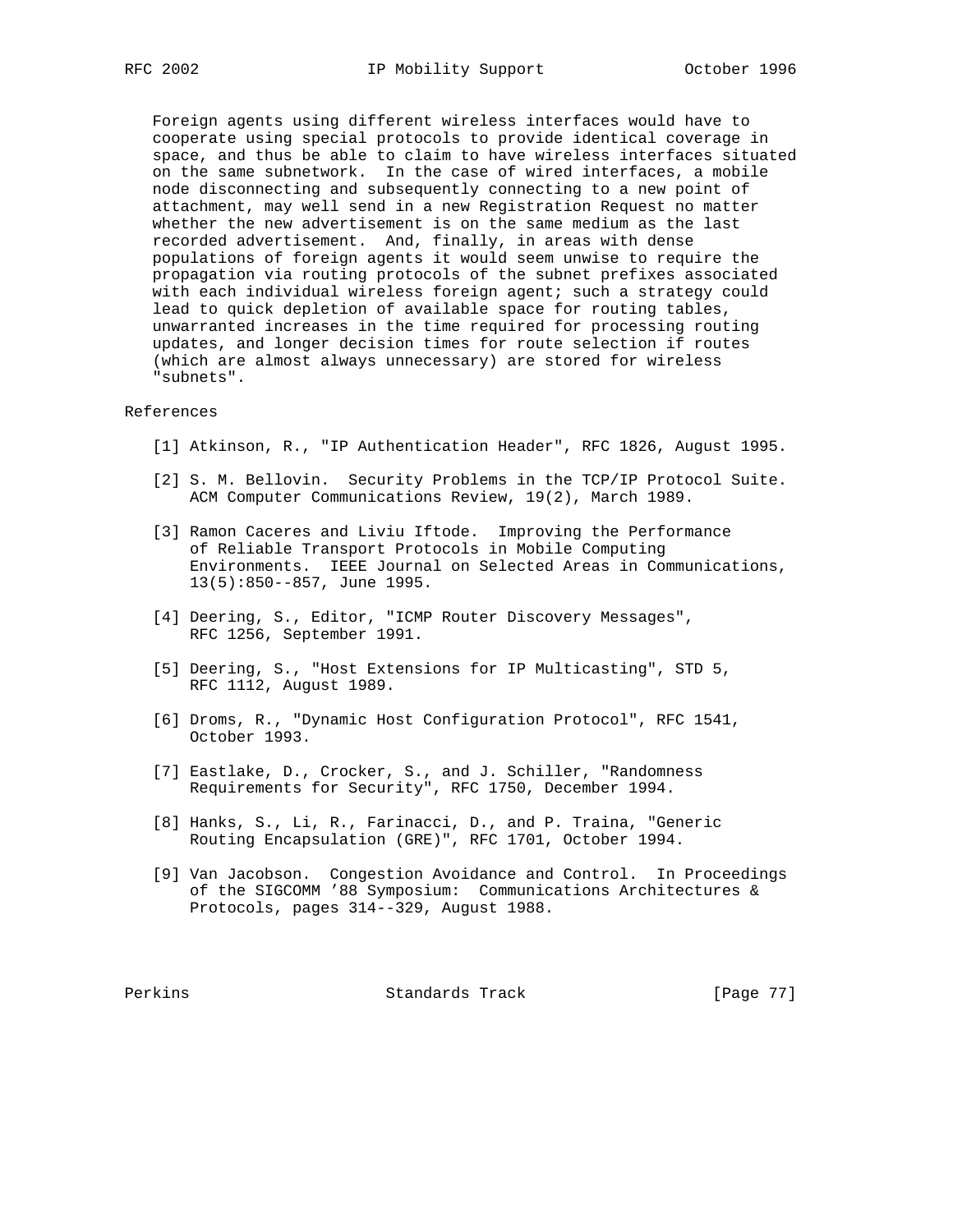Foreign agents using different wireless interfaces would have to cooperate using special protocols to provide identical coverage in space, and thus be able to claim to have wireless interfaces situated on the same subnetwork. In the case of wired interfaces, a mobile node disconnecting and subsequently connecting to a new point of attachment, may well send in a new Registration Request no matter whether the new advertisement is on the same medium as the last recorded advertisement. And, finally, in areas with dense populations of foreign agents it would seem unwise to require the propagation via routing protocols of the subnet prefixes associated with each individual wireless foreign agent; such a strategy could lead to quick depletion of available space for routing tables, unwarranted increases in the time required for processing routing updates, and longer decision times for route selection if routes (which are almost always unnecessary) are stored for wireless "subnets".

## References

[1] Atkinson, R., "IP Authentication Header", RFC 1826, August 1995.

[2] S. M. Bellovin. Security Problems in the TCP/IP Protocol Suite. ACM Computer Communications Review, 19(2), March 1989.

[3] Ramon Caceres and Liviu Iftode. Improving the Performance of Reliable Transport Protocols in Mobile Computing Environments. IEEE Journal on Selected Areas in Communications, 13(5):850--857, June 1995.

[4] Deering, S., Editor, "ICMP Router Discovery Messages", RFC 1256, September 1991.

[5] Deering, S., "Host Extensions for IP Multicasting", STD 5, RFC 1112, August 1989.

[6] Droms, R., "Dynamic Host Configuration Protocol", RFC 1541, October 1993.

[7] Eastlake, D., Crocker, S., and J. Schiller, "Randomness Requirements for Security", RFC 1750, December 1994.

[8] Hanks, S., Li, R., Farinacci, D., and P. Traina, "Generic Routing Encapsulation (GRE)", RFC 1701, October 1994.

[9] Van Jacobson. Congestion Avoidance and Control. In Proceedings of the SIGCOMM '88 Symposium: Communications Architectures & Protocols, pages 314--329, August 1988.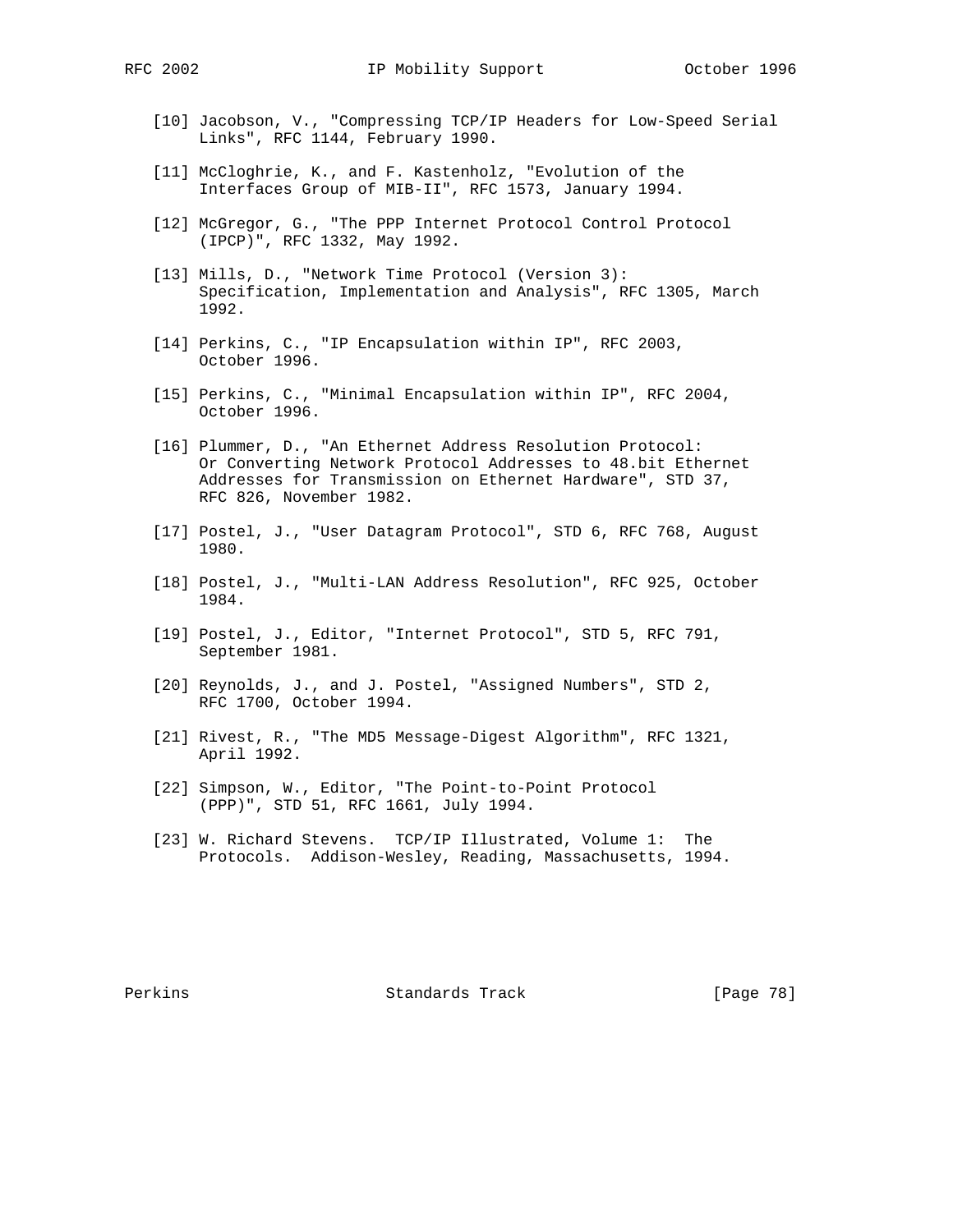[10] Jacobson, V., "Compressing TCP/IP Headers for Low-Speed Serial Links", RFC 1144, February 1990.

[11] McCloghrie, K., and F. Kastenholz, "Evolution of the Interfaces Group of MIB-II", RFC 1573, January 1994.

[12] McGregor, G., "The PPP Internet Protocol Control Protocol (IPCP)", RFC 1332, May 1992.

[13] Mills, D., "Network Time Protocol (Version 3): Specification, Implementation and Analysis", RFC 1305, March 1992.

[14] Perkins, C., "IP Encapsulation within IP", RFC 2003, October 1996.

[15] Perkins, C., "Minimal Encapsulation within IP", RFC 2004, October 1996.

[16] Plummer, D., "An Ethernet Address Resolution Protocol: Or Converting Network Protocol Addresses to 48.bit Ethernet Addresses for Transmission on Ethernet Hardware", STD 37, RFC 826, November 1982.

[17] Postel, J., "User Datagram Protocol", STD 6, RFC 768, August 1980.

[18] Postel, J., "Multi-LAN Address Resolution", RFC 925, October 1984.

[19] Postel, J., Editor, "Internet Protocol", STD 5, RFC 791, September 1981.

[20] Reynolds, J., and J. Postel, "Assigned Numbers", STD 2, RFC 1700, October 1994.

[21] Rivest, R., "The MD5 Message-Digest Algorithm", RFC 1321, April 1992.

[22] Simpson, W., Editor, "The Point-to-Point Protocol (PPP)", STD 51, RFC 1661, July 1994.

[23] W. Richard Stevens. TCP/IP Illustrated, Volume 1: The Protocols. Addison-Wesley, Reading, Massachusetts, 1994.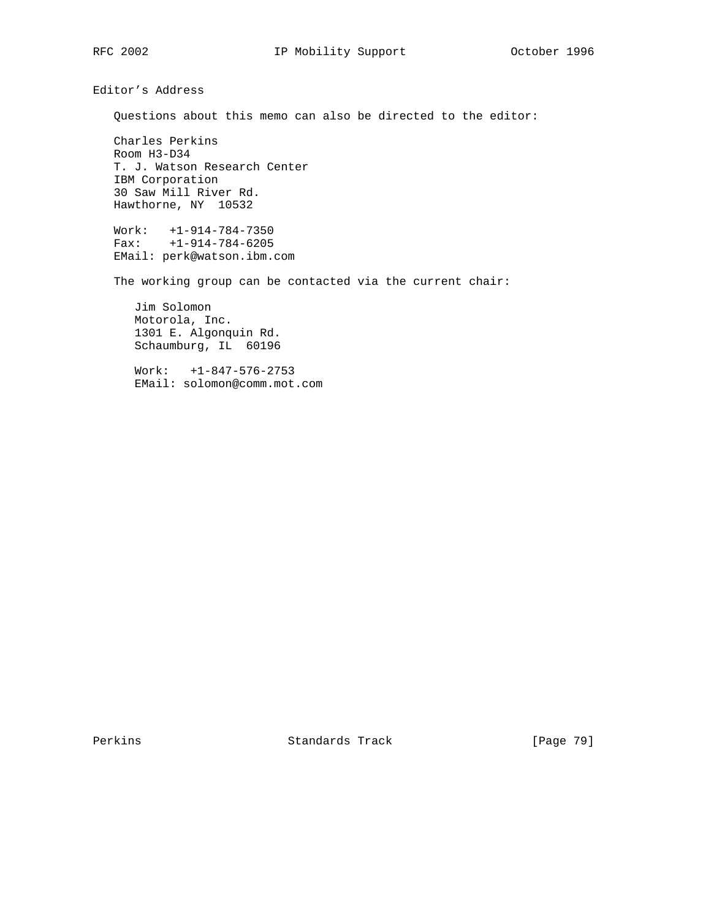## Editor's Address

Questions about this memo can also be directed to the editor:

Charles Perkins
Room H3-D34
T. J. Watson Research Center
IBM Corporation
30 Saw Mill River Rd.
Hawthorne, NY  10532

Work:   +1-914-784-7350
Fax:    +1-914-784-6205
EMail: perk@watson.ibm.com

The working group can be contacted via the current chair:

Jim Solomon
Motorola, Inc.
1301 E. Algonquin Rd.
Schaumburg, IL  60196

Work:   +1-847-576-2753
EMail: solomon@comm.mot.com